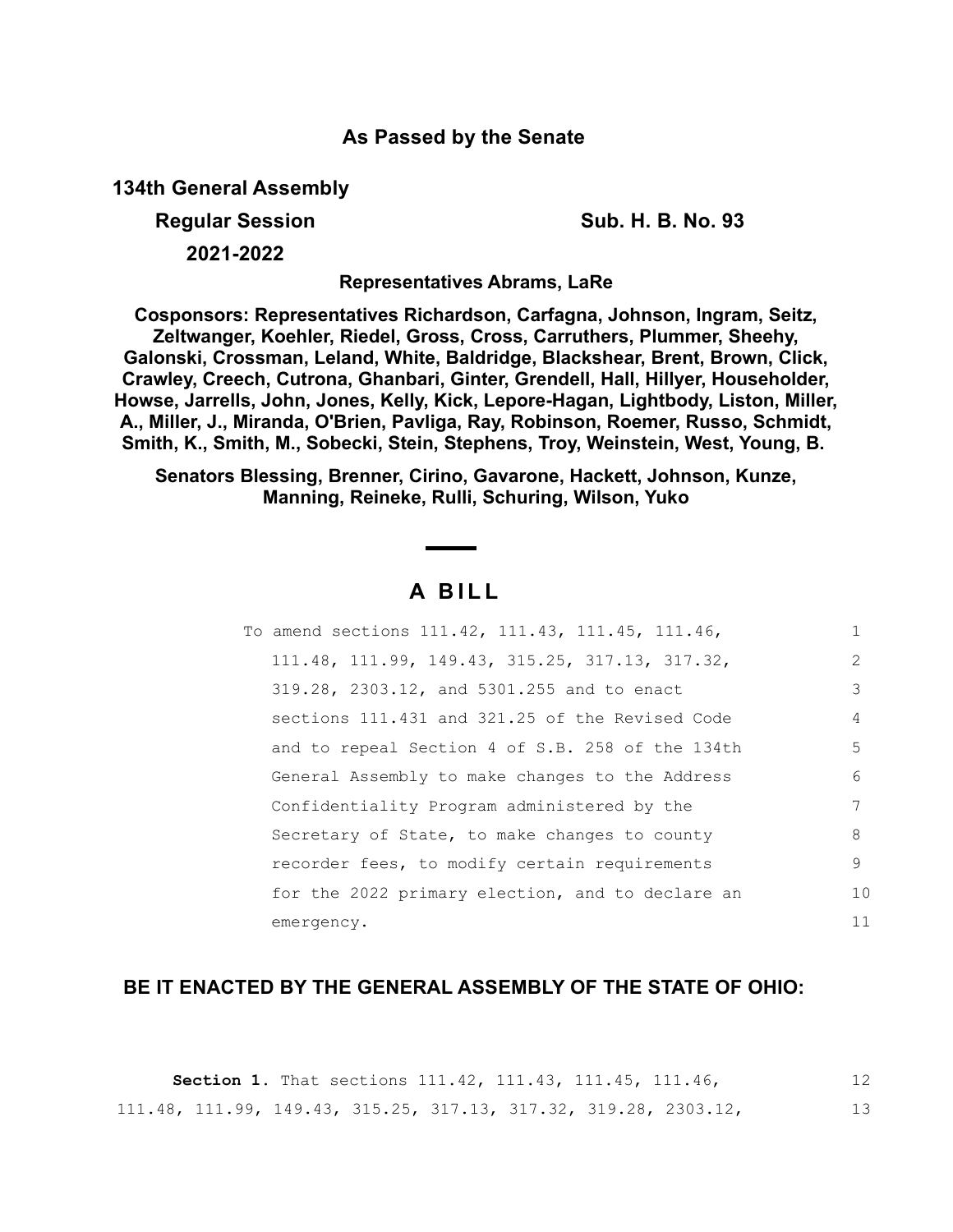## As Passed by the Senate

**134th General Assembly**

**Regular Session** **Sub. H. B. No. 93**

**2021-2022**

**Representatives Abrams, LaRe**

**Cosponsors: Representatives Richardson, Carfagna, Johnson, Ingram, Seitz, Zeltwanger, Koehler, Riedel, Gross, Cross, Carruthers, Plummer, Sheehy, Galonski, Crossman, Leland, White, Baldridge, Blackshear, Brent, Brown, Click, Crawley, Creech, Cutrona, Ghanbari, Ginter, Grendell, Hall, Hillyer, Householder, Howse, Jarrells, John, Jones, Kelly, Kick, Lepore-Hagan, Lightbody, Liston, Miller, A., Miller, J., Miranda, O'Brien, Pavliga, Ray, Robinson, Roemer, Russo, Schmidt, Smith, K., Smith, M., Sobecki, Stein, Stephens, Troy, Weinstein, West, Young, B.**

**Senators Blessing, Brenner, Cirino, Gavarone, Hackett, Johnson, Kunze, Manning, Reineke, Rulli, Schuring, Wilson, Yuko**

# A BILL

To amend sections 111.42, 111.43, 111.45, 111.46, 111.48, 111.99, 149.43, 315.25, 317.13, 317.32, 319.28, 2303.12, and 5301.255 and to enact sections 111.431 and 321.25 of the Revised Code and to repeal Section 4 of S.B. 258 of the 134th General Assembly to make changes to the Address Confidentiality Program administered by the Secretary of State, to make changes to county recorder fees, to modify certain requirements for the 2022 primary election, and to declare an emergency.

**BE IT ENACTED BY THE GENERAL ASSEMBLY OF THE STATE OF OHIO:**

**Section 1.** That sections 111.42, 111.43, 111.45, 111.46, 111.48, 111.99, 149.43, 315.25, 317.13, 317.32, 319.28, 2303.12,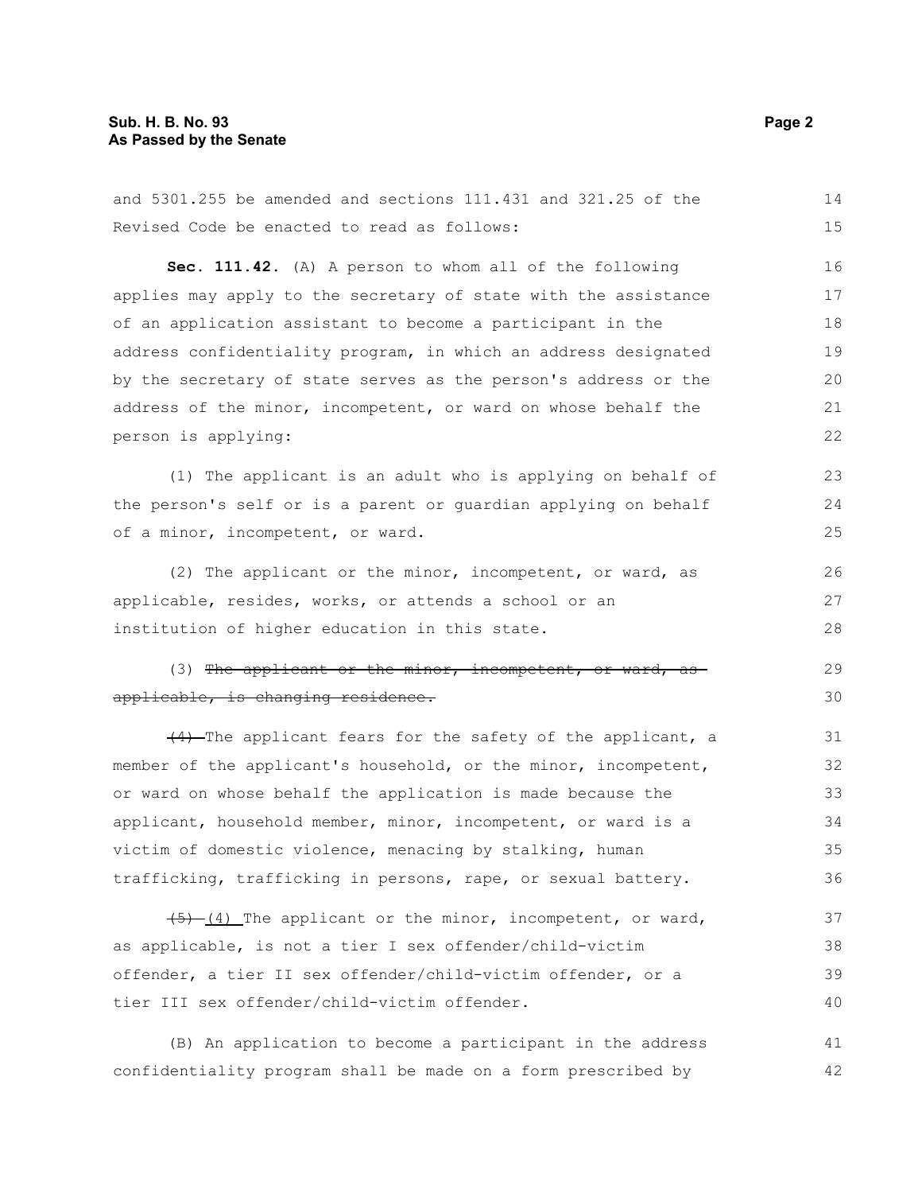and 5301.255 be amended and sections 111.431 and 321.25 of the Revised Code be enacted to read as follows:

**Sec. 111.42.** (A) A person to whom all of the following applies may apply to the secretary of state with the assistance of an application assistant to become a participant in the address confidentiality program, in which an address designated by the secretary of state serves as the person's address or the address of the minor, incompetent, or ward on whose behalf the person is applying:

(1) The applicant is an adult who is applying on behalf of the person's self or is a parent or guardian applying on behalf of a minor, incompetent, or ward.

(2) The applicant or the minor, incompetent, or ward, as applicable, resides, works, or attends a school or an institution of higher education in this state.

(3) ~~The applicant or the minor, incompetent, or ward, as applicable, is changing residence.~~

~~(4)~~ The applicant fears for the safety of the applicant, a member of the applicant's household, or the minor, incompetent, or ward on whose behalf the application is made because the applicant, household member, minor, incompetent, or ward is a victim of domestic violence, menacing by stalking, human trafficking, trafficking in persons, rape, or sexual battery.

~~(5)~~ <u>(4)</u> The applicant or the minor, incompetent, or ward, as applicable, is not a tier I sex offender/child-victim offender, a tier II sex offender/child-victim offender, or a tier III sex offender/child-victim offender.

(B) An application to become a participant in the address confidentiality program shall be made on a form prescribed by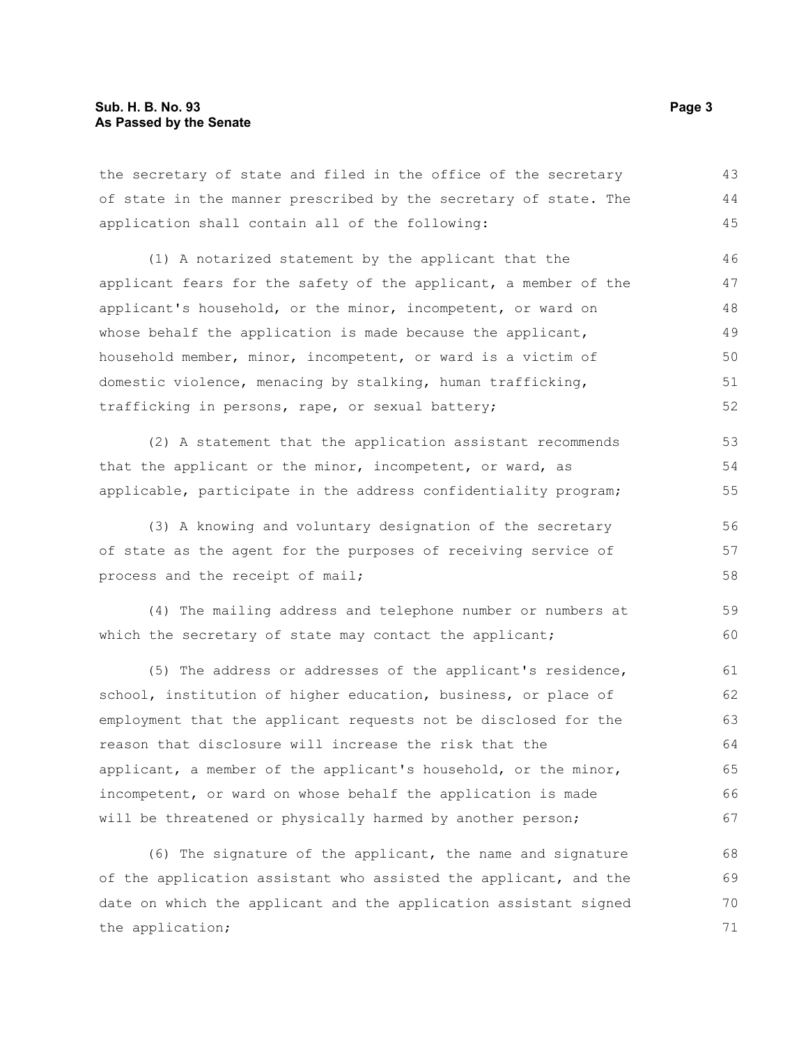the secretary of state and filed in the office of the secretary of state in the manner prescribed by the secretary of state. The application shall contain all of the following:

(1) A notarized statement by the applicant that the applicant fears for the safety of the applicant, a member of the applicant's household, or the minor, incompetent, or ward on whose behalf the application is made because the applicant, household member, minor, incompetent, or ward is a victim of domestic violence, menacing by stalking, human trafficking, trafficking in persons, rape, or sexual battery;

(2) A statement that the application assistant recommends that the applicant or the minor, incompetent, or ward, as applicable, participate in the address confidentiality program;

(3) A knowing and voluntary designation of the secretary of state as the agent for the purposes of receiving service of process and the receipt of mail;

(4) The mailing address and telephone number or numbers at which the secretary of state may contact the applicant;

(5) The address or addresses of the applicant's residence, school, institution of higher education, business, or place of employment that the applicant requests not be disclosed for the reason that disclosure will increase the risk that the applicant, a member of the applicant's household, or the minor, incompetent, or ward on whose behalf the application is made will be threatened or physically harmed by another person;

(6) The signature of the applicant, the name and signature of the application assistant who assisted the applicant, and the date on which the applicant and the application assistant signed the application;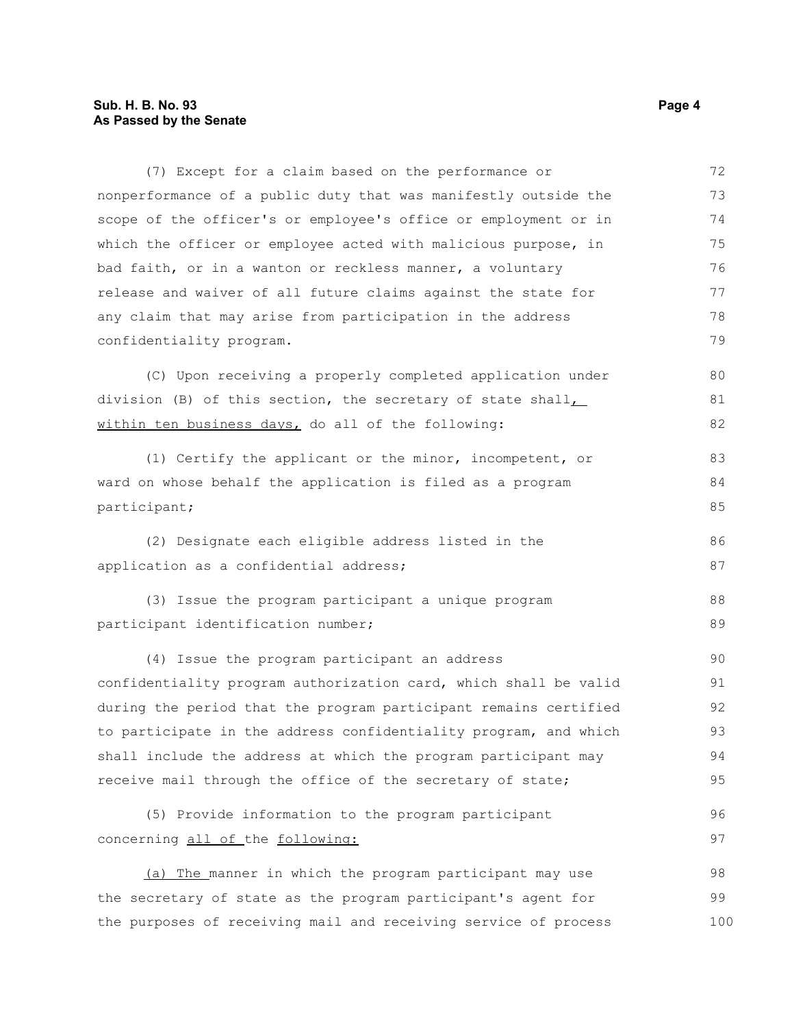(7) Except for a claim based on the performance or nonperformance of a public duty that was manifestly outside the scope of the officer's or employee's office or employment or in which the officer or employee acted with malicious purpose, in bad faith, or in a wanton or reckless manner, a voluntary release and waiver of all future claims against the state for any claim that may arise from participation in the address confidentiality program.

(C) Upon receiving a properly completed application under division (B) of this section, the secretary of state shall, within ten business days, do all of the following:

(1) Certify the applicant or the minor, incompetent, or ward on whose behalf the application is filed as a program participant;

(2) Designate each eligible address listed in the application as a confidential address;

(3) Issue the program participant a unique program participant identification number;

(4) Issue the program participant an address confidentiality program authorization card, which shall be valid during the period that the program participant remains certified to participate in the address confidentiality program, and which shall include the address at which the program participant may receive mail through the office of the secretary of state;

(5) Provide information to the program participant concerning all of the following:

(a) The manner in which the program participant may use the secretary of state as the program participant's agent for the purposes of receiving mail and receiving service of process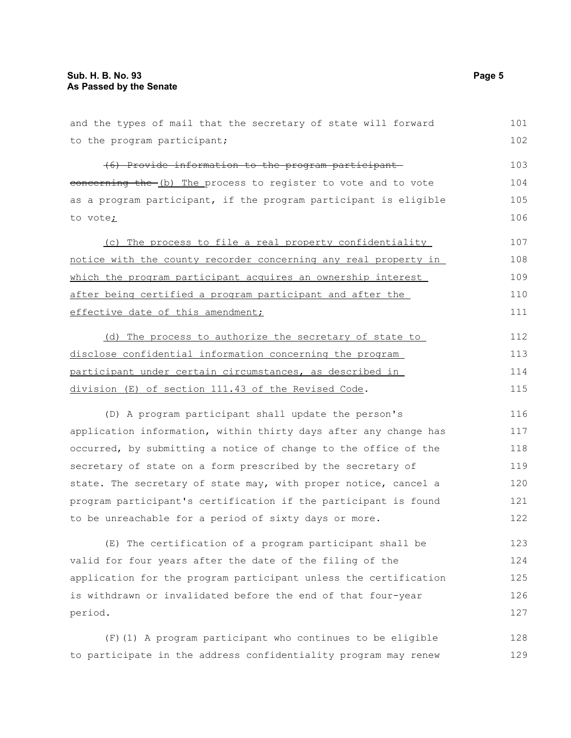and the types of mail that the secretary of state will forward to the program participant;

~~(6) Provide information to the program participant concerning the~~ (b) The process to register to vote and to vote as a program participant, if the program participant is eligible to vote;

(c) The process to file a real property confidentiality notice with the county recorder concerning any real property in which the program participant acquires an ownership interest after being certified a program participant and after the effective date of this amendment;

(d) The process to authorize the secretary of state to disclose confidential information concerning the program participant under certain circumstances, as described in division (E) of section 111.43 of the Revised Code.

(D) A program participant shall update the person's application information, within thirty days after any change has occurred, by submitting a notice of change to the office of the secretary of state on a form prescribed by the secretary of state. The secretary of state may, with proper notice, cancel a program participant's certification if the participant is found to be unreachable for a period of sixty days or more.

(E) The certification of a program participant shall be valid for four years after the date of the filing of the application for the program participant unless the certification is withdrawn or invalidated before the end of that four-year period.

(F)(1) A program participant who continues to be eligible to participate in the address confidentiality program may renew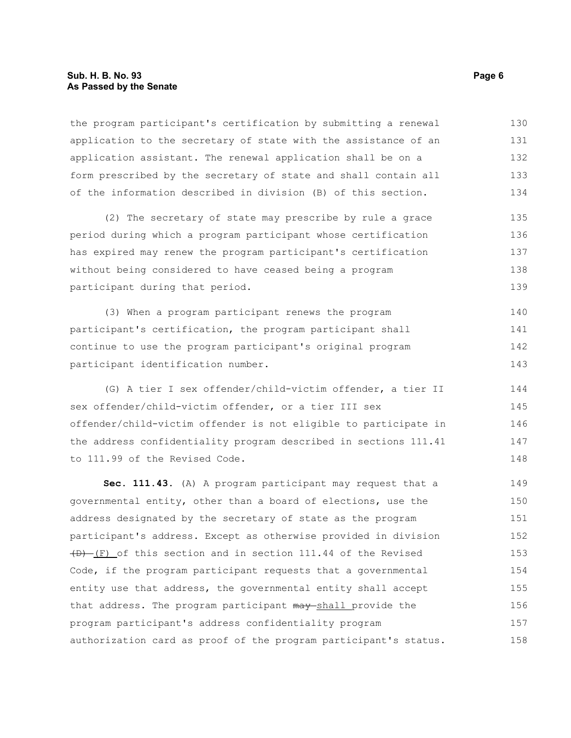the program participant's certification by submitting a renewal application to the secretary of state with the assistance of an application assistant. The renewal application shall be on a form prescribed by the secretary of state and shall contain all of the information described in division (B) of this section.

(2) The secretary of state may prescribe by rule a grace period during which a program participant whose certification has expired may renew the program participant's certification without being considered to have ceased being a program participant during that period.

(3) When a program participant renews the program participant's certification, the program participant shall continue to use the program participant's original program participant identification number.

(G) A tier I sex offender/child-victim offender, a tier II sex offender/child-victim offender, or a tier III sex offender/child-victim offender is not eligible to participate in the address confidentiality program described in sections 111.41 to 111.99 of the Revised Code.

**Sec. 111.43.** (A) A program participant may request that a governmental entity, other than a board of elections, use the address designated by the secretary of state as the program participant's address. Except as otherwise provided in division ~~(D)~~ (F) of this section and in section 111.44 of the Revised Code, if the program participant requests that a governmental entity use that address, the governmental entity shall accept that address. The program participant ~~may~~ shall provide the program participant's address confidentiality program authorization card as proof of the program participant's status.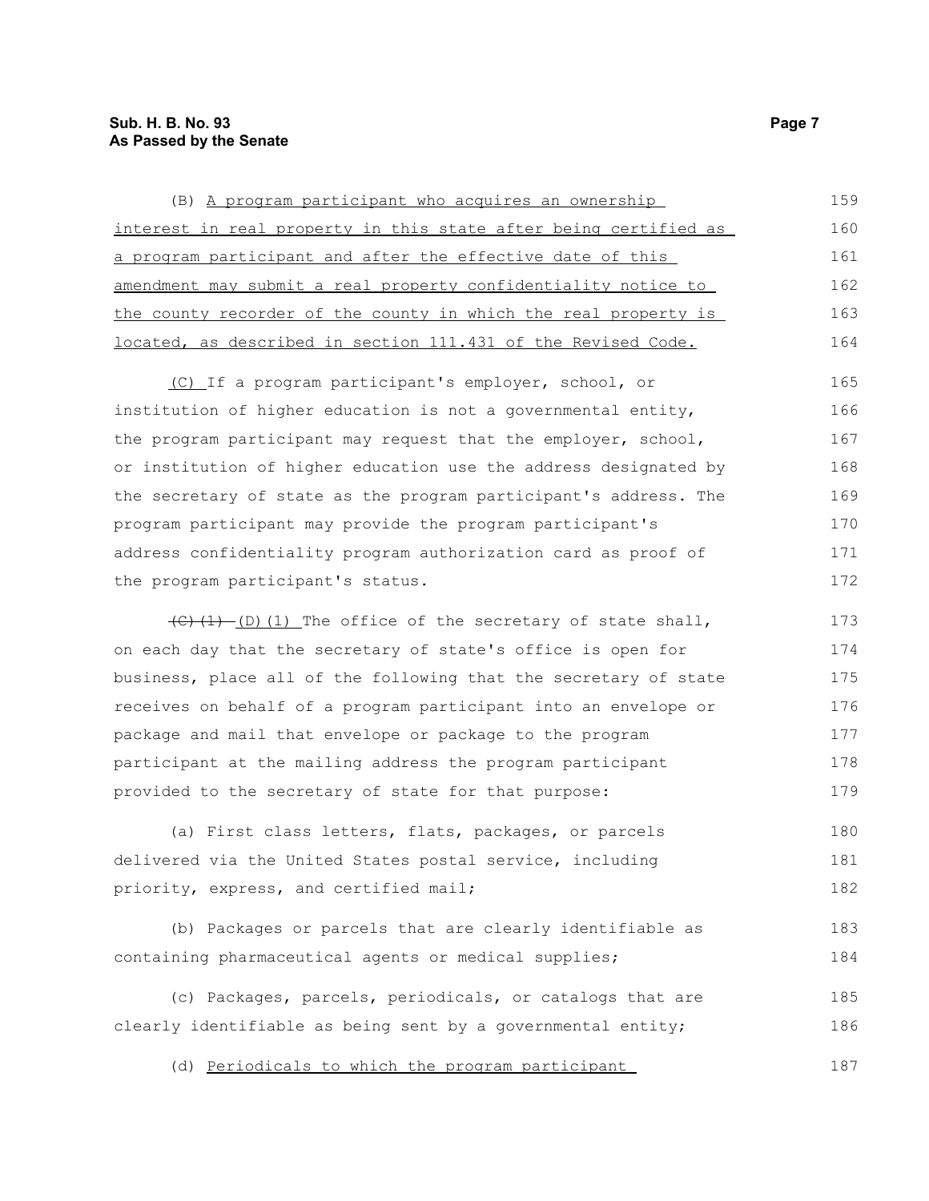(B) A program participant who acquires an ownership interest in real property in this state after being certified as a program participant and after the effective date of this amendment may submit a real property confidentiality notice to the county recorder of the county in which the real property is located, as described in section 111.431 of the Revised Code.

(C) If a program participant's employer, school, or institution of higher education is not a governmental entity, the program participant may request that the employer, school, or institution of higher education use the address designated by the secretary of state as the program participant's address. The program participant may provide the program participant's address confidentiality program authorization card as proof of the program participant's status.

~~(C)(1)~~ (D)(1) The office of the secretary of state shall, on each day that the secretary of state's office is open for business, place all of the following that the secretary of state receives on behalf of a program participant into an envelope or package and mail that envelope or package to the program participant at the mailing address the program participant provided to the secretary of state for that purpose:

(a) First class letters, flats, packages, or parcels delivered via the United States postal service, including priority, express, and certified mail;

(b) Packages or parcels that are clearly identifiable as containing pharmaceutical agents or medical supplies;

(c) Packages, parcels, periodicals, or catalogs that are clearly identifiable as being sent by a governmental entity;

(d) Periodicals to which the program participant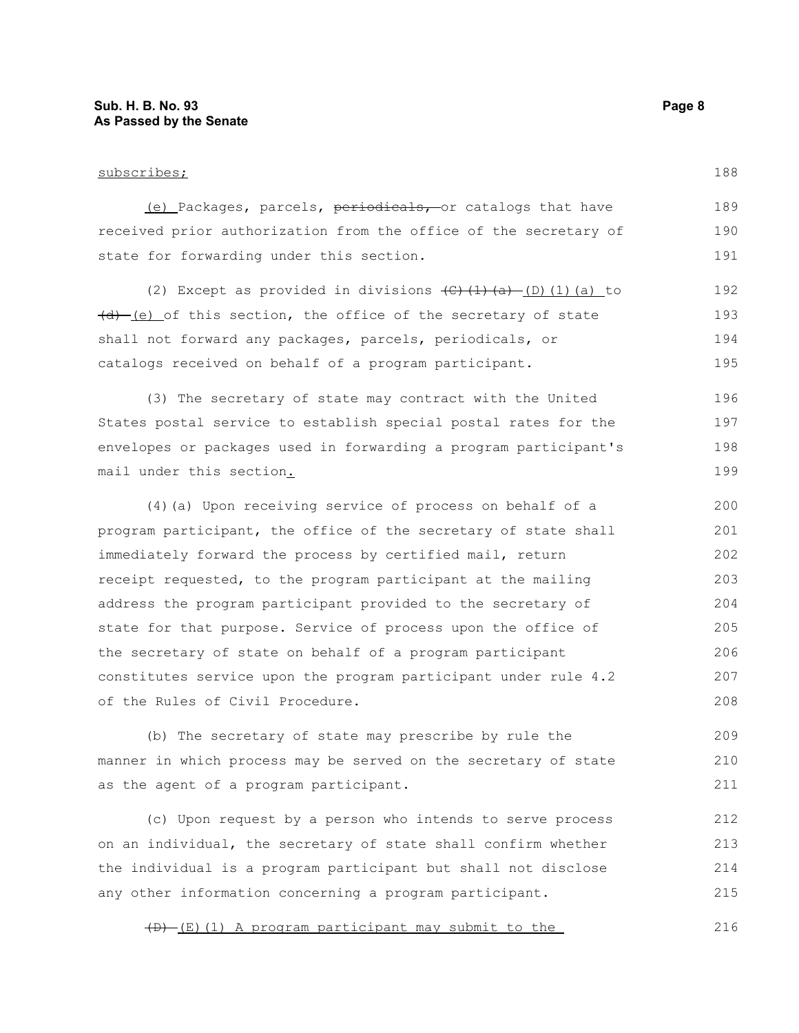subscribes;

(e) Packages, parcels, ~~periodicals,~~ or catalogs that have received prior authorization from the office of the secretary of state for forwarding under this section.

(2) Except as provided in divisions ~~(C)(1)(a)~~ (D)(1)(a) to ~~(d)~~ (e) of this section, the office of the secretary of state shall not forward any packages, parcels, periodicals, or catalogs received on behalf of a program participant.

(3) The secretary of state may contract with the United States postal service to establish special postal rates for the envelopes or packages used in forwarding a program participant's mail under this section.

(4)(a) Upon receiving service of process on behalf of a program participant, the office of the secretary of state shall immediately forward the process by certified mail, return receipt requested, to the program participant at the mailing address the program participant provided to the secretary of state for that purpose. Service of process upon the office of the secretary of state on behalf of a program participant constitutes service upon the program participant under rule 4.2 of the Rules of Civil Procedure.

(b) The secretary of state may prescribe by rule the manner in which process may be served on the secretary of state as the agent of a program participant.

(c) Upon request by a person who intends to serve process on an individual, the secretary of state shall confirm whether the individual is a program participant but shall not disclose any other information concerning a program participant.

~~(D)~~ (E)(1) A program participant may submit to the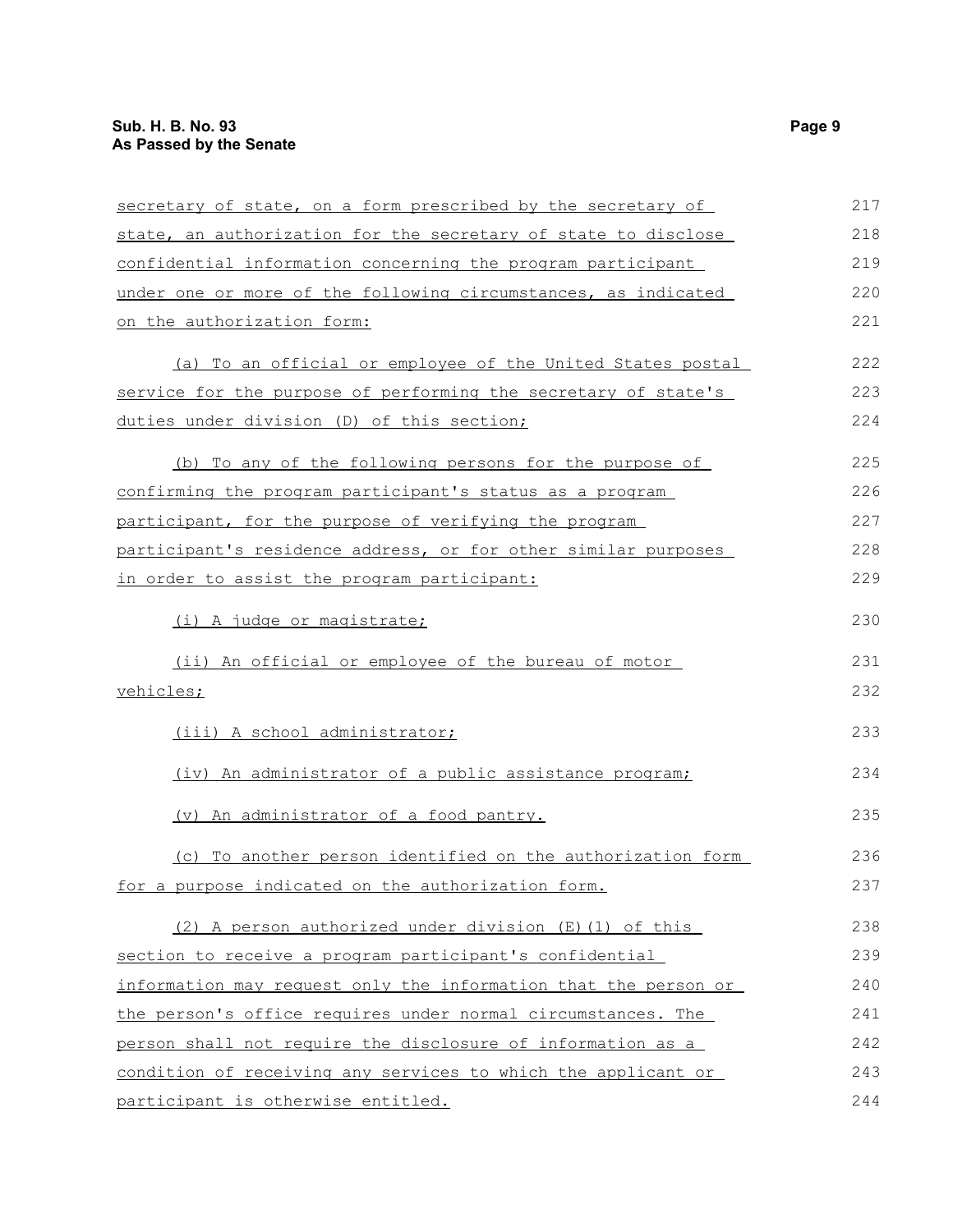secretary of state, on a form prescribed by the secretary of state, an authorization for the secretary of state to disclose confidential information concerning the program participant under one or more of the following circumstances, as indicated on the authorization form:

(a) To an official or employee of the United States postal service for the purpose of performing the secretary of state's duties under division (D) of this section;

(b) To any of the following persons for the purpose of confirming the program participant's status as a program participant, for the purpose of verifying the program participant's residence address, or for other similar purposes in order to assist the program participant:

(i) A judge or magistrate;

(ii) An official or employee of the bureau of motor vehicles;

(iii) A school administrator;

(iv) An administrator of a public assistance program;

(v) An administrator of a food pantry.

(c) To another person identified on the authorization form for a purpose indicated on the authorization form.

(2) A person authorized under division (E)(1) of this section to receive a program participant's confidential information may request only the information that the person or the person's office requires under normal circumstances. The person shall not require the disclosure of information as a condition of receiving any services to which the applicant or participant is otherwise entitled.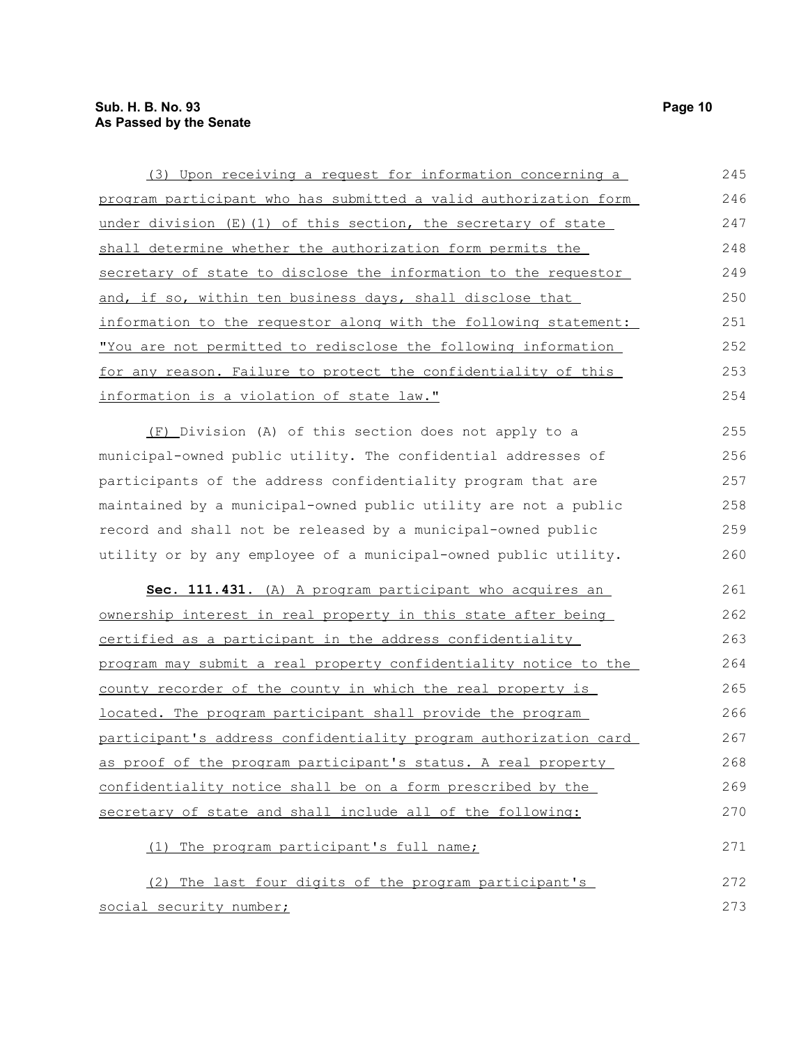(3) Upon receiving a request for information concerning a program participant who has submitted a valid authorization form under division (E)(1) of this section, the secretary of state shall determine whether the authorization form permits the secretary of state to disclose the information to the requestor and, if so, within ten business days, shall disclose that information to the requestor along with the following statement: "You are not permitted to redisclose the following information for any reason. Failure to protect the confidentiality of this information is a violation of state law."

(F) Division (A) of this section does not apply to a municipal-owned public utility. The confidential addresses of participants of the address confidentiality program that are maintained by a municipal-owned public utility are not a public record and shall not be released by a municipal-owned public utility or by any employee of a municipal-owned public utility.

**Sec. 111.431.** (A) A program participant who acquires an ownership interest in real property in this state after being certified as a participant in the address confidentiality program may submit a real property confidentiality notice to the county recorder of the county in which the real property is located. The program participant shall provide the program participant's address confidentiality program authorization card as proof of the program participant's status. A real property confidentiality notice shall be on a form prescribed by the secretary of state and shall include all of the following:

(1) The program participant's full name;

(2) The last four digits of the program participant's social security number;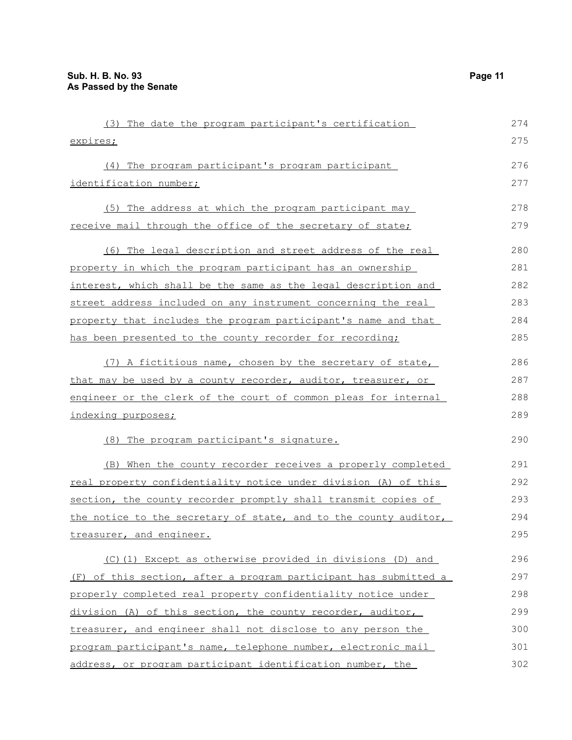(3) The date the program participant's certification expires;

(4) The program participant's program participant identification number;

(5) The address at which the program participant may receive mail through the office of the secretary of state;

(6) The legal description and street address of the real property in which the program participant has an ownership interest, which shall be the same as the legal description and street address included on any instrument concerning the real property that includes the program participant's name and that has been presented to the county recorder for recording;

(7) A fictitious name, chosen by the secretary of state, that may be used by a county recorder, auditor, treasurer, or engineer or the clerk of the court of common pleas for internal indexing purposes;

(8) The program participant's signature.

(B) When the county recorder receives a properly completed real property confidentiality notice under division (A) of this section, the county recorder promptly shall transmit copies of the notice to the secretary of state, and to the county auditor, treasurer, and engineer.

(C)(1) Except as otherwise provided in divisions (D) and (F) of this section, after a program participant has submitted a properly completed real property confidentiality notice under division (A) of this section, the county recorder, auditor, treasurer, and engineer shall not disclose to any person the program participant's name, telephone number, electronic mail address, or program participant identification number, the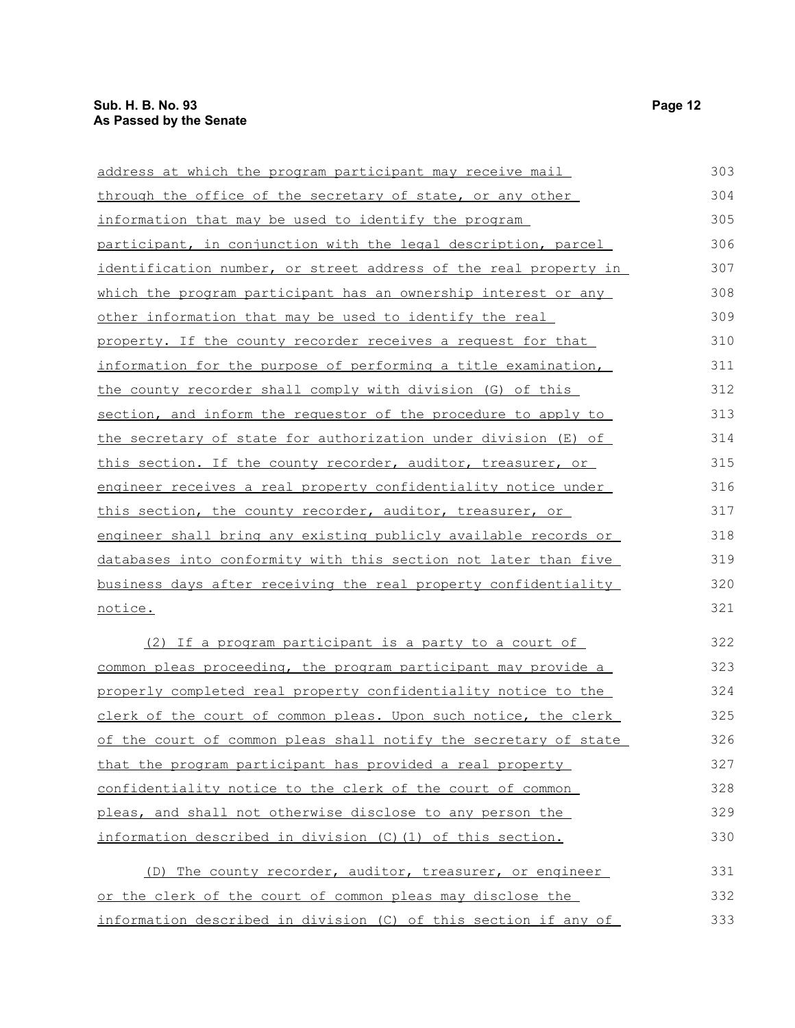address at which the program participant may receive mail through the office of the secretary of state, or any other information that may be used to identify the program participant, in conjunction with the legal description, parcel identification number, or street address of the real property in which the program participant has an ownership interest or any other information that may be used to identify the real property. If the county recorder receives a request for that information for the purpose of performing a title examination, the county recorder shall comply with division (G) of this section, and inform the requestor of the procedure to apply to the secretary of state for authorization under division (E) of this section. If the county recorder, auditor, treasurer, or engineer receives a real property confidentiality notice under this section, the county recorder, auditor, treasurer, or engineer shall bring any existing publicly available records or databases into conformity with this section not later than five business days after receiving the real property confidentiality notice.

(2) If a program participant is a party to a court of common pleas proceeding, the program participant may provide a properly completed real property confidentiality notice to the clerk of the court of common pleas. Upon such notice, the clerk of the court of common pleas shall notify the secretary of state that the program participant has provided a real property confidentiality notice to the clerk of the court of common pleas, and shall not otherwise disclose to any person the information described in division (C)(1) of this section.

(D) The county recorder, auditor, treasurer, or engineer or the clerk of the court of common pleas may disclose the information described in division (C) of this section if any of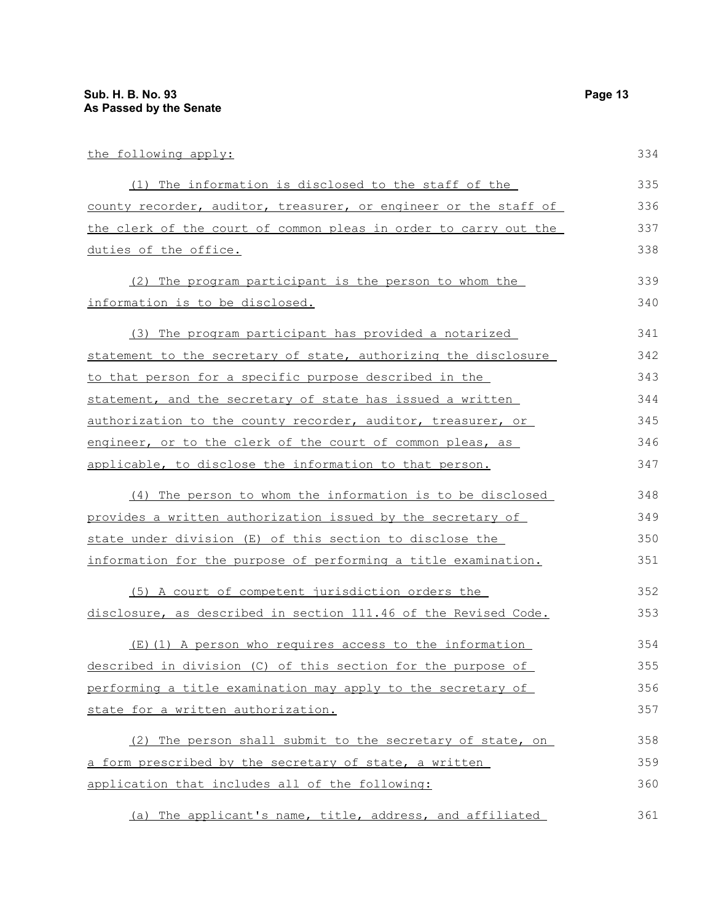the following apply:

(1) The information is disclosed to the staff of the county recorder, auditor, treasurer, or engineer or the staff of the clerk of the court of common pleas in order to carry out the duties of the office.

(2) The program participant is the person to whom the information is to be disclosed.

(3) The program participant has provided a notarized statement to the secretary of state, authorizing the disclosure to that person for a specific purpose described in the statement, and the secretary of state has issued a written authorization to the county recorder, auditor, treasurer, or engineer, or to the clerk of the court of common pleas, as applicable, to disclose the information to that person.

(4) The person to whom the information is to be disclosed provides a written authorization issued by the secretary of state under division (E) of this section to disclose the information for the purpose of performing a title examination.

(5) A court of competent jurisdiction orders the disclosure, as described in section 111.46 of the Revised Code.

(E)(1) A person who requires access to the information described in division (C) of this section for the purpose of performing a title examination may apply to the secretary of state for a written authorization.

(2) The person shall submit to the secretary of state, on a form prescribed by the secretary of state, a written application that includes all of the following:

(a) The applicant's name, title, address, and affiliated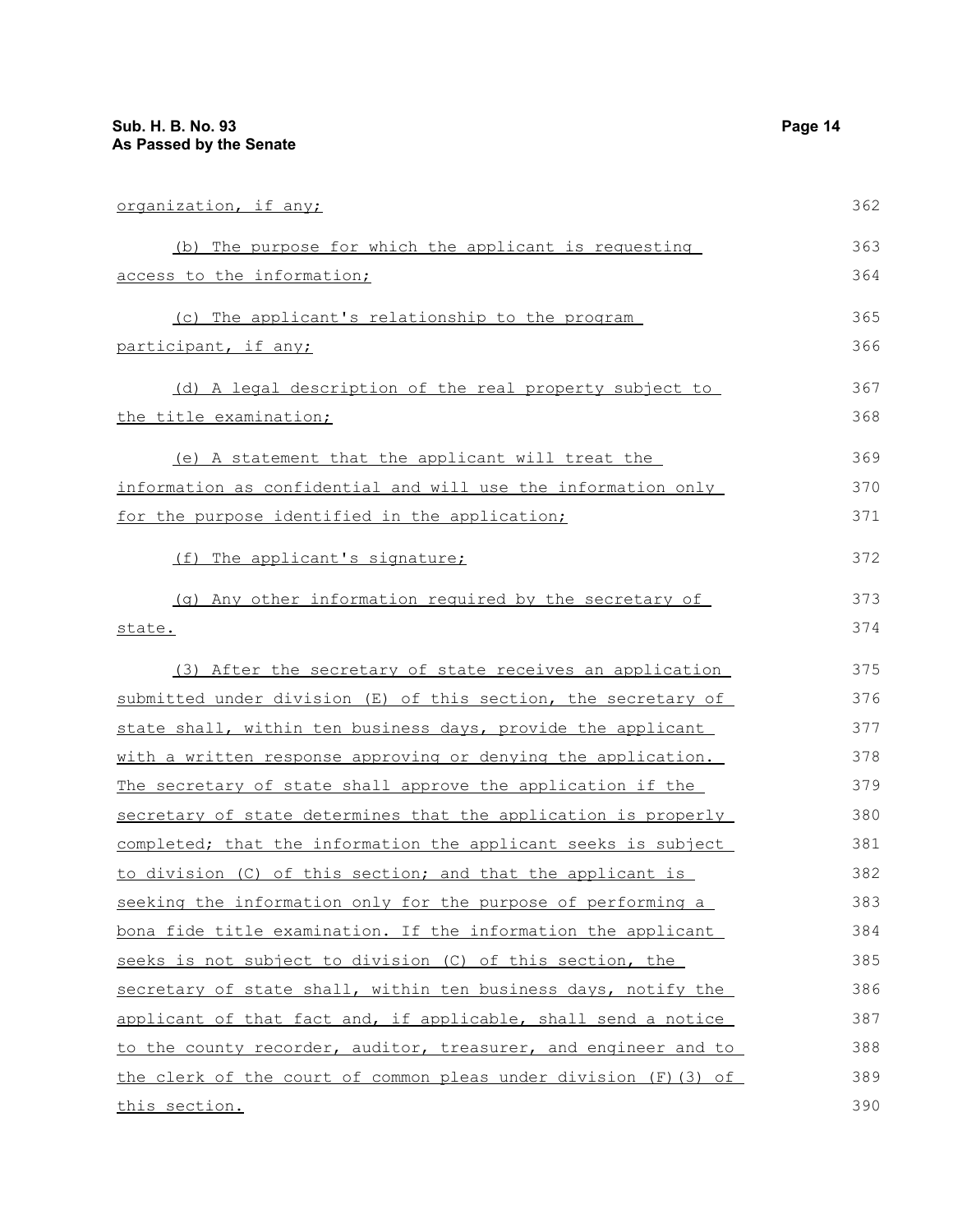organization, if any;

(b) The purpose for which the applicant is requesting access to the information;

(c) The applicant's relationship to the program participant, if any;

(d) A legal description of the real property subject to the title examination;

(e) A statement that the applicant will treat the information as confidential and will use the information only for the purpose identified in the application;

(f) The applicant's signature;

(g) Any other information required by the secretary of state.

(3) After the secretary of state receives an application submitted under division (E) of this section, the secretary of state shall, within ten business days, provide the applicant with a written response approving or denying the application. The secretary of state shall approve the application if the secretary of state determines that the application is properly completed; that the information the applicant seeks is subject to division (C) of this section; and that the applicant is seeking the information only for the purpose of performing a bona fide title examination. If the information the applicant seeks is not subject to division (C) of this section, the secretary of state shall, within ten business days, notify the applicant of that fact and, if applicable, shall send a notice to the county recorder, auditor, treasurer, and engineer and to the clerk of the court of common pleas under division (F)(3) of this section.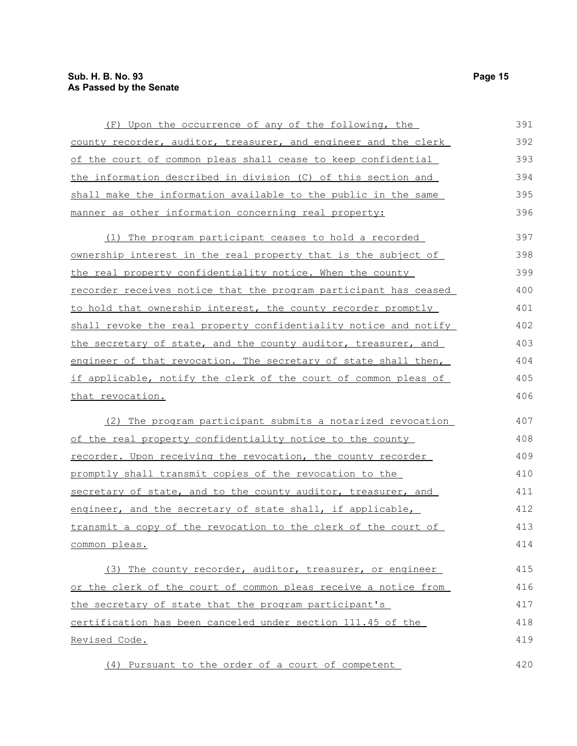(F) Upon the occurrence of any of the following, the county recorder, auditor, treasurer, and engineer and the clerk of the court of common pleas shall cease to keep confidential the information described in division (C) of this section and shall make the information available to the public in the same manner as other information concerning real property:

(1) The program participant ceases to hold a recorded ownership interest in the real property that is the subject of the real property confidentiality notice. When the county recorder receives notice that the program participant has ceased to hold that ownership interest, the county recorder promptly shall revoke the real property confidentiality notice and notify the secretary of state, and the county auditor, treasurer, and engineer of that revocation. The secretary of state shall then, if applicable, notify the clerk of the court of common pleas of that revocation.

(2) The program participant submits a notarized revocation of the real property confidentiality notice to the county recorder. Upon receiving the revocation, the county recorder promptly shall transmit copies of the revocation to the secretary of state, and to the county auditor, treasurer, and engineer, and the secretary of state shall, if applicable, transmit a copy of the revocation to the clerk of the court of common pleas.

(3) The county recorder, auditor, treasurer, or engineer or the clerk of the court of common pleas receive a notice from the secretary of state that the program participant's certification has been canceled under section 111.45 of the Revised Code.

(4) Pursuant to the order of a court of competent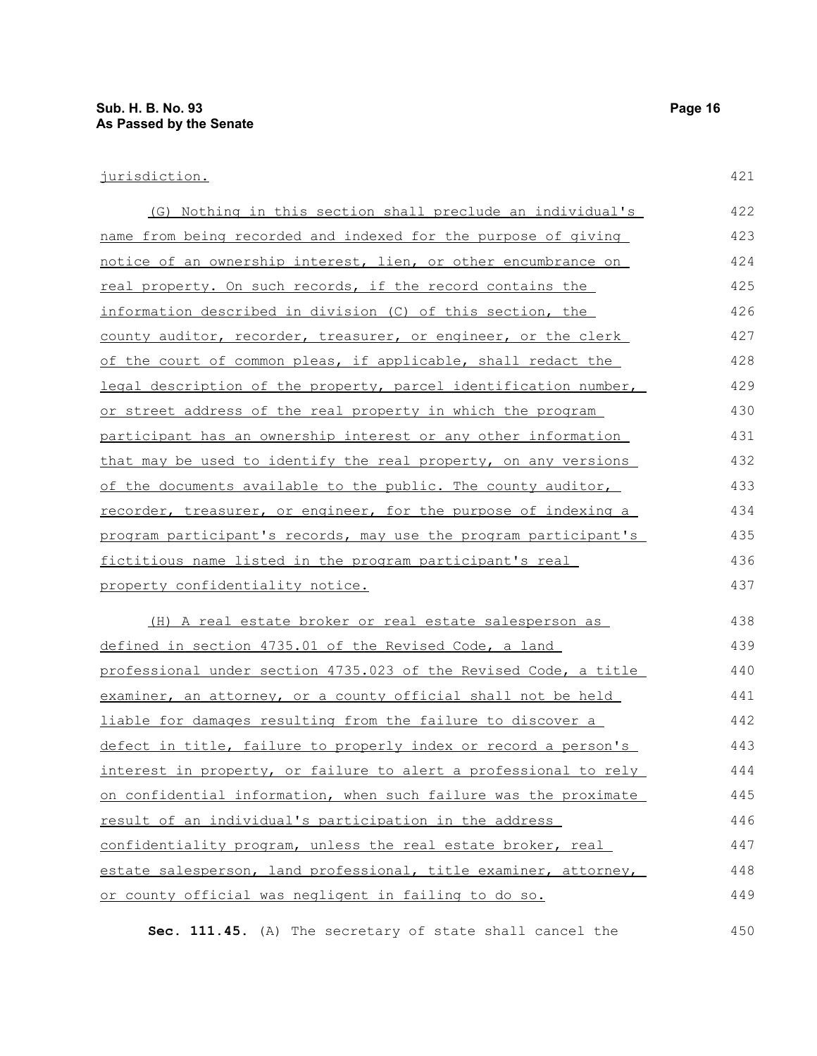jurisdiction.

(G) Nothing in this section shall preclude an individual's name from being recorded and indexed for the purpose of giving notice of an ownership interest, lien, or other encumbrance on real property. On such records, if the record contains the information described in division (C) of this section, the county auditor, recorder, treasurer, or engineer, or the clerk of the court of common pleas, if applicable, shall redact the legal description of the property, parcel identification number, or street address of the real property in which the program participant has an ownership interest or any other information that may be used to identify the real property, on any versions of the documents available to the public. The county auditor, recorder, treasurer, or engineer, for the purpose of indexing a program participant's records, may use the program participant's fictitious name listed in the program participant's real property confidentiality notice.

(H) A real estate broker or real estate salesperson as defined in section 4735.01 of the Revised Code, a land professional under section 4735.023 of the Revised Code, a title examiner, an attorney, or a county official shall not be held liable for damages resulting from the failure to discover a defect in title, failure to properly index or record a person's interest in property, or failure to alert a professional to rely on confidential information, when such failure was the proximate result of an individual's participation in the address confidentiality program, unless the real estate broker, real estate salesperson, land professional, title examiner, attorney, or county official was negligent in failing to do so.

**Sec. 111.45.** (A) The secretary of state shall cancel the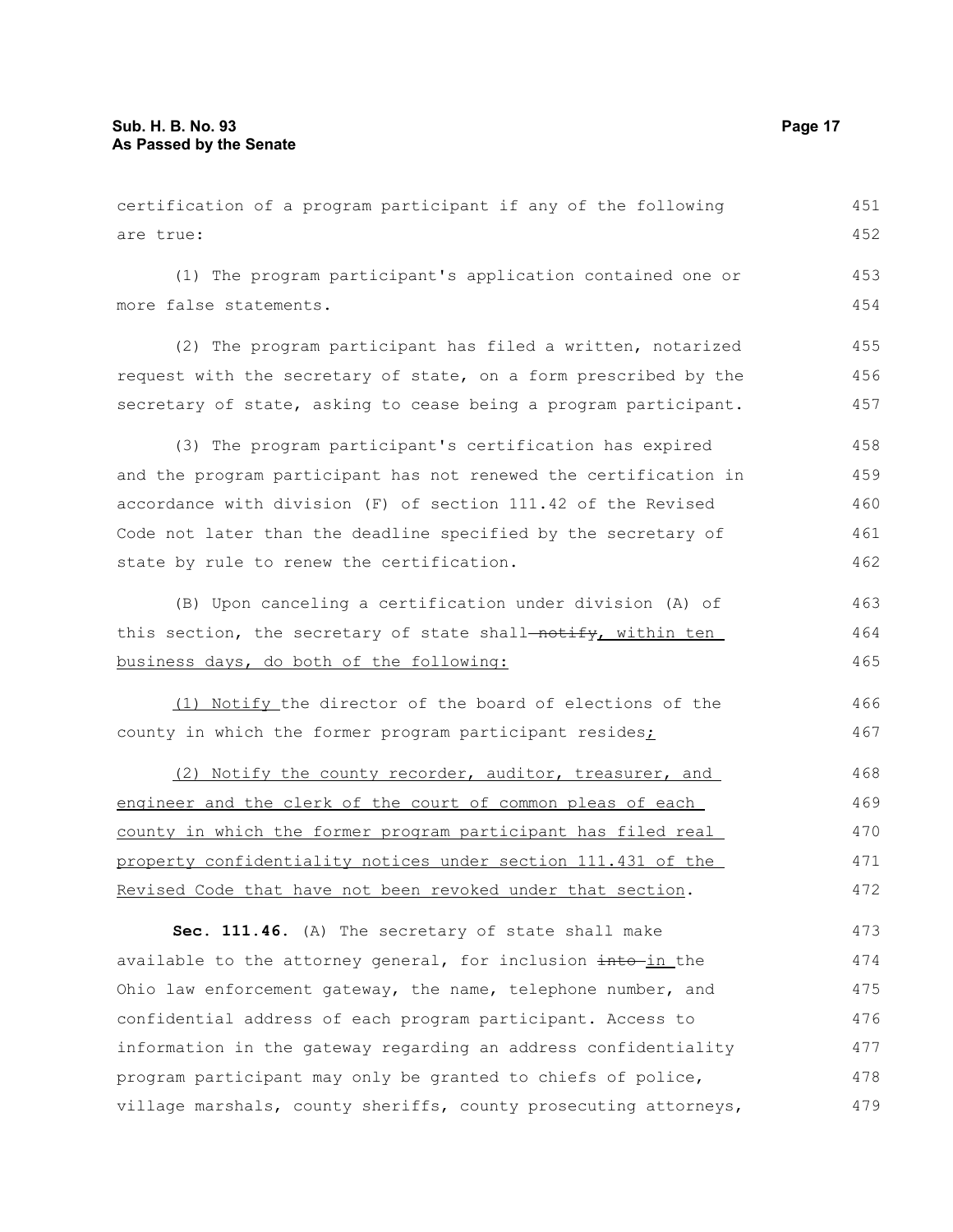certification of a program participant if any of the following are true:

(1) The program participant's application contained one or more false statements.

(2) The program participant has filed a written, notarized request with the secretary of state, on a form prescribed by the secretary of state, asking to cease being a program participant.

(3) The program participant's certification has expired and the program participant has not renewed the certification in accordance with division (F) of section 111.42 of the Revised Code not later than the deadline specified by the secretary of state by rule to renew the certification.

(B) Upon canceling a certification under division (A) of this section, the secretary of state shall ~~notify~~, within ten business days, do both of the following:

(1) Notify the director of the board of elections of the county in which the former program participant resides;

(2) Notify the county recorder, auditor, treasurer, and engineer and the clerk of the court of common pleas of each county in which the former program participant has filed real property confidentiality notices under section 111.431 of the Revised Code that have not been revoked under that section.

**Sec. 111.46.** (A) The secretary of state shall make available to the attorney general, for inclusion ~~into~~ in the Ohio law enforcement gateway, the name, telephone number, and confidential address of each program participant. Access to information in the gateway regarding an address confidentiality program participant may only be granted to chiefs of police, village marshals, county sheriffs, county prosecuting attorneys,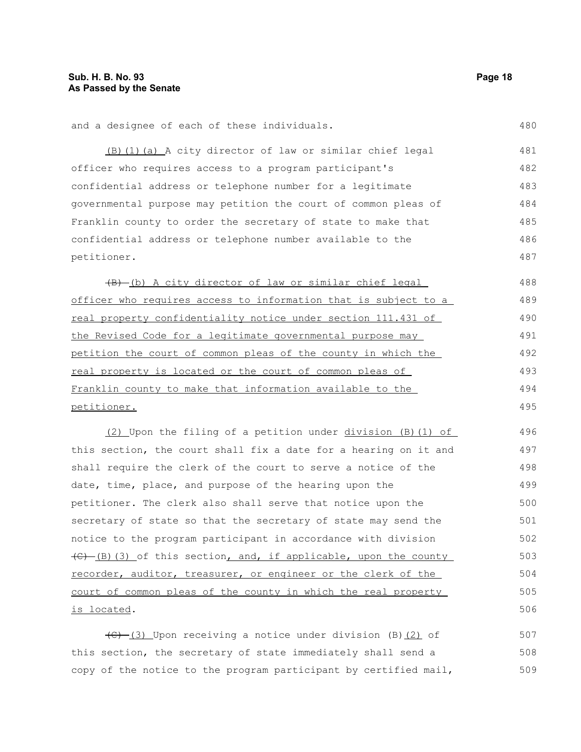and a designee of each of these individuals.

(B)(1)(a) A city director of law or similar chief legal officer who requires access to a program participant's confidential address or telephone number for a legitimate governmental purpose may petition the court of common pleas of Franklin county to order the secretary of state to make that confidential address or telephone number available to the petitioner.

~~(B)~~ (b) A city director of law or similar chief legal officer who requires access to information that is subject to a real property confidentiality notice under section 111.431 of the Revised Code for a legitimate governmental purpose may petition the court of common pleas of the county in which the real property is located or the court of common pleas of Franklin county to make that information available to the petitioner.

(2) Upon the filing of a petition under division (B)(1) of this section, the court shall fix a date for a hearing on it and shall require the clerk of the court to serve a notice of the date, time, place, and purpose of the hearing upon the petitioner. The clerk also shall serve that notice upon the secretary of state so that the secretary of state may send the notice to the program participant in accordance with division ~~(C)~~ (B)(3) of this section, and, if applicable, upon the county recorder, auditor, treasurer, or engineer or the clerk of the court of common pleas of the county in which the real property is located.

~~(C)~~ (3) Upon receiving a notice under division (B)(2) of this section, the secretary of state immediately shall send a copy of the notice to the program participant by certified mail,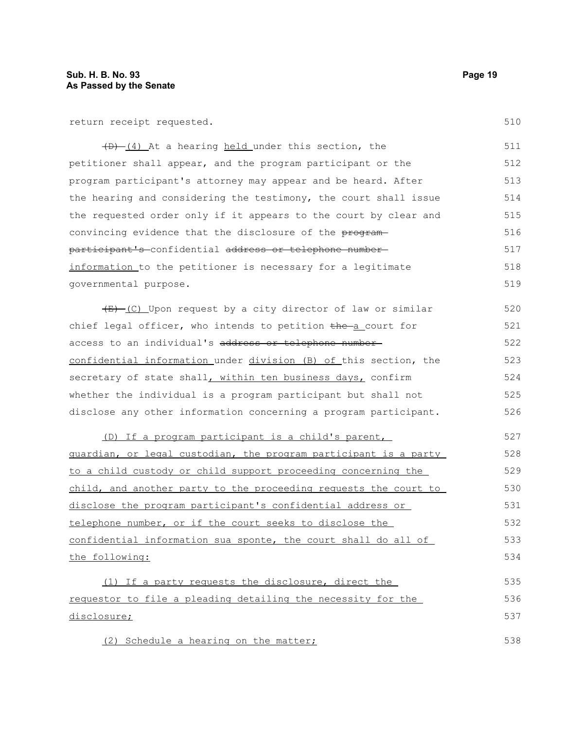return receipt requested.

~~(D)~~ (4) At a hearing <u>held</u> under this section, the petitioner shall appear, and the program participant or the program participant's attorney may appear and be heard. After the hearing and considering the testimony, the court shall issue the requested order only if it appears to the court by clear and convincing evidence that the disclosure of the ~~program participant's~~ confidential ~~address or telephone number~~ <u>information</u> to the petitioner is necessary for a legitimate governmental purpose.

~~(E)~~ (C) Upon request by a city director of law or similar chief legal officer, who intends to petition ~~the~~ <u>a</u> court for access to an individual's ~~address or telephone number~~ <u>confidential information</u> under <u>division (B) of</u> this section, the secretary of state shall<u>, within ten business days,</u> confirm whether the individual is a program participant but shall not disclose any other information concerning a program participant.

<u>(D) If a program participant is a child's parent, guardian, or legal custodian, the program participant is a party to a child custody or child support proceeding concerning the child, and another party to the proceeding requests the court to disclose the program participant's confidential address or telephone number, or if the court seeks to disclose the confidential information sua sponte, the court shall do all of the following:</u>

<u>(1) If a party requests the disclosure, direct the requestor to file a pleading detailing the necessity for the disclosure;</u>

<u>(2) Schedule a hearing on the matter;</u>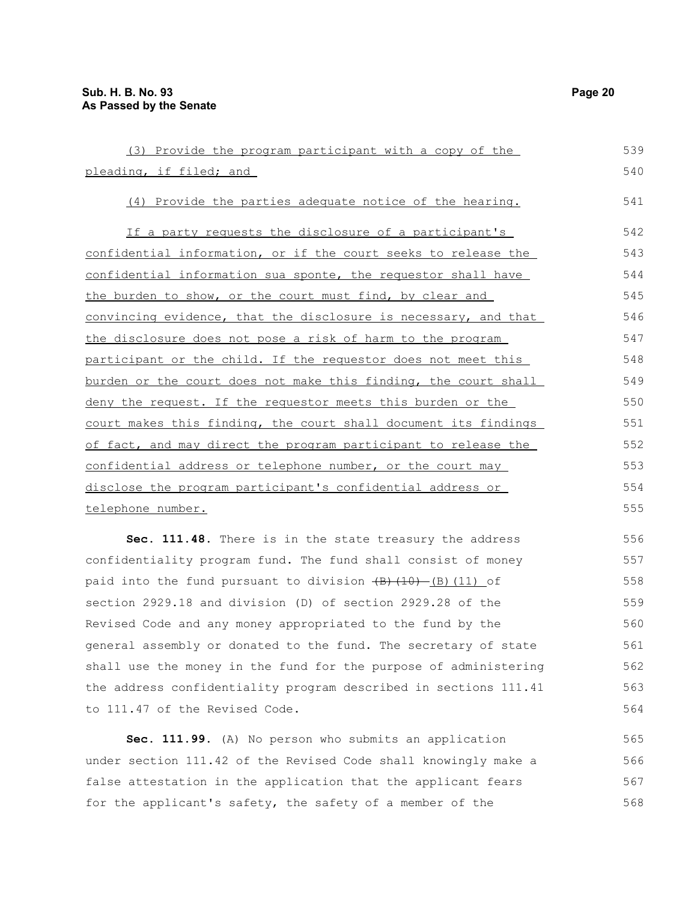(3) Provide the program participant with a copy of the pleading, if filed; and

(4) Provide the parties adequate notice of the hearing.

If a party requests the disclosure of a participant's confidential information, or if the court seeks to release the confidential information sua sponte, the requestor shall have the burden to show, or the court must find, by clear and convincing evidence, that the disclosure is necessary, and that the disclosure does not pose a risk of harm to the program participant or the child. If the requestor does not meet this burden or the court does not make this finding, the court shall deny the request. If the requestor meets this burden or the court makes this finding, the court shall document its findings of fact, and may direct the program participant to release the confidential address or telephone number, or the court may disclose the program participant's confidential address or telephone number.

**Sec. 111.48.** There is in the state treasury the address confidentiality program fund. The fund shall consist of money paid into the fund pursuant to division ~~(B)(10)~~ (B)(11) of section 2929.18 and division (D) of section 2929.28 of the Revised Code and any money appropriated to the fund by the general assembly or donated to the fund. The secretary of state shall use the money in the fund for the purpose of administering the address confidentiality program described in sections 111.41 to 111.47 of the Revised Code.

**Sec. 111.99.** (A) No person who submits an application under section 111.42 of the Revised Code shall knowingly make a false attestation in the application that the applicant fears for the applicant's safety, the safety of a member of the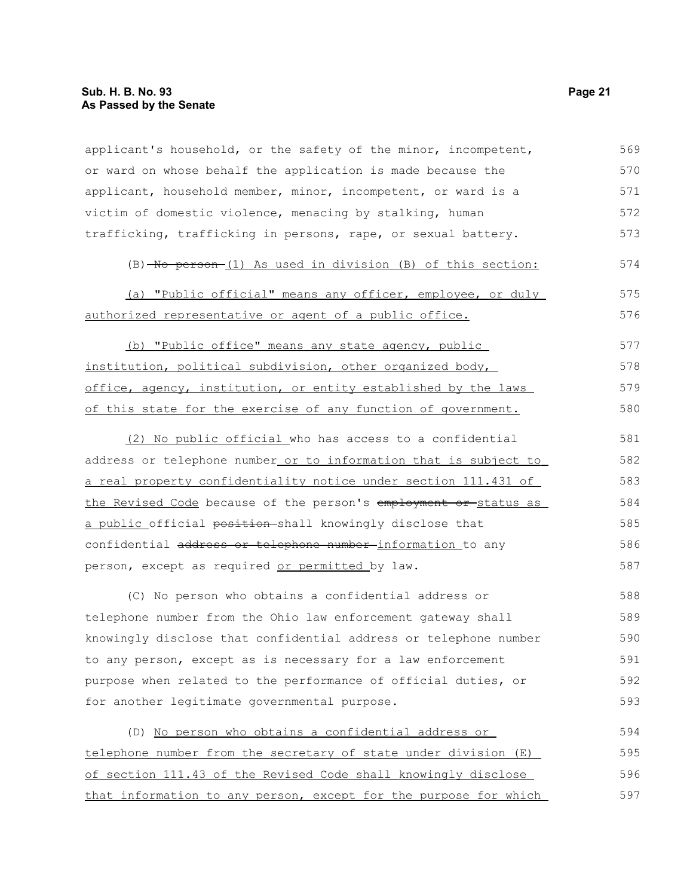applicant's household, or the safety of the minor, incompetent, or ward on whose behalf the application is made because the applicant, household member, minor, incompetent, or ward is a victim of domestic violence, menacing by stalking, human trafficking, trafficking in persons, rape, or sexual battery.

(B) ~~No person~~ (1) As used in division (B) of this section:

(a) "Public official" means any officer, employee, or duly authorized representative or agent of a public office.

(b) "Public office" means any state agency, public institution, political subdivision, other organized body, office, agency, institution, or entity established by the laws of this state for the exercise of any function of government.

(2) No public official who has access to a confidential address or telephone number or to information that is subject to a real property confidentiality notice under section 111.431 of the Revised Code because of the person's ~~employment or~~ status as a public official ~~position~~ shall knowingly disclose that confidential ~~address or telephone number~~ information to any person, except as required or permitted by law.

(C) No person who obtains a confidential address or telephone number from the Ohio law enforcement gateway shall knowingly disclose that confidential address or telephone number to any person, except as is necessary for a law enforcement purpose when related to the performance of official duties, or for another legitimate governmental purpose.

(D) No person who obtains a confidential address or telephone number from the secretary of state under division (E) of section 111.43 of the Revised Code shall knowingly disclose that information to any person, except for the purpose for which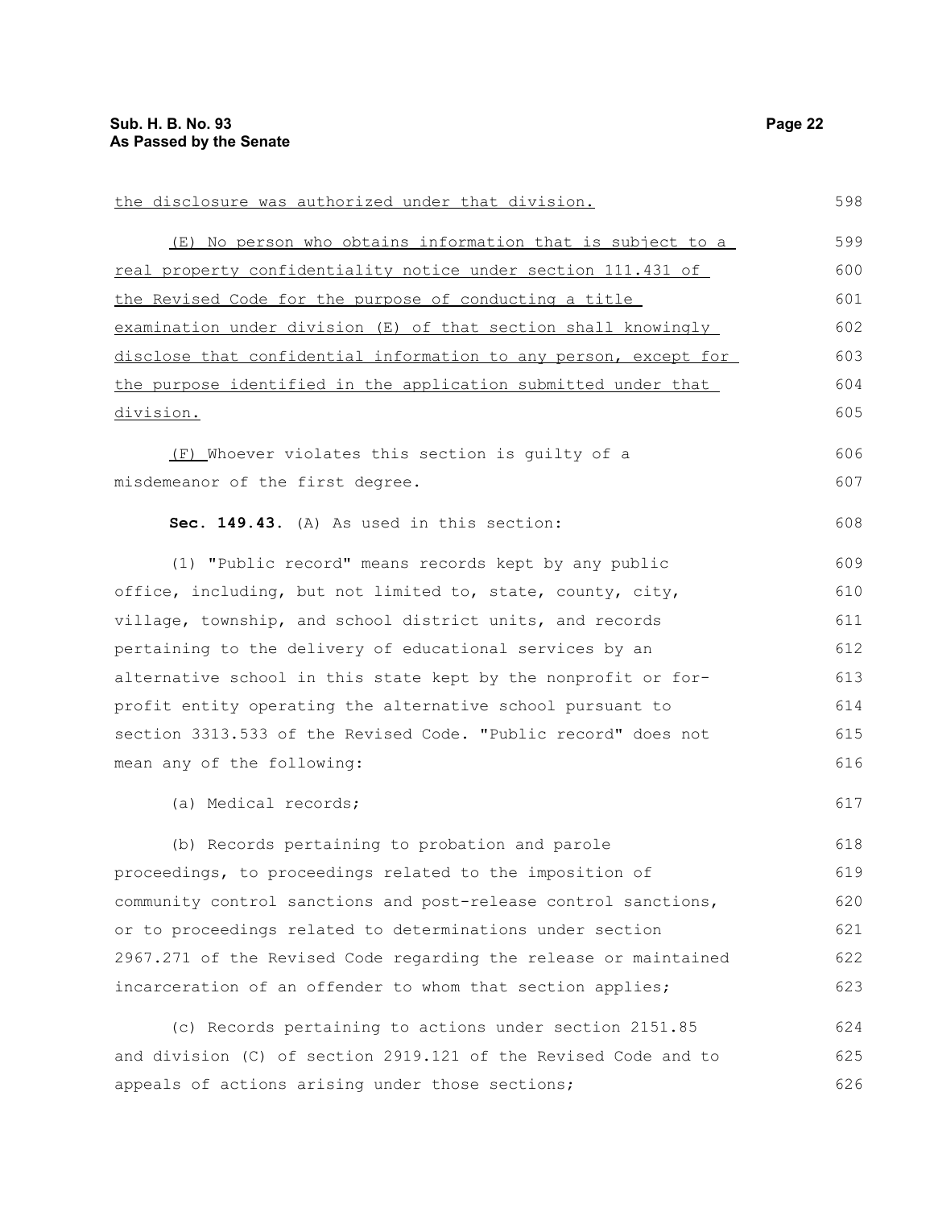the disclosure was authorized under that division.

(E) No person who obtains information that is subject to a real property confidentiality notice under section 111.431 of the Revised Code for the purpose of conducting a title examination under division (E) of that section shall knowingly disclose that confidential information to any person, except for the purpose identified in the application submitted under that division.

(F) Whoever violates this section is guilty of a misdemeanor of the first degree.

**Sec. 149.43.** (A) As used in this section:

(1) "Public record" means records kept by any public office, including, but not limited to, state, county, city, village, township, and school district units, and records pertaining to the delivery of educational services by an alternative school in this state kept by the nonprofit or for-profit entity operating the alternative school pursuant to section 3313.533 of the Revised Code. "Public record" does not mean any of the following:

(a) Medical records;

(b) Records pertaining to probation and parole proceedings, to proceedings related to the imposition of community control sanctions and post-release control sanctions, or to proceedings related to determinations under section 2967.271 of the Revised Code regarding the release or maintained incarceration of an offender to whom that section applies;

(c) Records pertaining to actions under section 2151.85 and division (C) of section 2919.121 of the Revised Code and to appeals of actions arising under those sections;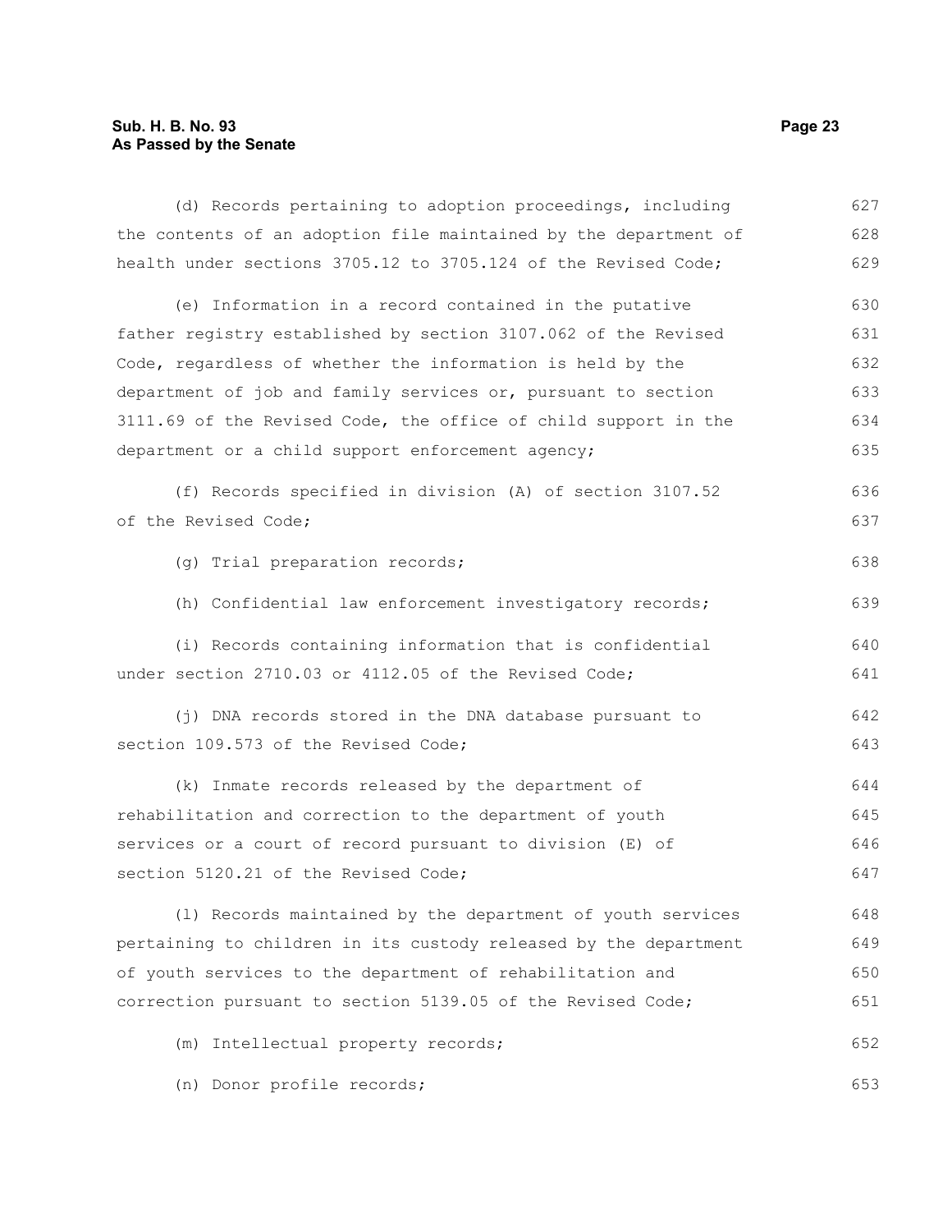(d) Records pertaining to adoption proceedings, including the contents of an adoption file maintained by the department of health under sections 3705.12 to 3705.124 of the Revised Code;

(e) Information in a record contained in the putative father registry established by section 3107.062 of the Revised Code, regardless of whether the information is held by the department of job and family services or, pursuant to section 3111.69 of the Revised Code, the office of child support in the department or a child support enforcement agency;

(f) Records specified in division (A) of section 3107.52 of the Revised Code;

(g) Trial preparation records;

(h) Confidential law enforcement investigatory records;

(i) Records containing information that is confidential under section 2710.03 or 4112.05 of the Revised Code;

(j) DNA records stored in the DNA database pursuant to section 109.573 of the Revised Code;

(k) Inmate records released by the department of rehabilitation and correction to the department of youth services or a court of record pursuant to division (E) of section 5120.21 of the Revised Code;

(l) Records maintained by the department of youth services pertaining to children in its custody released by the department of youth services to the department of rehabilitation and correction pursuant to section 5139.05 of the Revised Code;

(m) Intellectual property records;

(n) Donor profile records;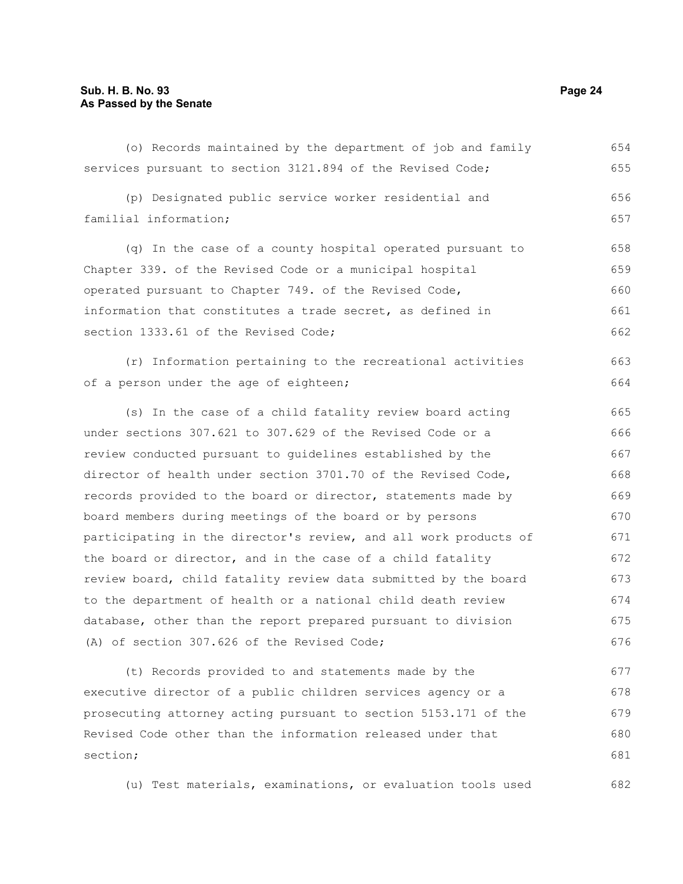(o) Records maintained by the department of job and family services pursuant to section 3121.894 of the Revised Code;

(p) Designated public service worker residential and familial information;

(q) In the case of a county hospital operated pursuant to Chapter 339. of the Revised Code or a municipal hospital operated pursuant to Chapter 749. of the Revised Code, information that constitutes a trade secret, as defined in section 1333.61 of the Revised Code;

(r) Information pertaining to the recreational activities of a person under the age of eighteen;

(s) In the case of a child fatality review board acting under sections 307.621 to 307.629 of the Revised Code or a review conducted pursuant to guidelines established by the director of health under section 3701.70 of the Revised Code, records provided to the board or director, statements made by board members during meetings of the board or by persons participating in the director's review, and all work products of the board or director, and in the case of a child fatality review board, child fatality review data submitted by the board to the department of health or a national child death review database, other than the report prepared pursuant to division (A) of section 307.626 of the Revised Code;

(t) Records provided to and statements made by the executive director of a public children services agency or a prosecuting attorney acting pursuant to section 5153.171 of the Revised Code other than the information released under that section;

(u) Test materials, examinations, or evaluation tools used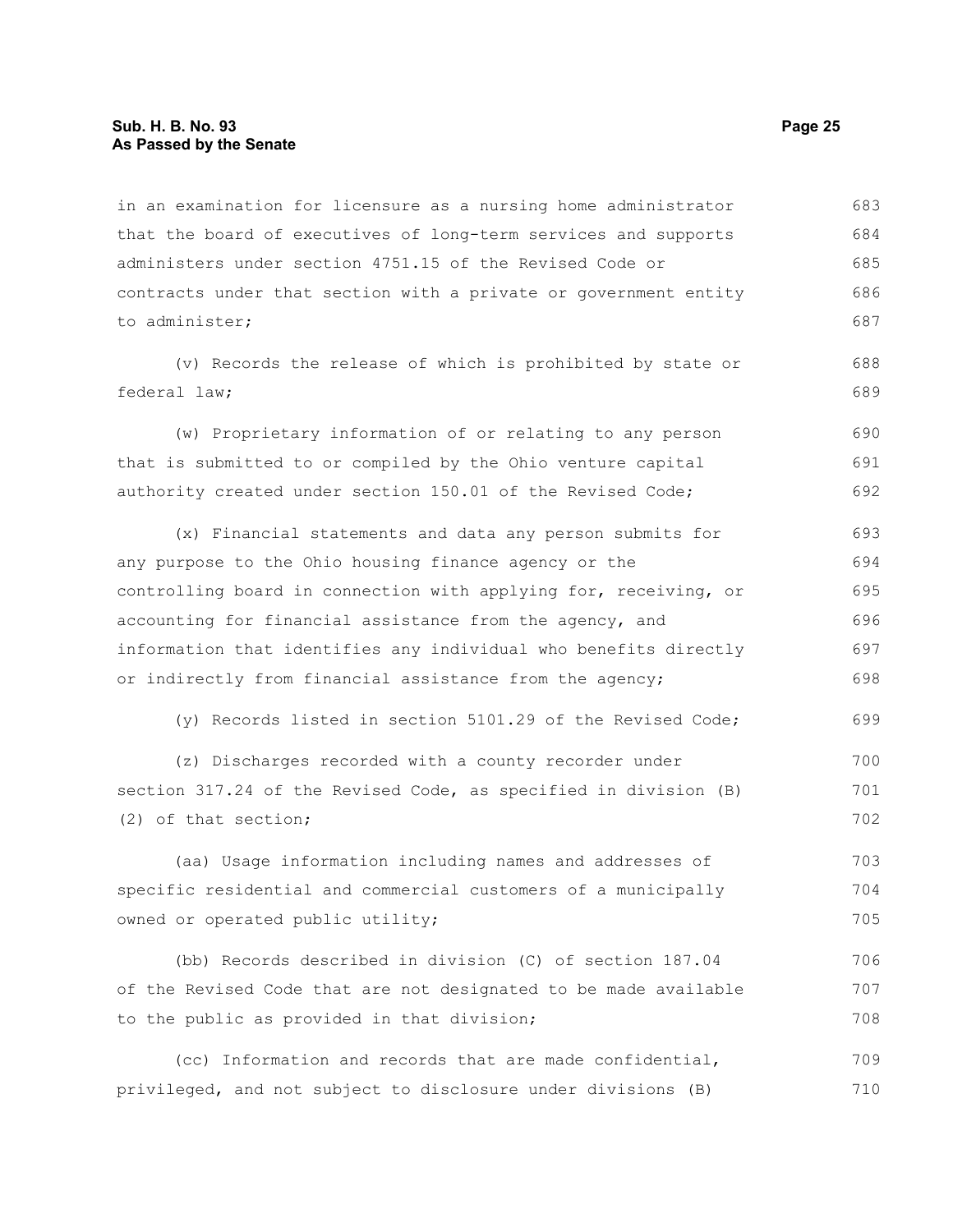in an examination for licensure as a nursing home administrator that the board of executives of long-term services and supports administers under section 4751.15 of the Revised Code or contracts under that section with a private or government entity to administer;

(v) Records the release of which is prohibited by state or federal law;

(w) Proprietary information of or relating to any person that is submitted to or compiled by the Ohio venture capital authority created under section 150.01 of the Revised Code;

(x) Financial statements and data any person submits for any purpose to the Ohio housing finance agency or the controlling board in connection with applying for, receiving, or accounting for financial assistance from the agency, and information that identifies any individual who benefits directly or indirectly from financial assistance from the agency;

(y) Records listed in section 5101.29 of the Revised Code;

(z) Discharges recorded with a county recorder under section 317.24 of the Revised Code, as specified in division (B)(2) of that section;

(aa) Usage information including names and addresses of specific residential and commercial customers of a municipally owned or operated public utility;

(bb) Records described in division (C) of section 187.04 of the Revised Code that are not designated to be made available to the public as provided in that division;

(cc) Information and records that are made confidential, privileged, and not subject to disclosure under divisions (B)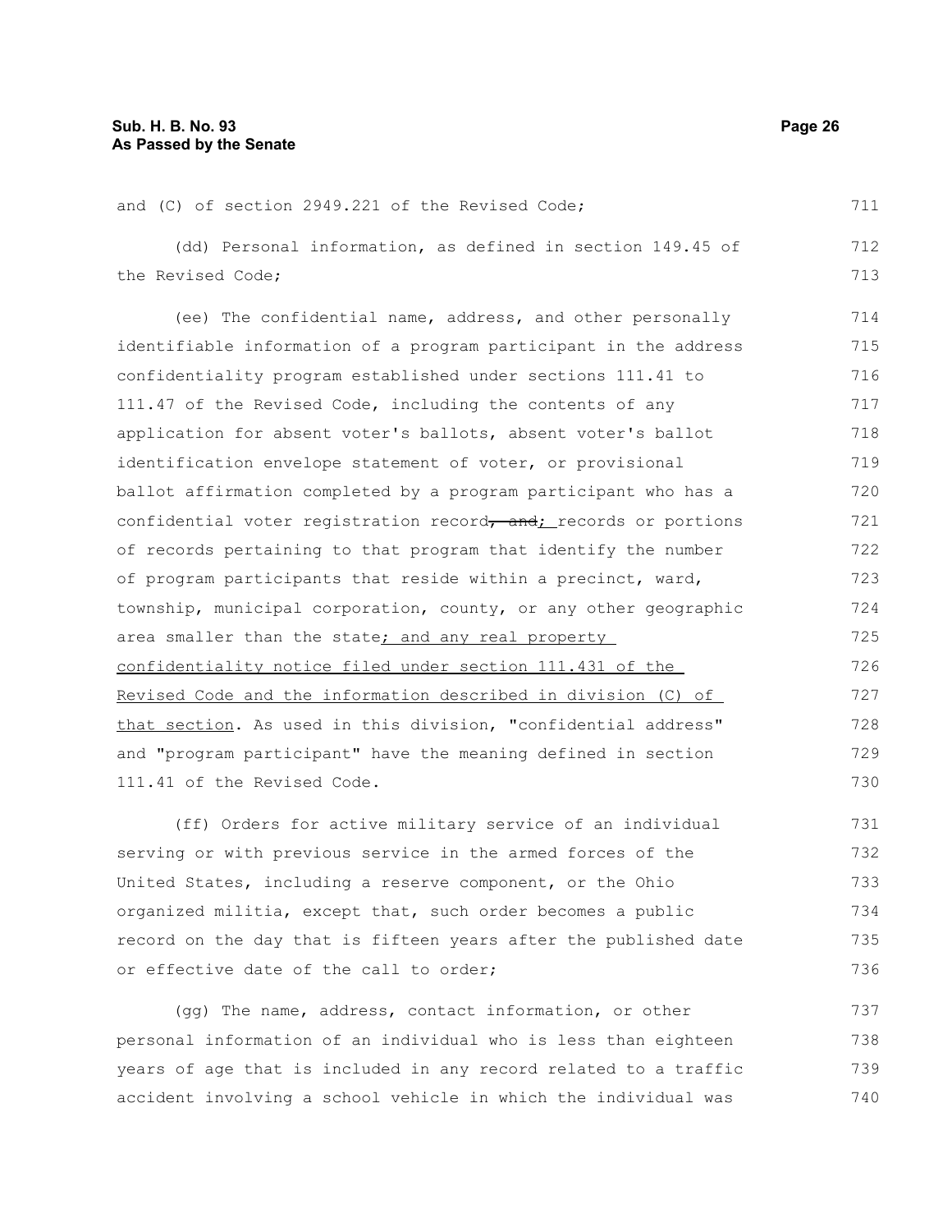and (C) of section 2949.221 of the Revised Code;

(dd) Personal information, as defined in section 149.45 of the Revised Code;

(ee) The confidential name, address, and other personally identifiable information of a program participant in the address confidentiality program established under sections 111.41 to 111.47 of the Revised Code, including the contents of any application for absent voter's ballots, absent voter's ballot identification envelope statement of voter, or provisional ballot affirmation completed by a program participant who has a confidential voter registration record~~, and~~<u>; </u>records or portions of records pertaining to that program that identify the number of program participants that reside within a precinct, ward, township, municipal corporation, county, or any other geographic area smaller than the state<u>; and any real property confidentiality notice filed under section 111.431 of the Revised Code and the information described in division (C) of that section</u>. As used in this division, "confidential address" and "program participant" have the meaning defined in section 111.41 of the Revised Code.

(ff) Orders for active military service of an individual serving or with previous service in the armed forces of the United States, including a reserve component, or the Ohio organized militia, except that, such order becomes a public record on the day that is fifteen years after the published date or effective date of the call to order;

(gg) The name, address, contact information, or other personal information of an individual who is less than eighteen years of age that is included in any record related to a traffic accident involving a school vehicle in which the individual was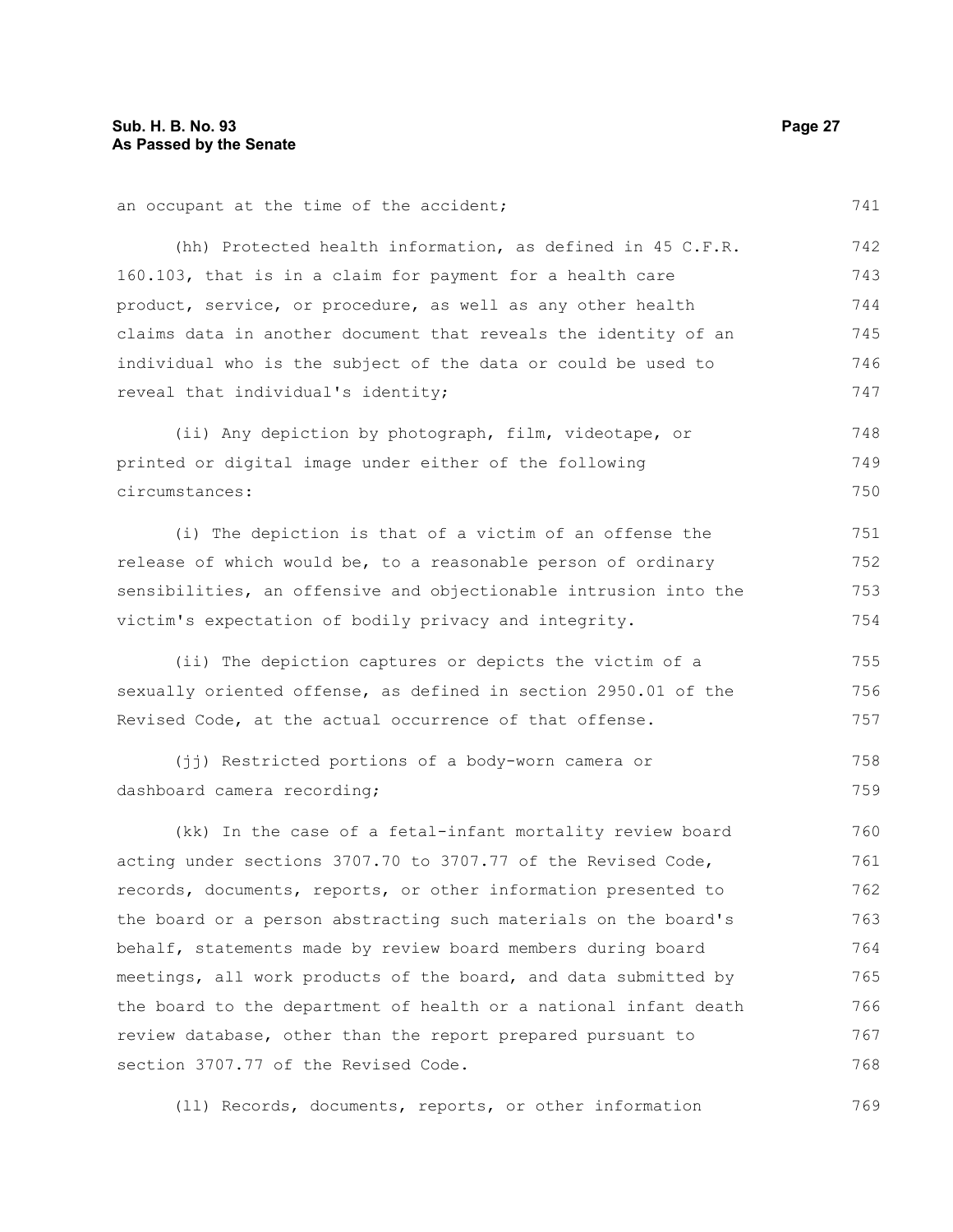an occupant at the time of the accident;

(hh) Protected health information, as defined in 45 C.F.R. 160.103, that is in a claim for payment for a health care product, service, or procedure, as well as any other health claims data in another document that reveals the identity of an individual who is the subject of the data or could be used to reveal that individual's identity;

(ii) Any depiction by photograph, film, videotape, or printed or digital image under either of the following circumstances:

(i) The depiction is that of a victim of an offense the release of which would be, to a reasonable person of ordinary sensibilities, an offensive and objectionable intrusion into the victim's expectation of bodily privacy and integrity.

(ii) The depiction captures or depicts the victim of a sexually oriented offense, as defined in section 2950.01 of the Revised Code, at the actual occurrence of that offense.

(jj) Restricted portions of a body-worn camera or dashboard camera recording;

(kk) In the case of a fetal-infant mortality review board acting under sections 3707.70 to 3707.77 of the Revised Code, records, documents, reports, or other information presented to the board or a person abstracting such materials on the board's behalf, statements made by review board members during board meetings, all work products of the board, and data submitted by the board to the department of health or a national infant death review database, other than the report prepared pursuant to section 3707.77 of the Revised Code.

(ll) Records, documents, reports, or other information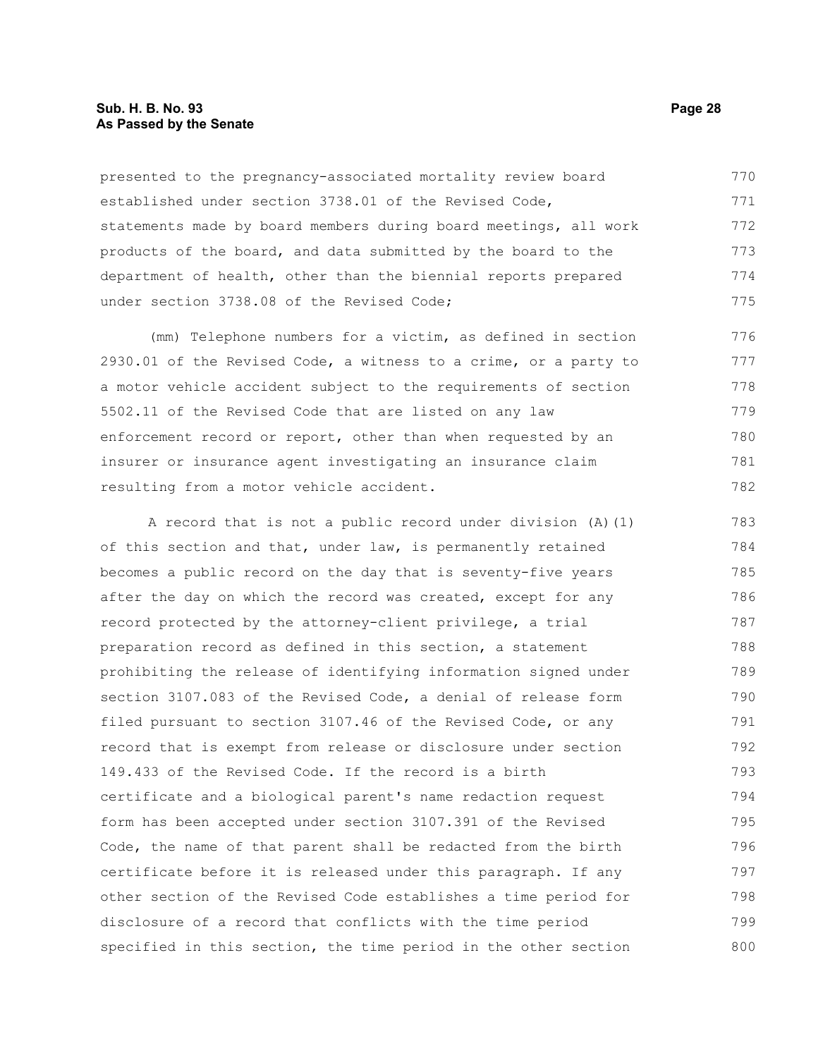presented to the pregnancy-associated mortality review board established under section 3738.01 of the Revised Code, statements made by board members during board meetings, all work products of the board, and data submitted by the board to the department of health, other than the biennial reports prepared under section 3738.08 of the Revised Code;

(mm) Telephone numbers for a victim, as defined in section 2930.01 of the Revised Code, a witness to a crime, or a party to a motor vehicle accident subject to the requirements of section 5502.11 of the Revised Code that are listed on any law enforcement record or report, other than when requested by an insurer or insurance agent investigating an insurance claim resulting from a motor vehicle accident.

A record that is not a public record under division (A)(1) of this section and that, under law, is permanently retained becomes a public record on the day that is seventy-five years after the day on which the record was created, except for any record protected by the attorney-client privilege, a trial preparation record as defined in this section, a statement prohibiting the release of identifying information signed under section 3107.083 of the Revised Code, a denial of release form filed pursuant to section 3107.46 of the Revised Code, or any record that is exempt from release or disclosure under section 149.433 of the Revised Code. If the record is a birth certificate and a biological parent's name redaction request form has been accepted under section 3107.391 of the Revised Code, the name of that parent shall be redacted from the birth certificate before it is released under this paragraph. If any other section of the Revised Code establishes a time period for disclosure of a record that conflicts with the time period specified in this section, the time period in the other section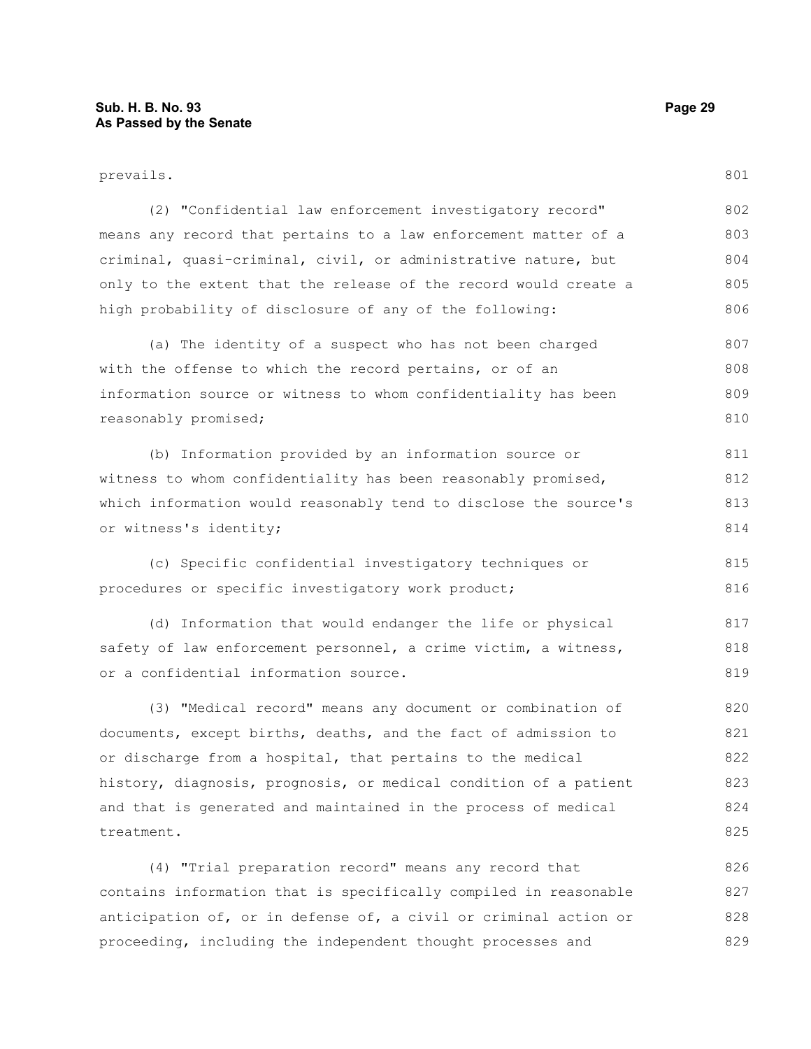prevails.

(2) "Confidential law enforcement investigatory record" means any record that pertains to a law enforcement matter of a criminal, quasi-criminal, civil, or administrative nature, but only to the extent that the release of the record would create a high probability of disclosure of any of the following:

(a) The identity of a suspect who has not been charged with the offense to which the record pertains, or of an information source or witness to whom confidentiality has been reasonably promised;

(b) Information provided by an information source or witness to whom confidentiality has been reasonably promised, which information would reasonably tend to disclose the source's or witness's identity;

(c) Specific confidential investigatory techniques or procedures or specific investigatory work product;

(d) Information that would endanger the life or physical safety of law enforcement personnel, a crime victim, a witness, or a confidential information source.

(3) "Medical record" means any document or combination of documents, except births, deaths, and the fact of admission to or discharge from a hospital, that pertains to the medical history, diagnosis, prognosis, or medical condition of a patient and that is generated and maintained in the process of medical treatment.

(4) "Trial preparation record" means any record that contains information that is specifically compiled in reasonable anticipation of, or in defense of, a civil or criminal action or proceeding, including the independent thought processes and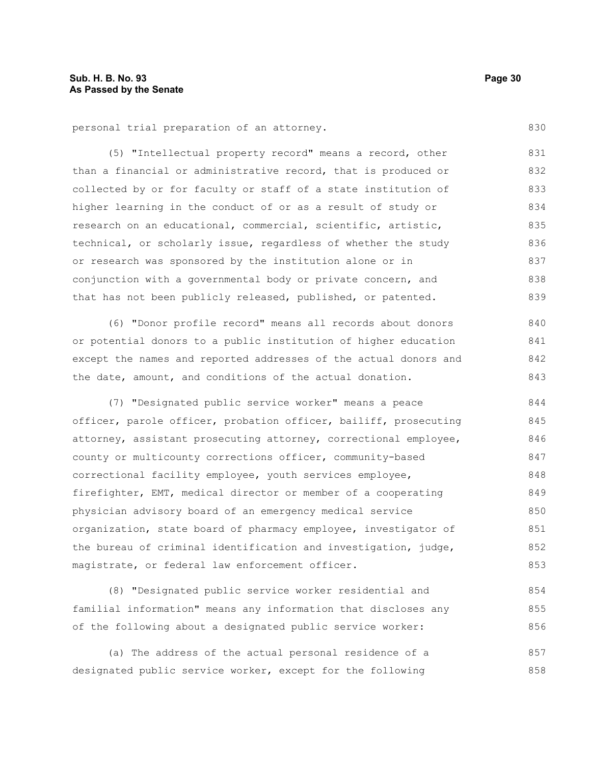personal trial preparation of an attorney.

(5) "Intellectual property record" means a record, other than a financial or administrative record, that is produced or collected by or for faculty or staff of a state institution of higher learning in the conduct of or as a result of study or research on an educational, commercial, scientific, artistic, technical, or scholarly issue, regardless of whether the study or research was sponsored by the institution alone or in conjunction with a governmental body or private concern, and that has not been publicly released, published, or patented.

(6) "Donor profile record" means all records about donors or potential donors to a public institution of higher education except the names and reported addresses of the actual donors and the date, amount, and conditions of the actual donation.

(7) "Designated public service worker" means a peace officer, parole officer, probation officer, bailiff, prosecuting attorney, assistant prosecuting attorney, correctional employee, county or multicounty corrections officer, community-based correctional facility employee, youth services employee, firefighter, EMT, medical director or member of a cooperating physician advisory board of an emergency medical service organization, state board of pharmacy employee, investigator of the bureau of criminal identification and investigation, judge, magistrate, or federal law enforcement officer.

(8) "Designated public service worker residential and familial information" means any information that discloses any of the following about a designated public service worker:

(a) The address of the actual personal residence of a designated public service worker, except for the following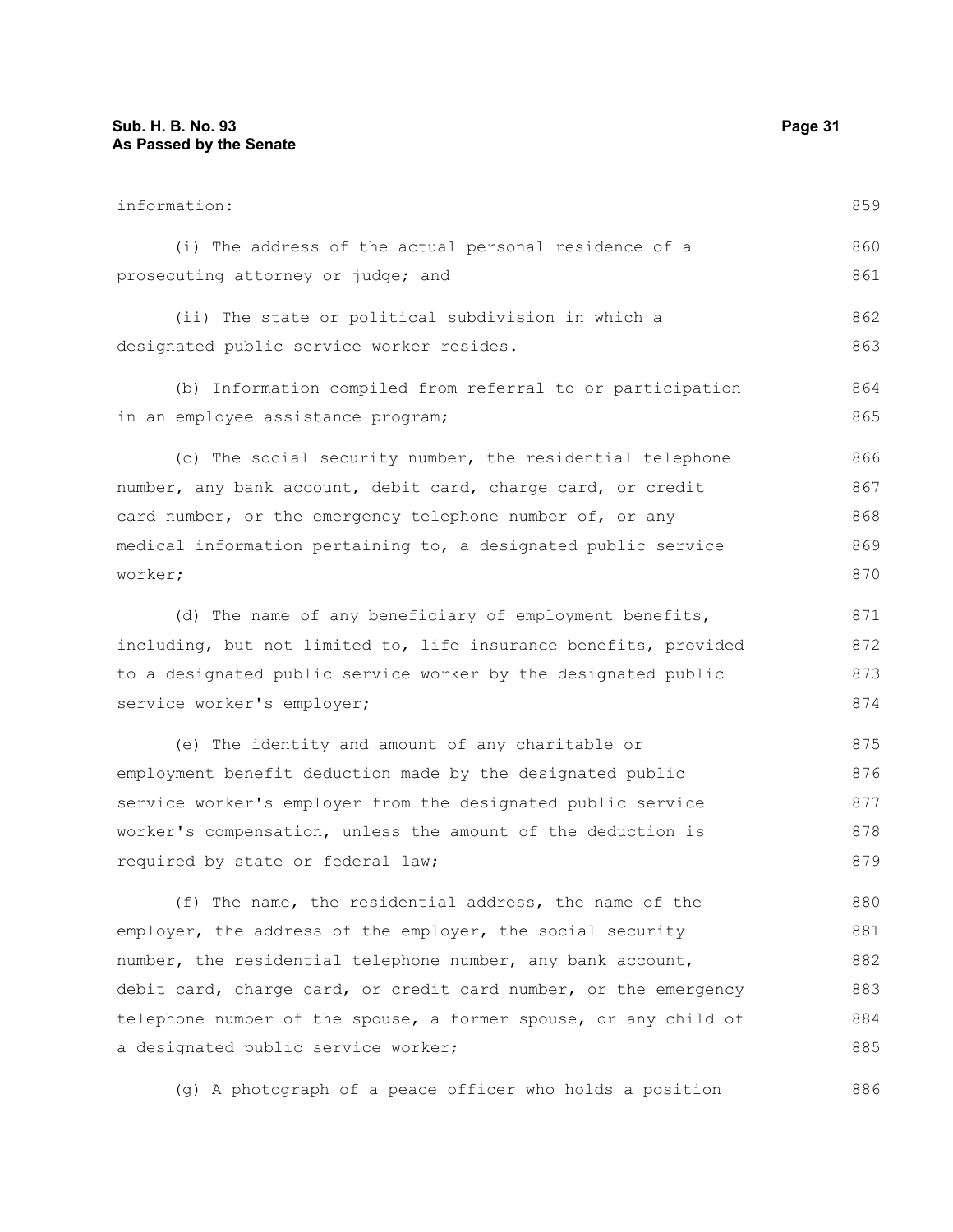information:

(i) The address of the actual personal residence of a prosecuting attorney or judge; and

(ii) The state or political subdivision in which a designated public service worker resides.

(b) Information compiled from referral to or participation in an employee assistance program;

(c) The social security number, the residential telephone number, any bank account, debit card, charge card, or credit card number, or the emergency telephone number of, or any medical information pertaining to, a designated public service worker;

(d) The name of any beneficiary of employment benefits, including, but not limited to, life insurance benefits, provided to a designated public service worker by the designated public service worker's employer;

(e) The identity and amount of any charitable or employment benefit deduction made by the designated public service worker's employer from the designated public service worker's compensation, unless the amount of the deduction is required by state or federal law;

(f) The name, the residential address, the name of the employer, the address of the employer, the social security number, the residential telephone number, any bank account, debit card, charge card, or credit card number, or the emergency telephone number of the spouse, a former spouse, or any child of a designated public service worker;

(g) A photograph of a peace officer who holds a position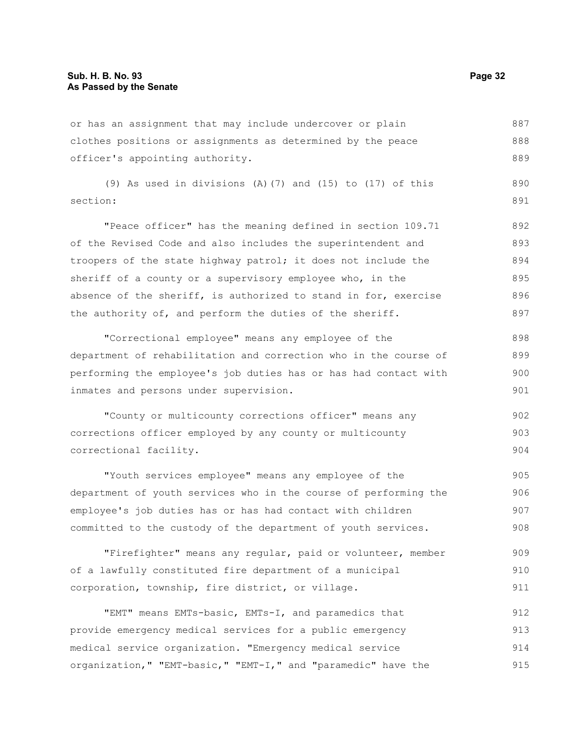or has an assignment that may include undercover or plain clothes positions or assignments as determined by the peace officer's appointing authority.

(9) As used in divisions (A)(7) and (15) to (17) of this section:

"Peace officer" has the meaning defined in section 109.71 of the Revised Code and also includes the superintendent and troopers of the state highway patrol; it does not include the sheriff of a county or a supervisory employee who, in the absence of the sheriff, is authorized to stand in for, exercise the authority of, and perform the duties of the sheriff.

"Correctional employee" means any employee of the department of rehabilitation and correction who in the course of performing the employee's job duties has or has had contact with inmates and persons under supervision.

"County or multicounty corrections officer" means any corrections officer employed by any county or multicounty correctional facility.

"Youth services employee" means any employee of the department of youth services who in the course of performing the employee's job duties has or has had contact with children committed to the custody of the department of youth services.

"Firefighter" means any regular, paid or volunteer, member of a lawfully constituted fire department of a municipal corporation, township, fire district, or village.

"EMT" means EMTs-basic, EMTs-I, and paramedics that provide emergency medical services for a public emergency medical service organization. "Emergency medical service organization," "EMT-basic," "EMT-I," and "paramedic" have the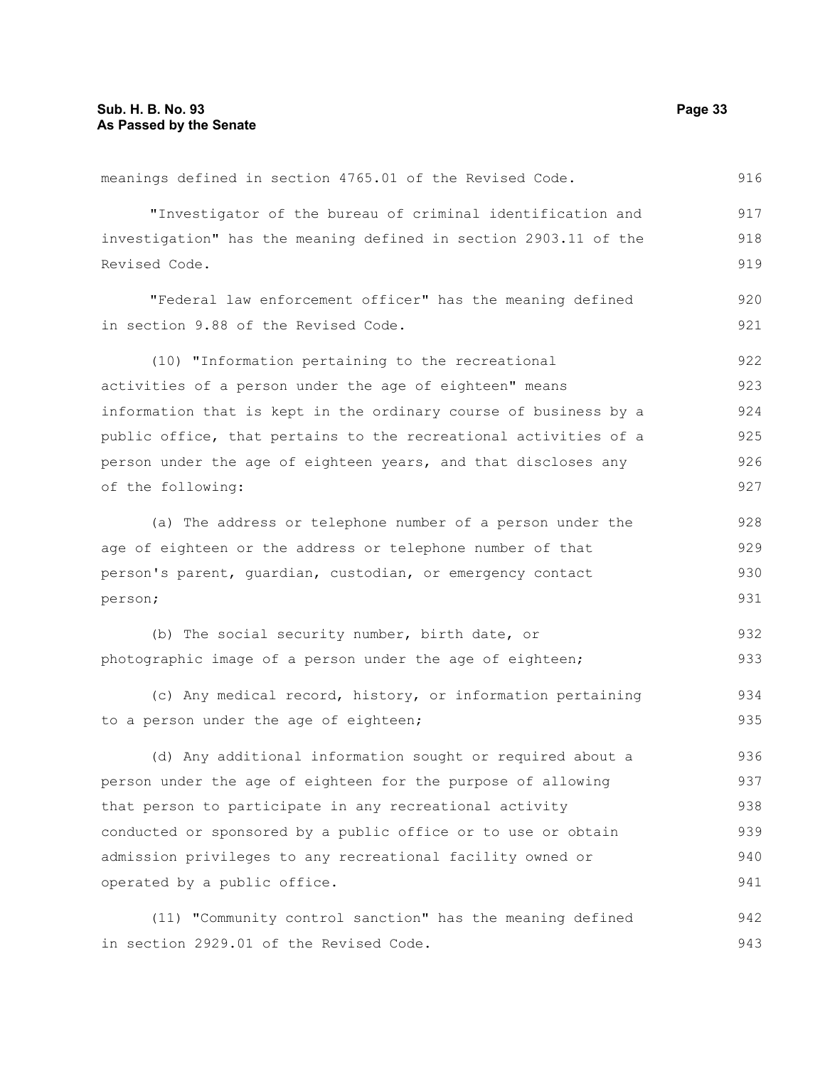meanings defined in section 4765.01 of the Revised Code.

"Investigator of the bureau of criminal identification and investigation" has the meaning defined in section 2903.11 of the Revised Code.

"Federal law enforcement officer" has the meaning defined in section 9.88 of the Revised Code.

(10) "Information pertaining to the recreational activities of a person under the age of eighteen" means information that is kept in the ordinary course of business by a public office, that pertains to the recreational activities of a person under the age of eighteen years, and that discloses any of the following:

(a) The address or telephone number of a person under the age of eighteen or the address or telephone number of that person's parent, guardian, custodian, or emergency contact person;

(b) The social security number, birth date, or photographic image of a person under the age of eighteen;

(c) Any medical record, history, or information pertaining to a person under the age of eighteen;

(d) Any additional information sought or required about a person under the age of eighteen for the purpose of allowing that person to participate in any recreational activity conducted or sponsored by a public office or to use or obtain admission privileges to any recreational facility owned or operated by a public office.

(11) "Community control sanction" has the meaning defined in section 2929.01 of the Revised Code.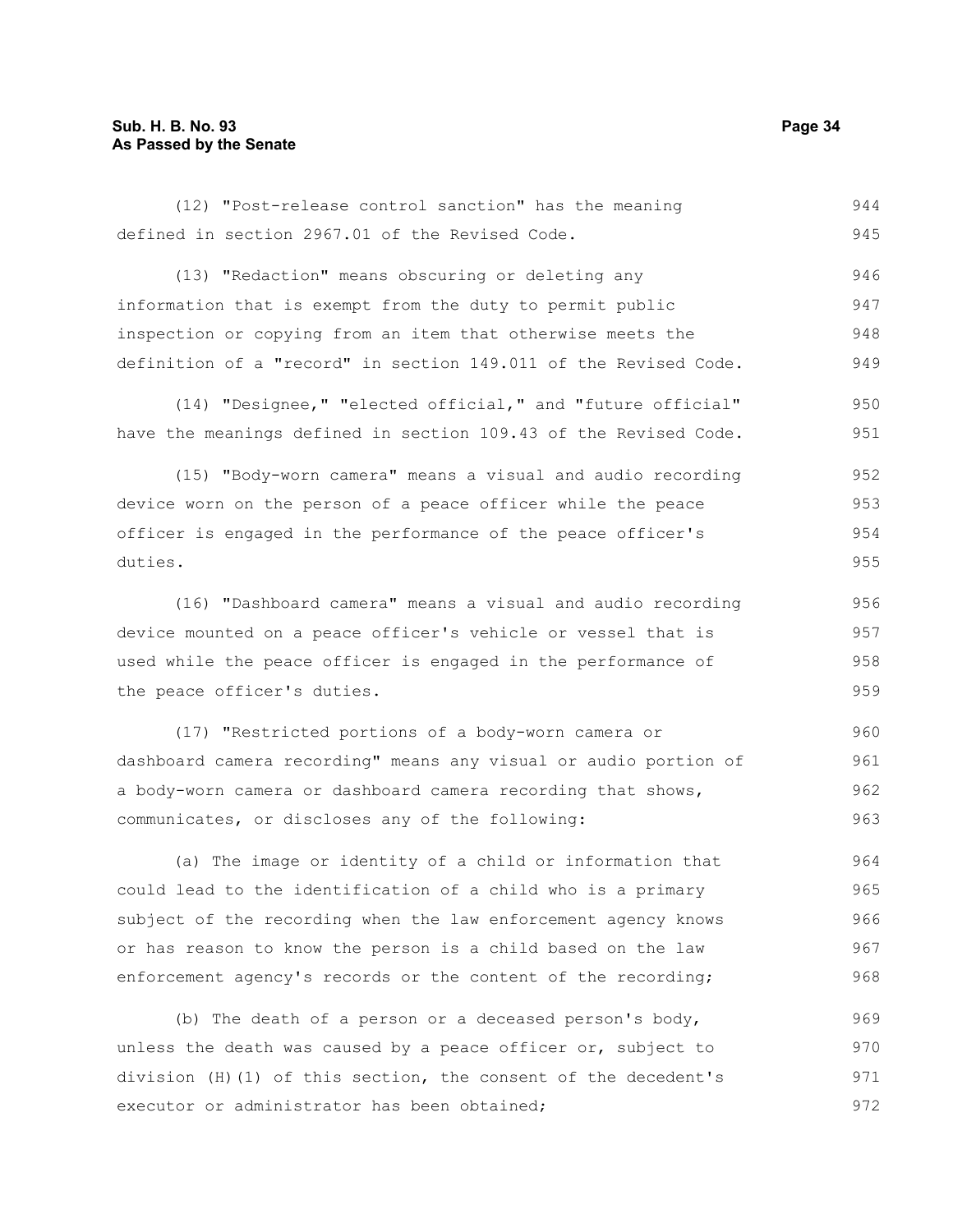(12) "Post-release control sanction" has the meaning defined in section 2967.01 of the Revised Code.

(13) "Redaction" means obscuring or deleting any information that is exempt from the duty to permit public inspection or copying from an item that otherwise meets the definition of a "record" in section 149.011 of the Revised Code.

(14) "Designee," "elected official," and "future official" have the meanings defined in section 109.43 of the Revised Code.

(15) "Body-worn camera" means a visual and audio recording device worn on the person of a peace officer while the peace officer is engaged in the performance of the peace officer's duties.

(16) "Dashboard camera" means a visual and audio recording device mounted on a peace officer's vehicle or vessel that is used while the peace officer is engaged in the performance of the peace officer's duties.

(17) "Restricted portions of a body-worn camera or dashboard camera recording" means any visual or audio portion of a body-worn camera or dashboard camera recording that shows, communicates, or discloses any of the following:

(a) The image or identity of a child or information that could lead to the identification of a child who is a primary subject of the recording when the law enforcement agency knows or has reason to know the person is a child based on the law enforcement agency's records or the content of the recording;

(b) The death of a person or a deceased person's body, unless the death was caused by a peace officer or, subject to division (H)(1) of this section, the consent of the decedent's executor or administrator has been obtained;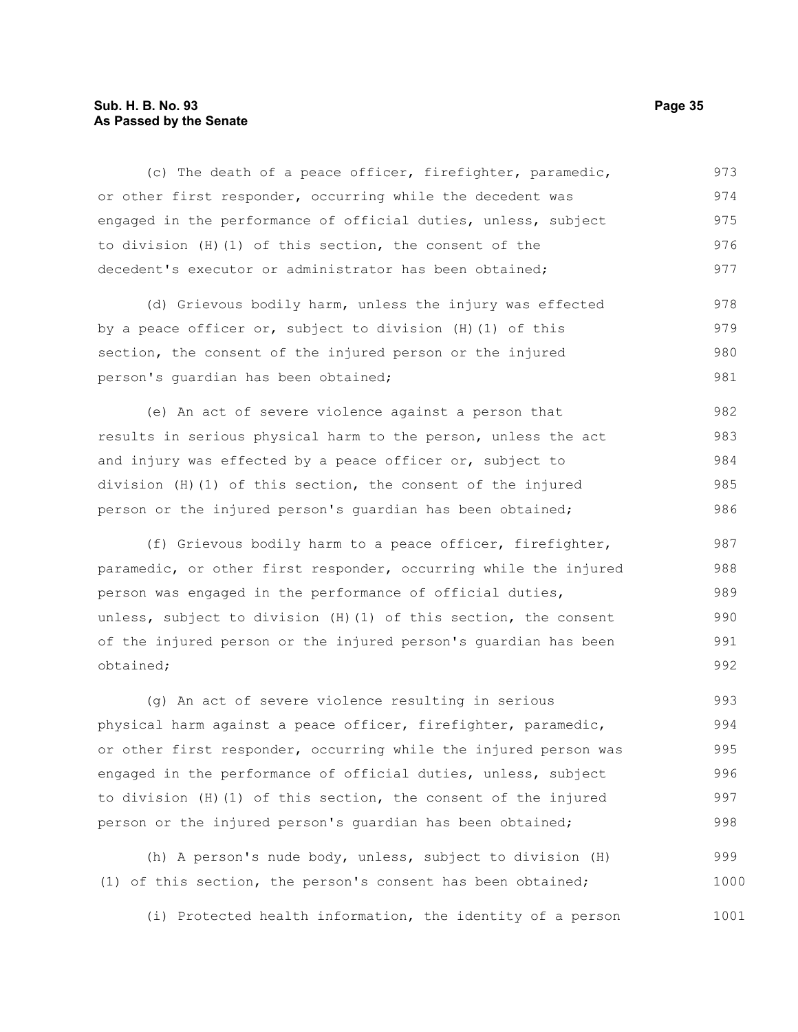(c) The death of a peace officer, firefighter, paramedic, or other first responder, occurring while the decedent was engaged in the performance of official duties, unless, subject to division (H)(1) of this section, the consent of the decedent's executor or administrator has been obtained;

(d) Grievous bodily harm, unless the injury was effected by a peace officer or, subject to division (H)(1) of this section, the consent of the injured person or the injured person's guardian has been obtained;

(e) An act of severe violence against a person that results in serious physical harm to the person, unless the act and injury was effected by a peace officer or, subject to division (H)(1) of this section, the consent of the injured person or the injured person's guardian has been obtained;

(f) Grievous bodily harm to a peace officer, firefighter, paramedic, or other first responder, occurring while the injured person was engaged in the performance of official duties, unless, subject to division (H)(1) of this section, the consent of the injured person or the injured person's guardian has been obtained;

(g) An act of severe violence resulting in serious physical harm against a peace officer, firefighter, paramedic, or other first responder, occurring while the injured person was engaged in the performance of official duties, unless, subject to division (H)(1) of this section, the consent of the injured person or the injured person's guardian has been obtained;

(h) A person's nude body, unless, subject to division (H)(1) of this section, the person's consent has been obtained;

(i) Protected health information, the identity of a person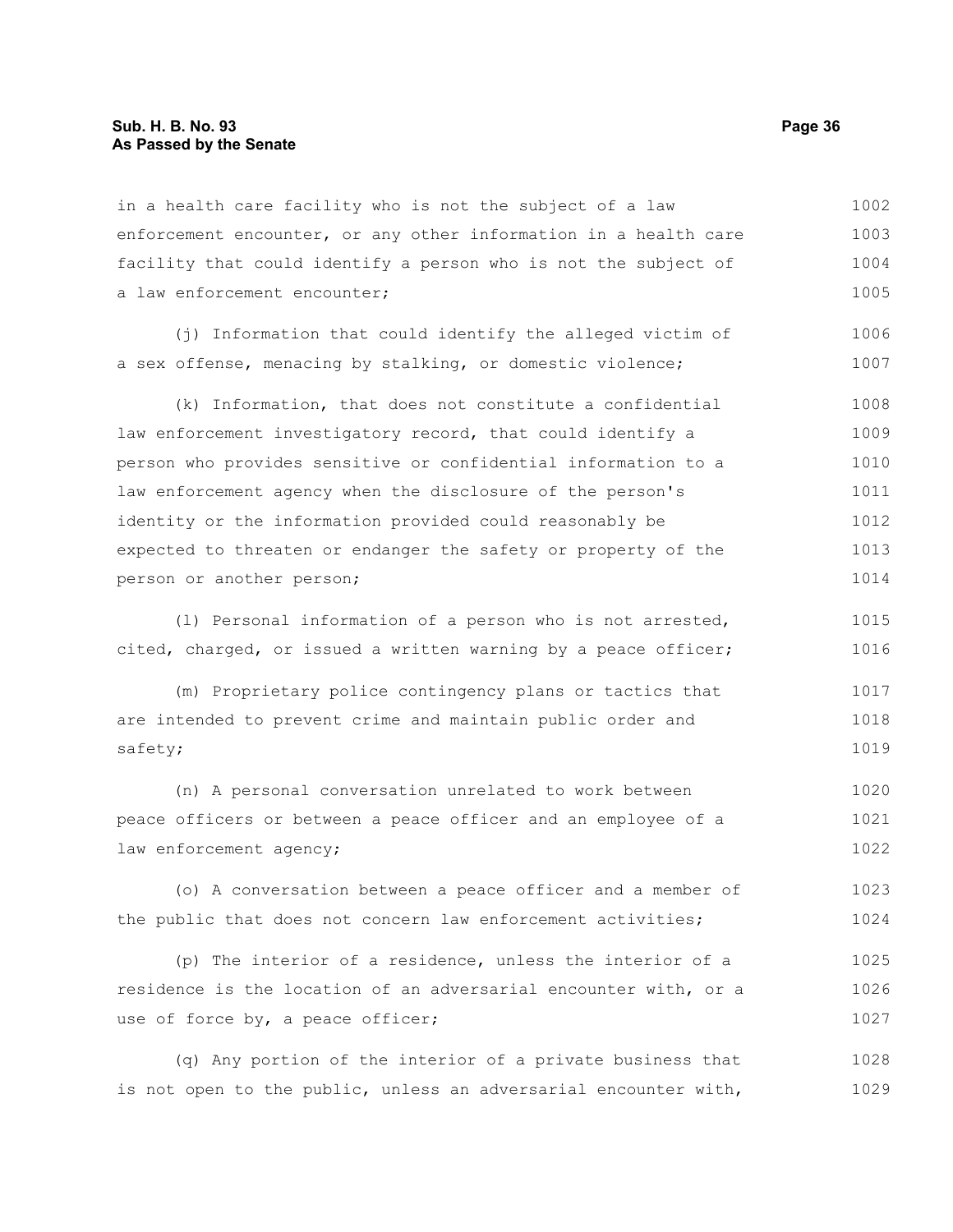in a health care facility who is not the subject of a law enforcement encounter, or any other information in a health care facility that could identify a person who is not the subject of a law enforcement encounter;

(j) Information that could identify the alleged victim of a sex offense, menacing by stalking, or domestic violence;

(k) Information, that does not constitute a confidential law enforcement investigatory record, that could identify a person who provides sensitive or confidential information to a law enforcement agency when the disclosure of the person's identity or the information provided could reasonably be expected to threaten or endanger the safety or property of the person or another person;

(l) Personal information of a person who is not arrested, cited, charged, or issued a written warning by a peace officer;

(m) Proprietary police contingency plans or tactics that are intended to prevent crime and maintain public order and safety;

(n) A personal conversation unrelated to work between peace officers or between a peace officer and an employee of a law enforcement agency;

(o) A conversation between a peace officer and a member of the public that does not concern law enforcement activities;

(p) The interior of a residence, unless the interior of a residence is the location of an adversarial encounter with, or a use of force by, a peace officer;

(q) Any portion of the interior of a private business that is not open to the public, unless an adversarial encounter with,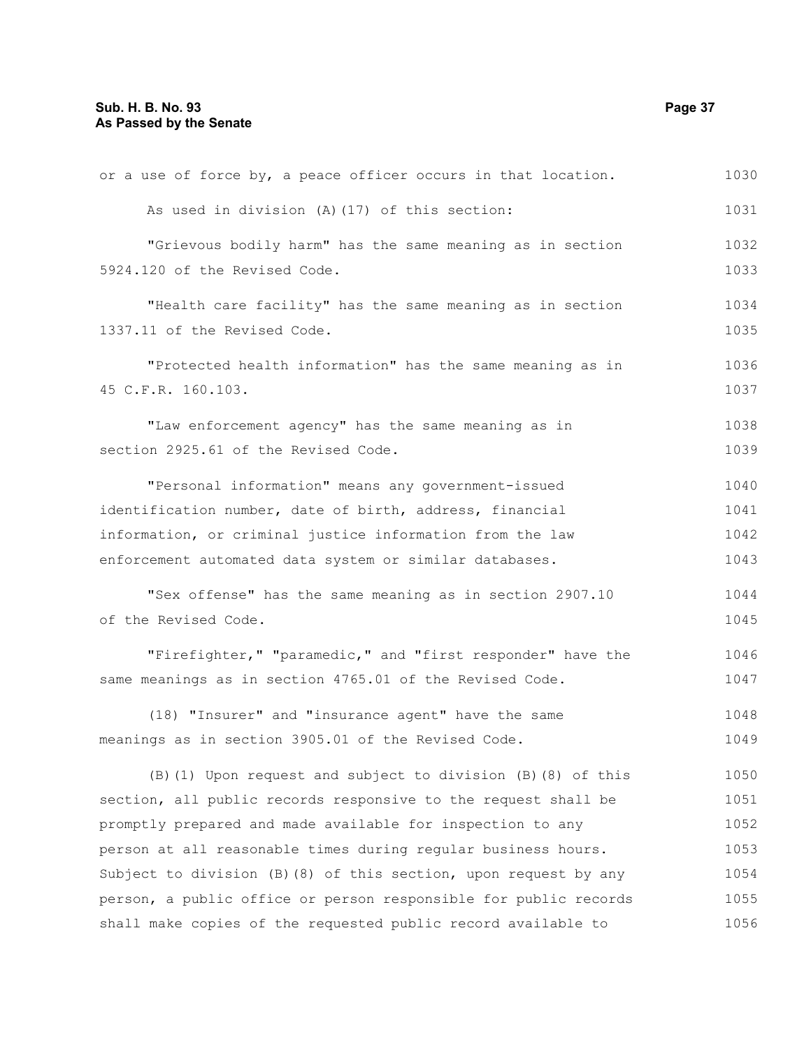or a use of force by, a peace officer occurs in that location.

As used in division (A)(17) of this section:

"Grievous bodily harm" has the same meaning as in section 5924.120 of the Revised Code.

"Health care facility" has the same meaning as in section 1337.11 of the Revised Code.

"Protected health information" has the same meaning as in 45 C.F.R. 160.103.

"Law enforcement agency" has the same meaning as in section 2925.61 of the Revised Code.

"Personal information" means any government-issued identification number, date of birth, address, financial information, or criminal justice information from the law enforcement automated data system or similar databases.

"Sex offense" has the same meaning as in section 2907.10 of the Revised Code.

"Firefighter," "paramedic," and "first responder" have the same meanings as in section 4765.01 of the Revised Code.

(18) "Insurer" and "insurance agent" have the same meanings as in section 3905.01 of the Revised Code.

(B)(1) Upon request and subject to division (B)(8) of this section, all public records responsive to the request shall be promptly prepared and made available for inspection to any person at all reasonable times during regular business hours. Subject to division (B)(8) of this section, upon request by any person, a public office or person responsible for public records shall make copies of the requested public record available to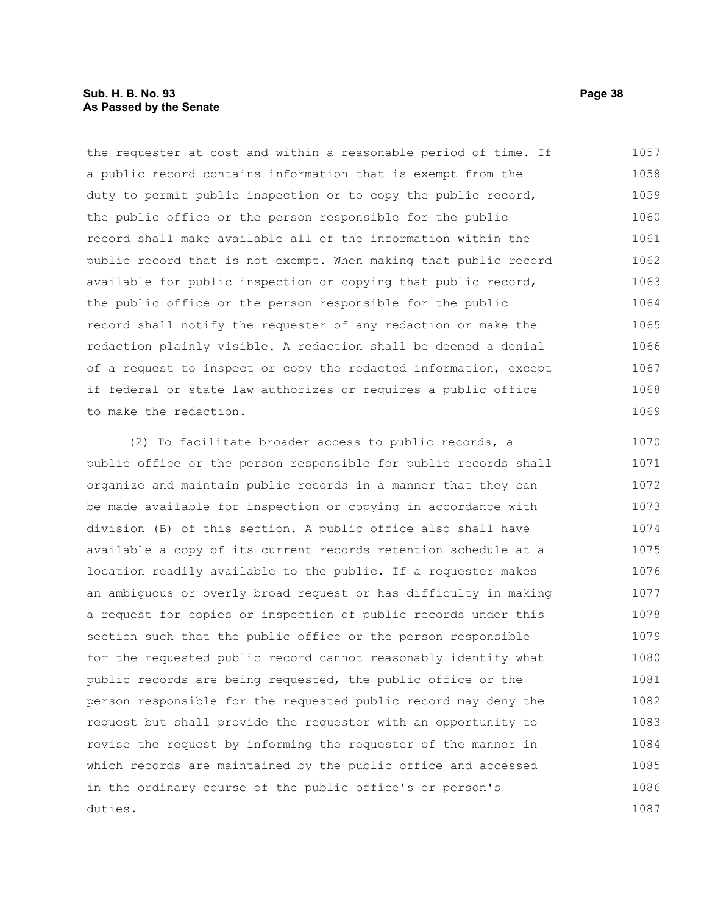the requester at cost and within a reasonable period of time. If a public record contains information that is exempt from the duty to permit public inspection or to copy the public record, the public office or the person responsible for the public record shall make available all of the information within the public record that is not exempt. When making that public record available for public inspection or copying that public record, the public office or the person responsible for the public record shall notify the requester of any redaction or make the redaction plainly visible. A redaction shall be deemed a denial of a request to inspect or copy the redacted information, except if federal or state law authorizes or requires a public office to make the redaction.

(2) To facilitate broader access to public records, a public office or the person responsible for public records shall organize and maintain public records in a manner that they can be made available for inspection or copying in accordance with division (B) of this section. A public office also shall have available a copy of its current records retention schedule at a location readily available to the public. If a requester makes an ambiguous or overly broad request or has difficulty in making a request for copies or inspection of public records under this section such that the public office or the person responsible for the requested public record cannot reasonably identify what public records are being requested, the public office or the person responsible for the requested public record may deny the request but shall provide the requester with an opportunity to revise the request by informing the requester of the manner in which records are maintained by the public office and accessed in the ordinary course of the public office's or person's duties.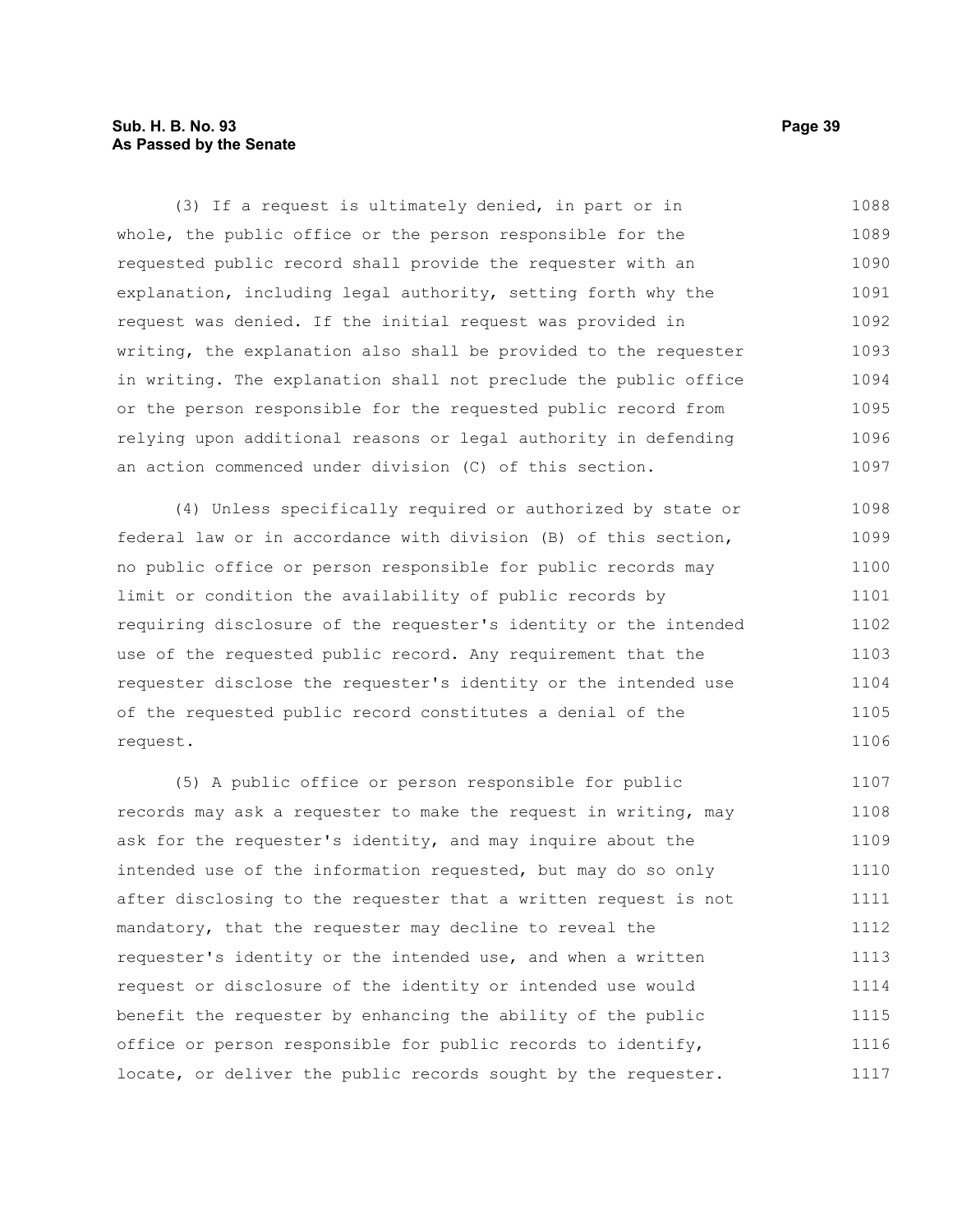(3) If a request is ultimately denied, in part or in whole, the public office or the person responsible for the requested public record shall provide the requester with an explanation, including legal authority, setting forth why the request was denied. If the initial request was provided in writing, the explanation also shall be provided to the requester in writing. The explanation shall not preclude the public office or the person responsible for the requested public record from relying upon additional reasons or legal authority in defending an action commenced under division (C) of this section.

(4) Unless specifically required or authorized by state or federal law or in accordance with division (B) of this section, no public office or person responsible for public records may limit or condition the availability of public records by requiring disclosure of the requester's identity or the intended use of the requested public record. Any requirement that the requester disclose the requester's identity or the intended use of the requested public record constitutes a denial of the request.

(5) A public office or person responsible for public records may ask a requester to make the request in writing, may ask for the requester's identity, and may inquire about the intended use of the information requested, but may do so only after disclosing to the requester that a written request is not mandatory, that the requester may decline to reveal the requester's identity or the intended use, and when a written request or disclosure of the identity or intended use would benefit the requester by enhancing the ability of the public office or person responsible for public records to identify, locate, or deliver the public records sought by the requester.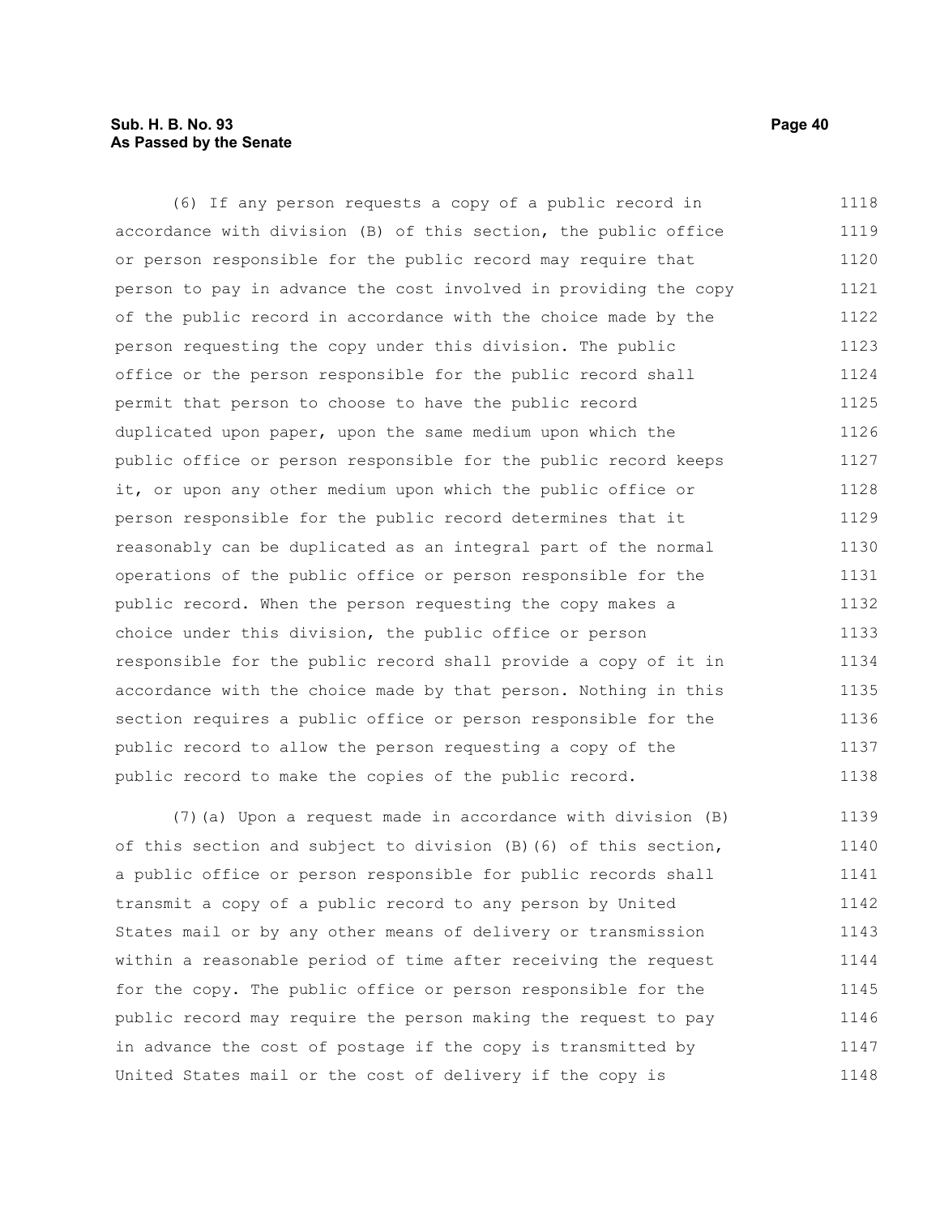(6) If any person requests a copy of a public record in accordance with division (B) of this section, the public office or person responsible for the public record may require that person to pay in advance the cost involved in providing the copy of the public record in accordance with the choice made by the person requesting the copy under this division. The public office or the person responsible for the public record shall permit that person to choose to have the public record duplicated upon paper, upon the same medium upon which the public office or person responsible for the public record keeps it, or upon any other medium upon which the public office or person responsible for the public record determines that it reasonably can be duplicated as an integral part of the normal operations of the public office or person responsible for the public record. When the person requesting the copy makes a choice under this division, the public office or person responsible for the public record shall provide a copy of it in accordance with the choice made by that person. Nothing in this section requires a public office or person responsible for the public record to allow the person requesting a copy of the public record to make the copies of the public record.

(7)(a) Upon a request made in accordance with division (B) of this section and subject to division (B)(6) of this section, a public office or person responsible for public records shall transmit a copy of a public record to any person by United States mail or by any other means of delivery or transmission within a reasonable period of time after receiving the request for the copy. The public office or person responsible for the public record may require the person making the request to pay in advance the cost of postage if the copy is transmitted by United States mail or the cost of delivery if the copy is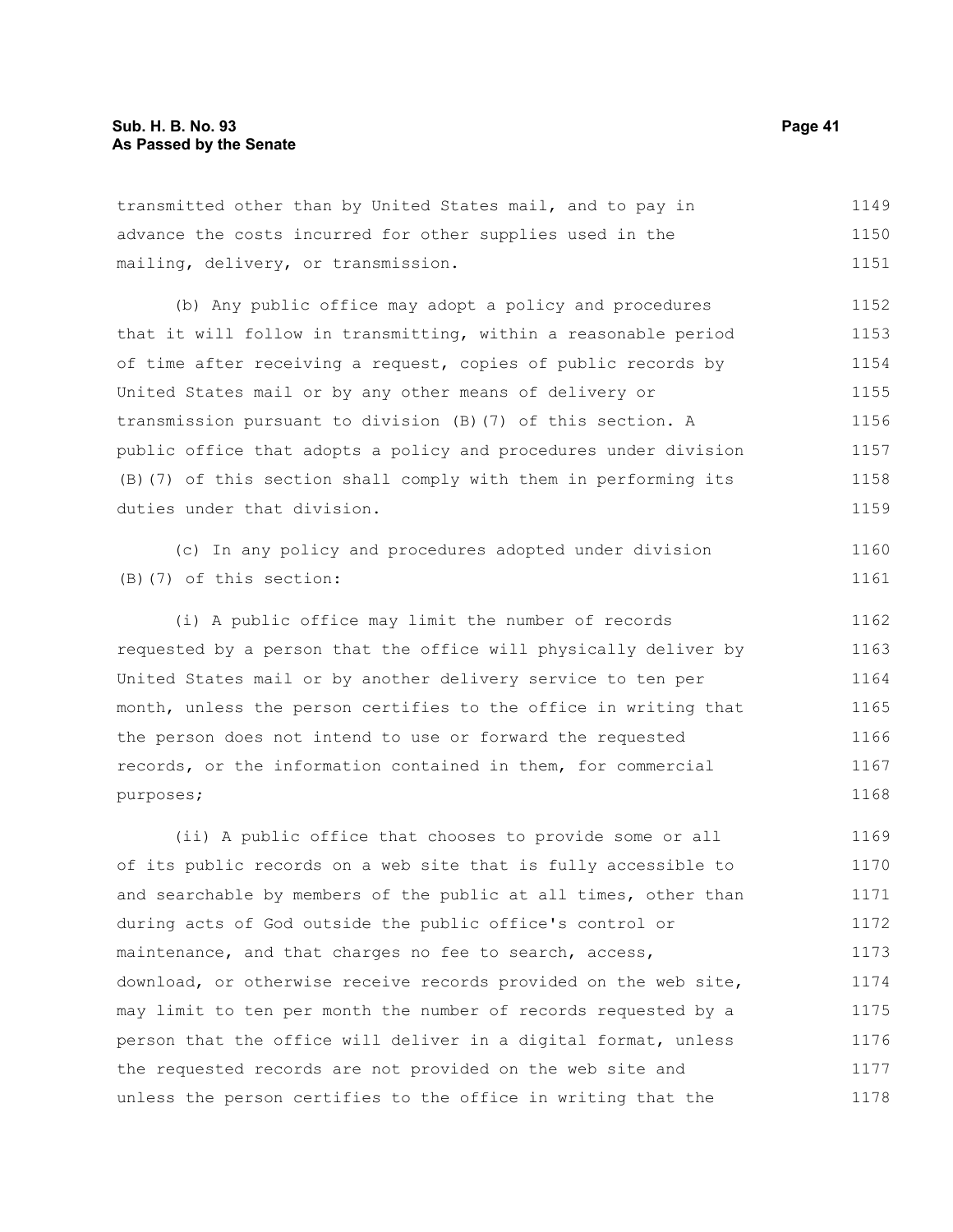transmitted other than by United States mail, and to pay in advance the costs incurred for other supplies used in the mailing, delivery, or transmission.

(b) Any public office may adopt a policy and procedures that it will follow in transmitting, within a reasonable period of time after receiving a request, copies of public records by United States mail or by any other means of delivery or transmission pursuant to division (B)(7) of this section. A public office that adopts a policy and procedures under division (B)(7) of this section shall comply with them in performing its duties under that division.

(c) In any policy and procedures adopted under division (B)(7) of this section:

(i) A public office may limit the number of records requested by a person that the office will physically deliver by United States mail or by another delivery service to ten per month, unless the person certifies to the office in writing that the person does not intend to use or forward the requested records, or the information contained in them, for commercial purposes;

(ii) A public office that chooses to provide some or all of its public records on a web site that is fully accessible to and searchable by members of the public at all times, other than during acts of God outside the public office's control or maintenance, and that charges no fee to search, access, download, or otherwise receive records provided on the web site, may limit to ten per month the number of records requested by a person that the office will deliver in a digital format, unless the requested records are not provided on the web site and unless the person certifies to the office in writing that the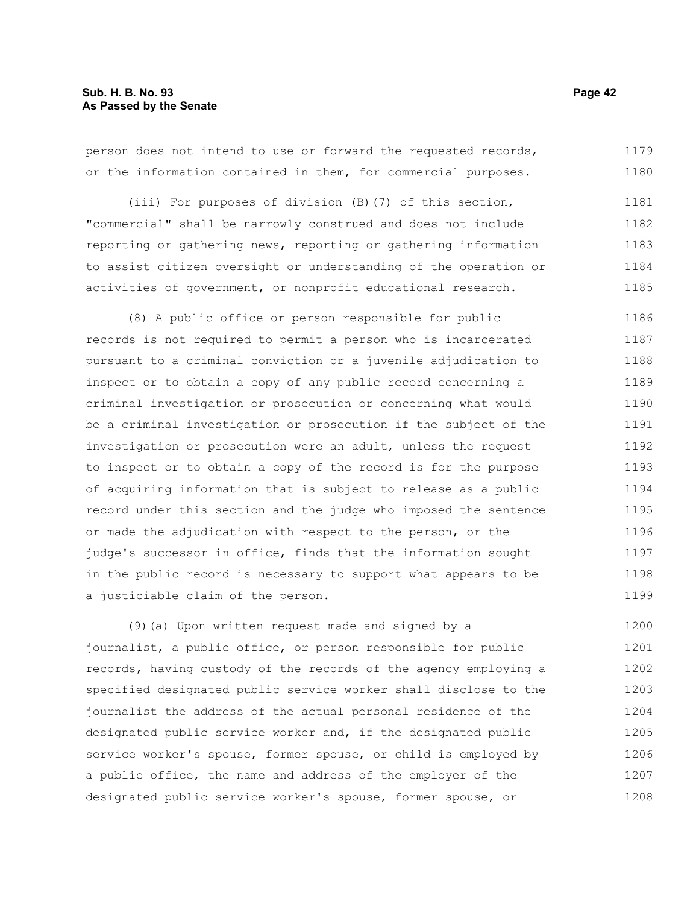person does not intend to use or forward the requested records, or the information contained in them, for commercial purposes.

(iii) For purposes of division (B)(7) of this section, "commercial" shall be narrowly construed and does not include reporting or gathering news, reporting or gathering information to assist citizen oversight or understanding of the operation or activities of government, or nonprofit educational research.

(8) A public office or person responsible for public records is not required to permit a person who is incarcerated pursuant to a criminal conviction or a juvenile adjudication to inspect or to obtain a copy of any public record concerning a criminal investigation or prosecution or concerning what would be a criminal investigation or prosecution if the subject of the investigation or prosecution were an adult, unless the request to inspect or to obtain a copy of the record is for the purpose of acquiring information that is subject to release as a public record under this section and the judge who imposed the sentence or made the adjudication with respect to the person, or the judge's successor in office, finds that the information sought in the public record is necessary to support what appears to be a justiciable claim of the person.

(9)(a) Upon written request made and signed by a journalist, a public office, or person responsible for public records, having custody of the records of the agency employing a specified designated public service worker shall disclose to the journalist the address of the actual personal residence of the designated public service worker and, if the designated public service worker's spouse, former spouse, or child is employed by a public office, the name and address of the employer of the designated public service worker's spouse, former spouse, or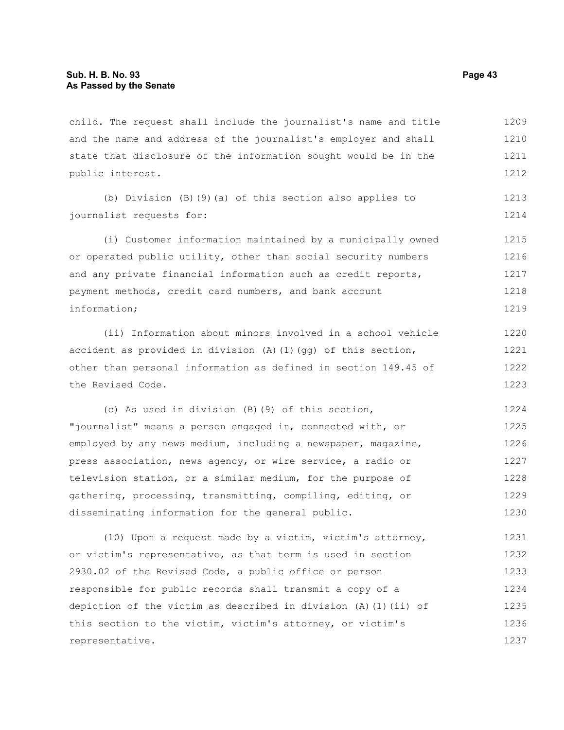child. The request shall include the journalist's name and title and the name and address of the journalist's employer and shall state that disclosure of the information sought would be in the public interest.

(b) Division (B)(9)(a) of this section also applies to journalist requests for:

(i) Customer information maintained by a municipally owned or operated public utility, other than social security numbers and any private financial information such as credit reports, payment methods, credit card numbers, and bank account information;

(ii) Information about minors involved in a school vehicle accident as provided in division (A)(1)(gg) of this section, other than personal information as defined in section 149.45 of the Revised Code.

(c) As used in division (B)(9) of this section, "journalist" means a person engaged in, connected with, or employed by any news medium, including a newspaper, magazine, press association, news agency, or wire service, a radio or television station, or a similar medium, for the purpose of gathering, processing, transmitting, compiling, editing, or disseminating information for the general public.

(10) Upon a request made by a victim, victim's attorney, or victim's representative, as that term is used in section 2930.02 of the Revised Code, a public office or person responsible for public records shall transmit a copy of a depiction of the victim as described in division (A)(1)(ii) of this section to the victim, victim's attorney, or victim's representative.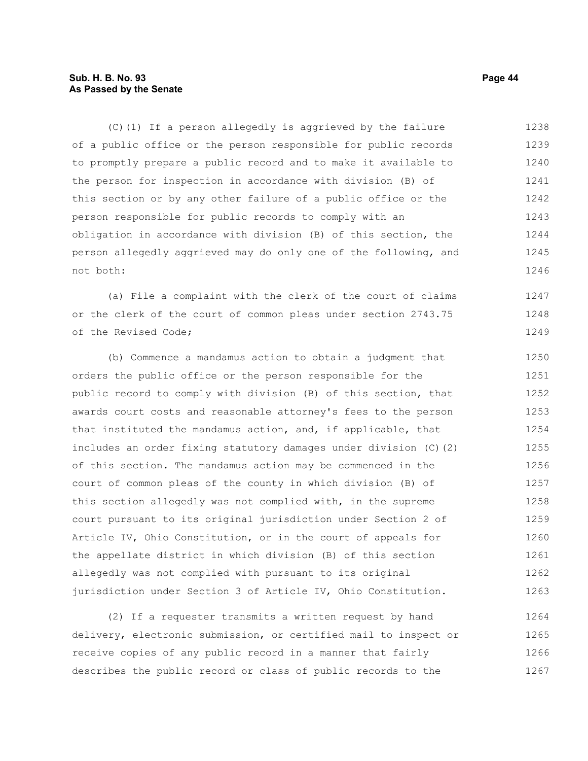(C)(1) If a person allegedly is aggrieved by the failure of a public office or the person responsible for public records to promptly prepare a public record and to make it available to the person for inspection in accordance with division (B) of this section or by any other failure of a public office or the person responsible for public records to comply with an obligation in accordance with division (B) of this section, the person allegedly aggrieved may do only one of the following, and not both:

(a) File a complaint with the clerk of the court of claims or the clerk of the court of common pleas under section 2743.75 of the Revised Code;

(b) Commence a mandamus action to obtain a judgment that orders the public office or the person responsible for the public record to comply with division (B) of this section, that awards court costs and reasonable attorney's fees to the person that instituted the mandamus action, and, if applicable, that includes an order fixing statutory damages under division (C)(2) of this section. The mandamus action may be commenced in the court of common pleas of the county in which division (B) of this section allegedly was not complied with, in the supreme court pursuant to its original jurisdiction under Section 2 of Article IV, Ohio Constitution, or in the court of appeals for the appellate district in which division (B) of this section allegedly was not complied with pursuant to its original jurisdiction under Section 3 of Article IV, Ohio Constitution.

(2) If a requester transmits a written request by hand delivery, electronic submission, or certified mail to inspect or receive copies of any public record in a manner that fairly describes the public record or class of public records to the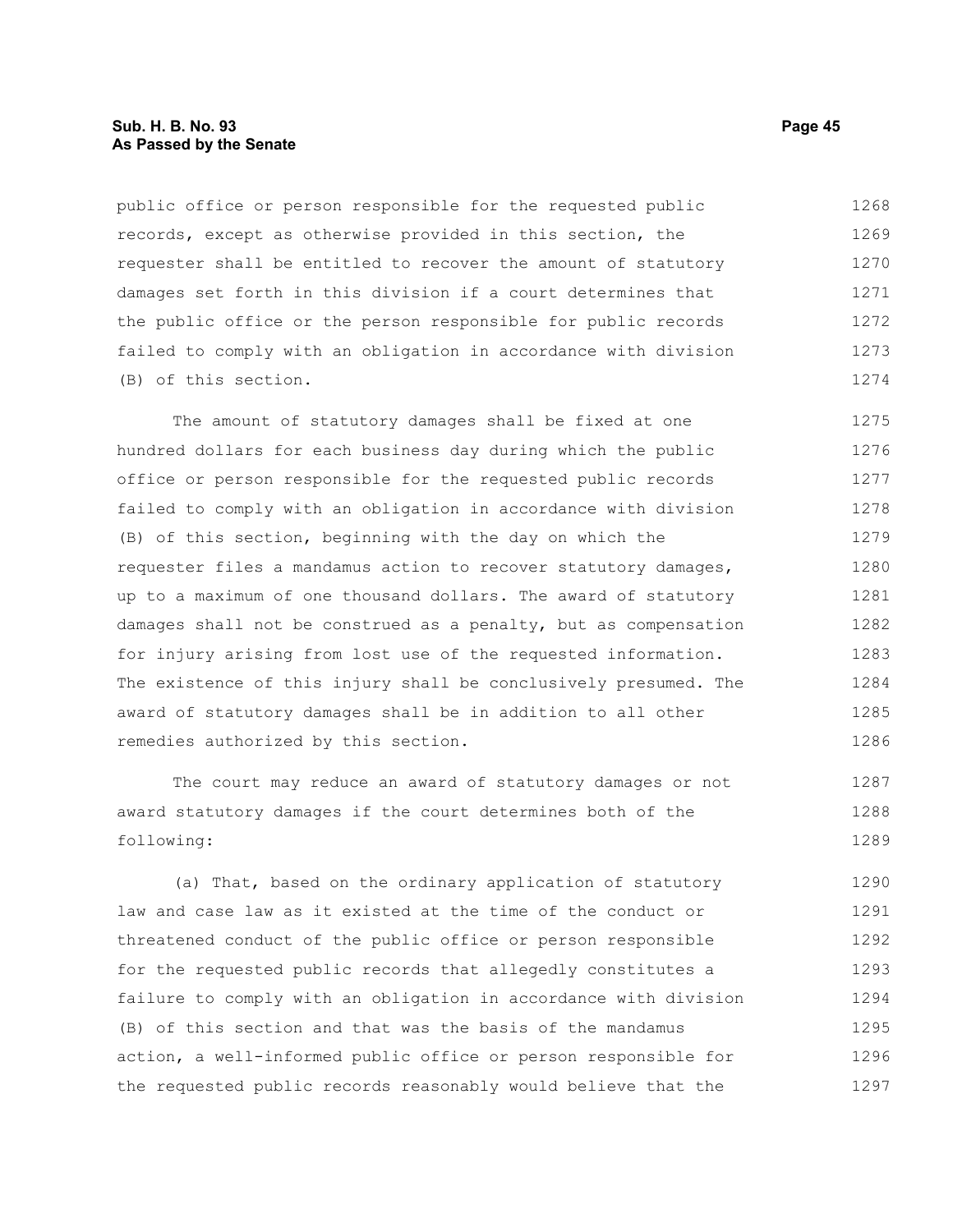public office or person responsible for the requested public records, except as otherwise provided in this section, the requester shall be entitled to recover the amount of statutory damages set forth in this division if a court determines that the public office or the person responsible for public records failed to comply with an obligation in accordance with division (B) of this section.

The amount of statutory damages shall be fixed at one hundred dollars for each business day during which the public office or person responsible for the requested public records failed to comply with an obligation in accordance with division (B) of this section, beginning with the day on which the requester files a mandamus action to recover statutory damages, up to a maximum of one thousand dollars. The award of statutory damages shall not be construed as a penalty, but as compensation for injury arising from lost use of the requested information. The existence of this injury shall be conclusively presumed. The award of statutory damages shall be in addition to all other remedies authorized by this section.

The court may reduce an award of statutory damages or not award statutory damages if the court determines both of the following:

(a) That, based on the ordinary application of statutory law and case law as it existed at the time of the conduct or threatened conduct of the public office or person responsible for the requested public records that allegedly constitutes a failure to comply with an obligation in accordance with division (B) of this section and that was the basis of the mandamus action, a well-informed public office or person responsible for the requested public records reasonably would believe that the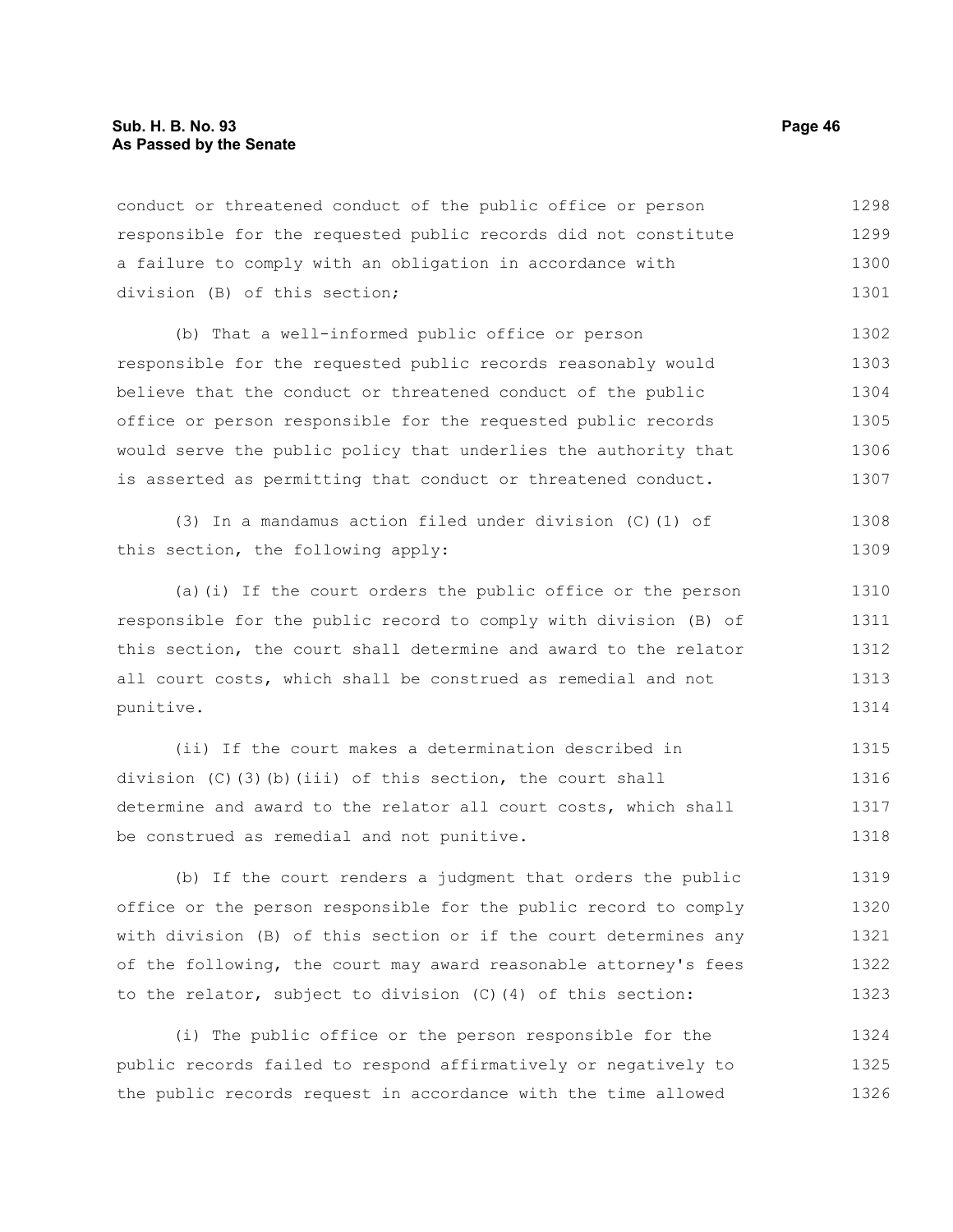conduct or threatened conduct of the public office or person responsible for the requested public records did not constitute a failure to comply with an obligation in accordance with division (B) of this section;

(b) That a well-informed public office or person responsible for the requested public records reasonably would believe that the conduct or threatened conduct of the public office or person responsible for the requested public records would serve the public policy that underlies the authority that is asserted as permitting that conduct or threatened conduct.

(3) In a mandamus action filed under division (C)(1) of this section, the following apply:

(a)(i) If the court orders the public office or the person responsible for the public record to comply with division (B) of this section, the court shall determine and award to the relator all court costs, which shall be construed as remedial and not punitive.

(ii) If the court makes a determination described in division (C)(3)(b)(iii) of this section, the court shall determine and award to the relator all court costs, which shall be construed as remedial and not punitive.

(b) If the court renders a judgment that orders the public office or the person responsible for the public record to comply with division (B) of this section or if the court determines any of the following, the court may award reasonable attorney's fees to the relator, subject to division (C)(4) of this section:

(i) The public office or the person responsible for the public records failed to respond affirmatively or negatively to the public records request in accordance with the time allowed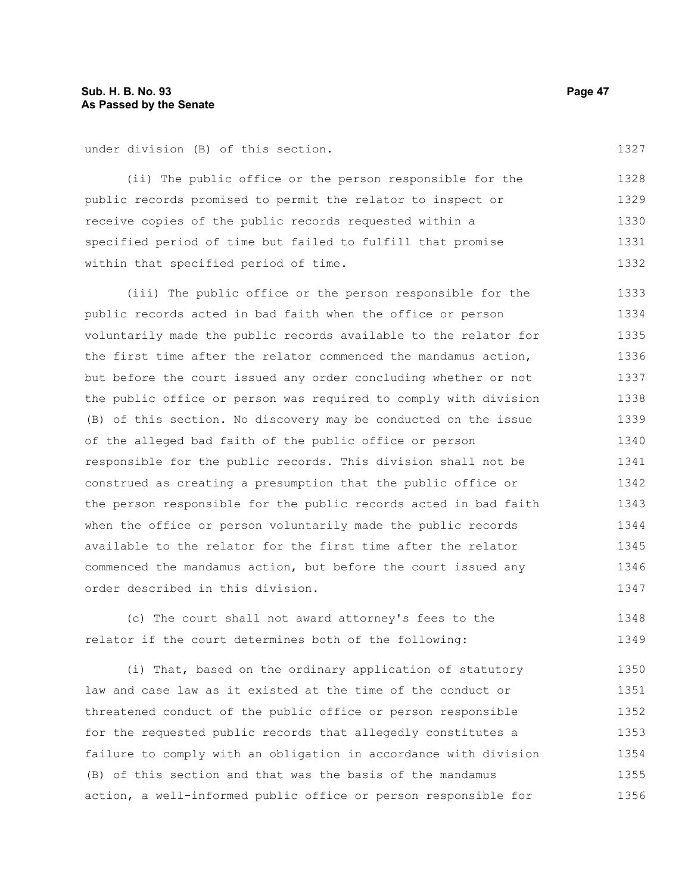under division (B) of this section.

(ii) The public office or the person responsible for the public records promised to permit the relator to inspect or receive copies of the public records requested within a specified period of time but failed to fulfill that promise within that specified period of time.

(iii) The public office or the person responsible for the public records acted in bad faith when the office or person voluntarily made the public records available to the relator for the first time after the relator commenced the mandamus action, but before the court issued any order concluding whether or not the public office or person was required to comply with division (B) of this section. No discovery may be conducted on the issue of the alleged bad faith of the public office or person responsible for the public records. This division shall not be construed as creating a presumption that the public office or the person responsible for the public records acted in bad faith when the office or person voluntarily made the public records available to the relator for the first time after the relator commenced the mandamus action, but before the court issued any order described in this division.

(c) The court shall not award attorney's fees to the relator if the court determines both of the following:

(i) That, based on the ordinary application of statutory law and case law as it existed at the time of the conduct or threatened conduct of the public office or person responsible for the requested public records that allegedly constitutes a failure to comply with an obligation in accordance with division (B) of this section and that was the basis of the mandamus action, a well-informed public office or person responsible for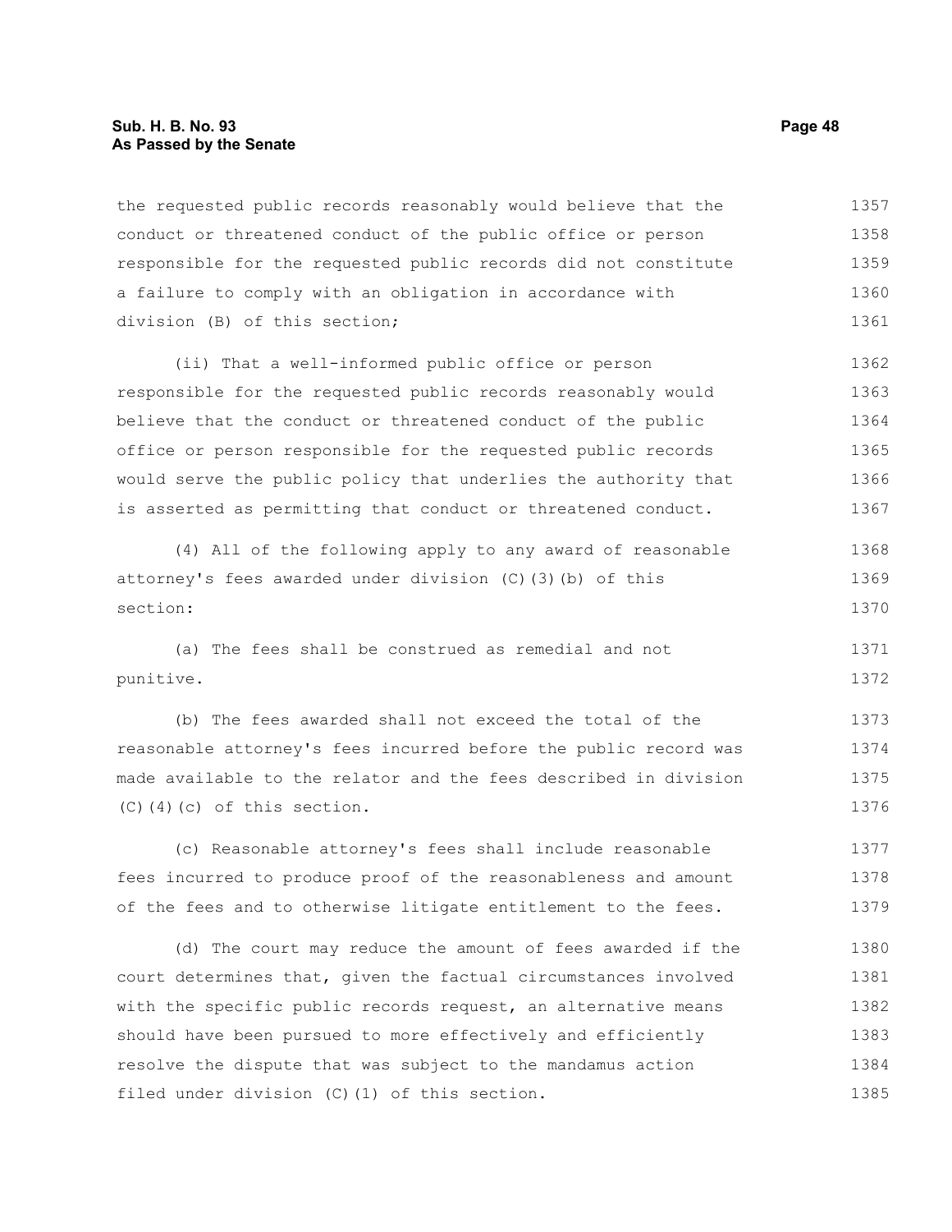the requested public records reasonably would believe that the conduct or threatened conduct of the public office or person responsible for the requested public records did not constitute a failure to comply with an obligation in accordance with division (B) of this section;

(ii) That a well-informed public office or person responsible for the requested public records reasonably would believe that the conduct or threatened conduct of the public office or person responsible for the requested public records would serve the public policy that underlies the authority that is asserted as permitting that conduct or threatened conduct.

(4) All of the following apply to any award of reasonable attorney's fees awarded under division (C)(3)(b) of this section:

(a) The fees shall be construed as remedial and not punitive.

(b) The fees awarded shall not exceed the total of the reasonable attorney's fees incurred before the public record was made available to the relator and the fees described in division (C)(4)(c) of this section.

(c) Reasonable attorney's fees shall include reasonable fees incurred to produce proof of the reasonableness and amount of the fees and to otherwise litigate entitlement to the fees.

(d) The court may reduce the amount of fees awarded if the court determines that, given the factual circumstances involved with the specific public records request, an alternative means should have been pursued to more effectively and efficiently resolve the dispute that was subject to the mandamus action filed under division (C)(1) of this section.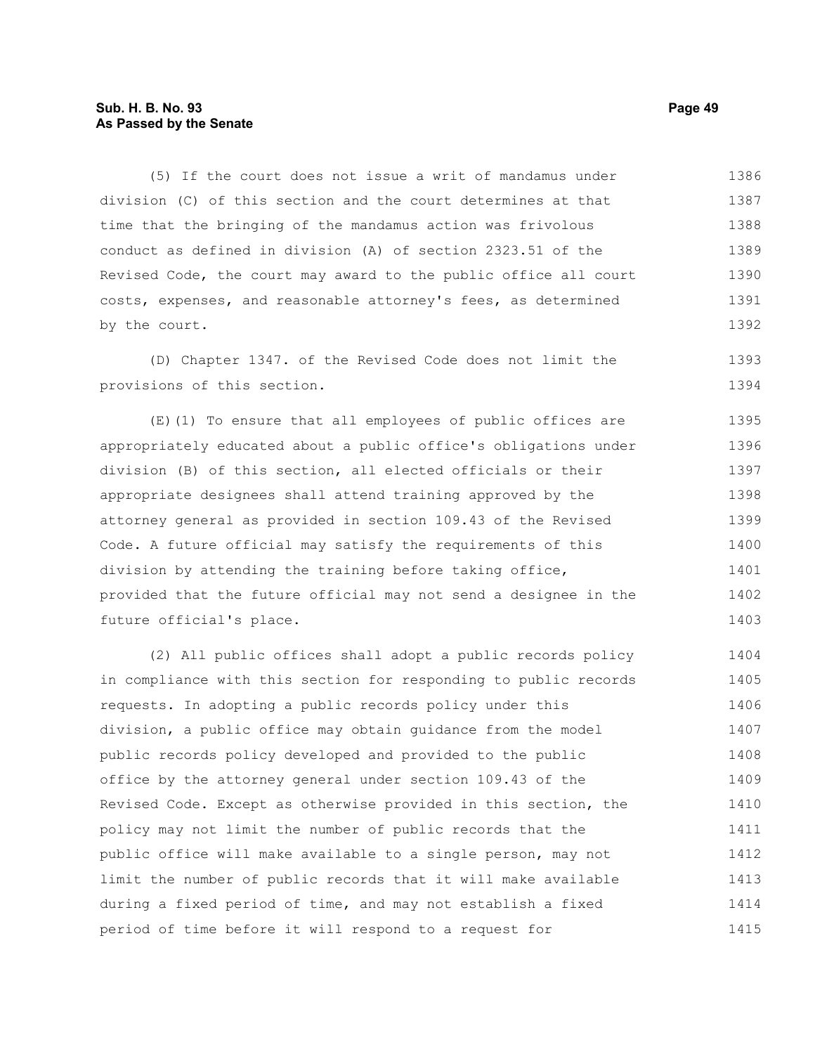(5) If the court does not issue a writ of mandamus under division (C) of this section and the court determines at that time that the bringing of the mandamus action was frivolous conduct as defined in division (A) of section 2323.51 of the Revised Code, the court may award to the public office all court costs, expenses, and reasonable attorney's fees, as determined by the court.

(D) Chapter 1347. of the Revised Code does not limit the provisions of this section.

(E)(1) To ensure that all employees of public offices are appropriately educated about a public office's obligations under division (B) of this section, all elected officials or their appropriate designees shall attend training approved by the attorney general as provided in section 109.43 of the Revised Code. A future official may satisfy the requirements of this division by attending the training before taking office, provided that the future official may not send a designee in the future official's place.

(2) All public offices shall adopt a public records policy in compliance with this section for responding to public records requests. In adopting a public records policy under this division, a public office may obtain guidance from the model public records policy developed and provided to the public office by the attorney general under section 109.43 of the Revised Code. Except as otherwise provided in this section, the policy may not limit the number of public records that the public office will make available to a single person, may not limit the number of public records that it will make available during a fixed period of time, and may not establish a fixed period of time before it will respond to a request for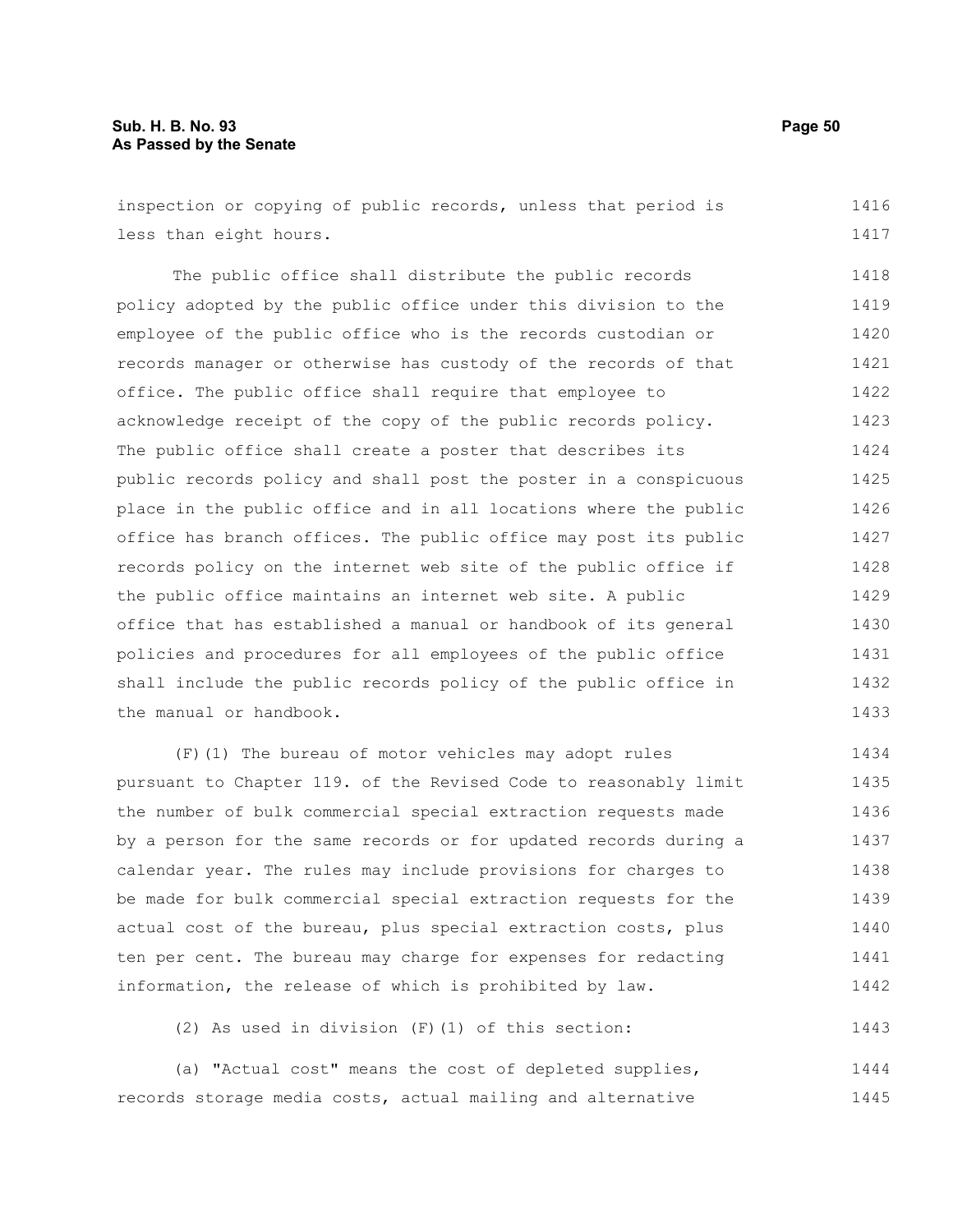inspection or copying of public records, unless that period is less than eight hours.

The public office shall distribute the public records policy adopted by the public office under this division to the employee of the public office who is the records custodian or records manager or otherwise has custody of the records of that office. The public office shall require that employee to acknowledge receipt of the copy of the public records policy. The public office shall create a poster that describes its public records policy and shall post the poster in a conspicuous place in the public office and in all locations where the public office has branch offices. The public office may post its public records policy on the internet web site of the public office if the public office maintains an internet web site. A public office that has established a manual or handbook of its general policies and procedures for all employees of the public office shall include the public records policy of the public office in the manual or handbook.

(F)(1) The bureau of motor vehicles may adopt rules pursuant to Chapter 119. of the Revised Code to reasonably limit the number of bulk commercial special extraction requests made by a person for the same records or for updated records during a calendar year. The rules may include provisions for charges to be made for bulk commercial special extraction requests for the actual cost of the bureau, plus special extraction costs, plus ten per cent. The bureau may charge for expenses for redacting information, the release of which is prohibited by law.

(2) As used in division (F)(1) of this section:

(a) "Actual cost" means the cost of depleted supplies, records storage media costs, actual mailing and alternative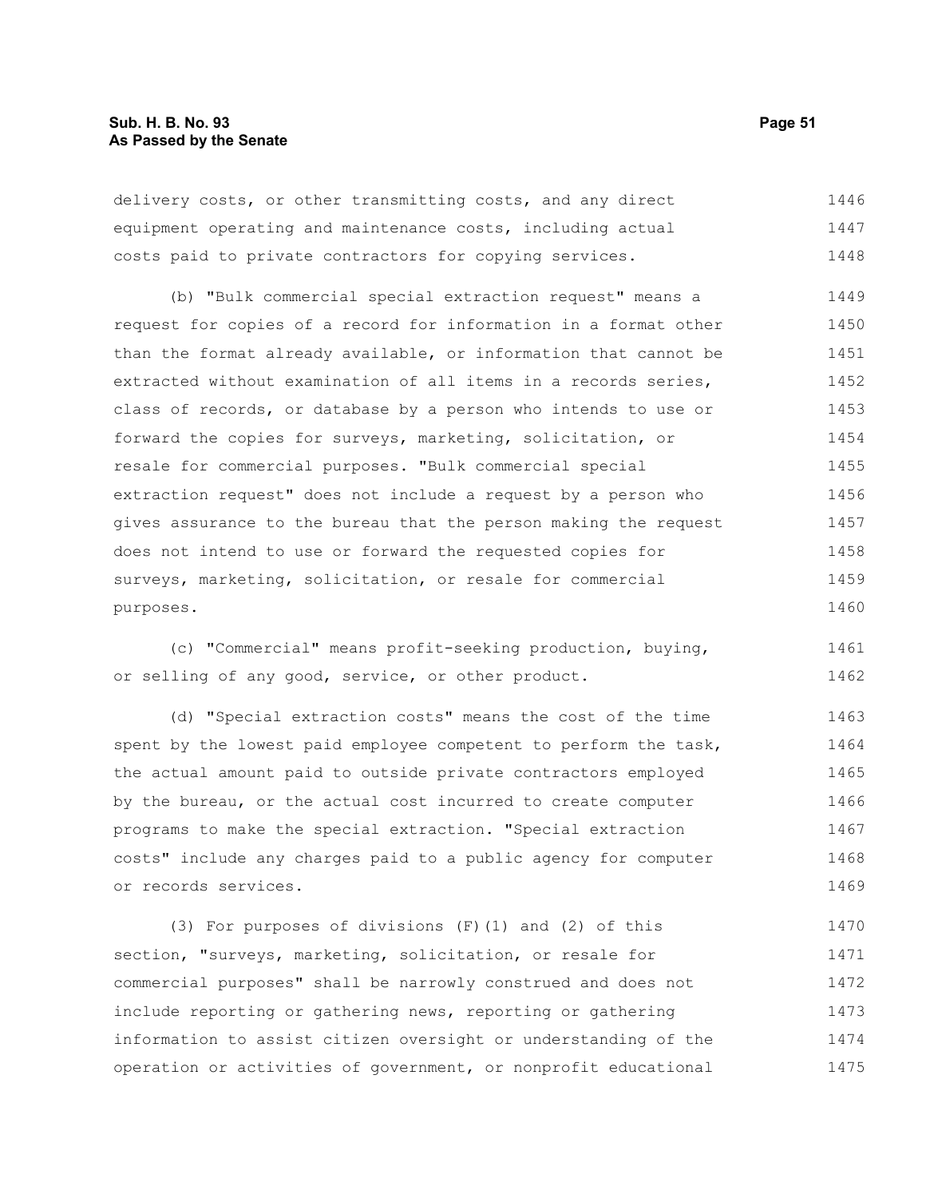delivery costs, or other transmitting costs, and any direct equipment operating and maintenance costs, including actual costs paid to private contractors for copying services.

(b) "Bulk commercial special extraction request" means a request for copies of a record for information in a format other than the format already available, or information that cannot be extracted without examination of all items in a records series, class of records, or database by a person who intends to use or forward the copies for surveys, marketing, solicitation, or resale for commercial purposes. "Bulk commercial special extraction request" does not include a request by a person who gives assurance to the bureau that the person making the request does not intend to use or forward the requested copies for surveys, marketing, solicitation, or resale for commercial purposes.

(c) "Commercial" means profit-seeking production, buying, or selling of any good, service, or other product.

(d) "Special extraction costs" means the cost of the time spent by the lowest paid employee competent to perform the task, the actual amount paid to outside private contractors employed by the bureau, or the actual cost incurred to create computer programs to make the special extraction. "Special extraction costs" include any charges paid to a public agency for computer or records services.

(3) For purposes of divisions (F)(1) and (2) of this section, "surveys, marketing, solicitation, or resale for commercial purposes" shall be narrowly construed and does not include reporting or gathering news, reporting or gathering information to assist citizen oversight or understanding of the operation or activities of government, or nonprofit educational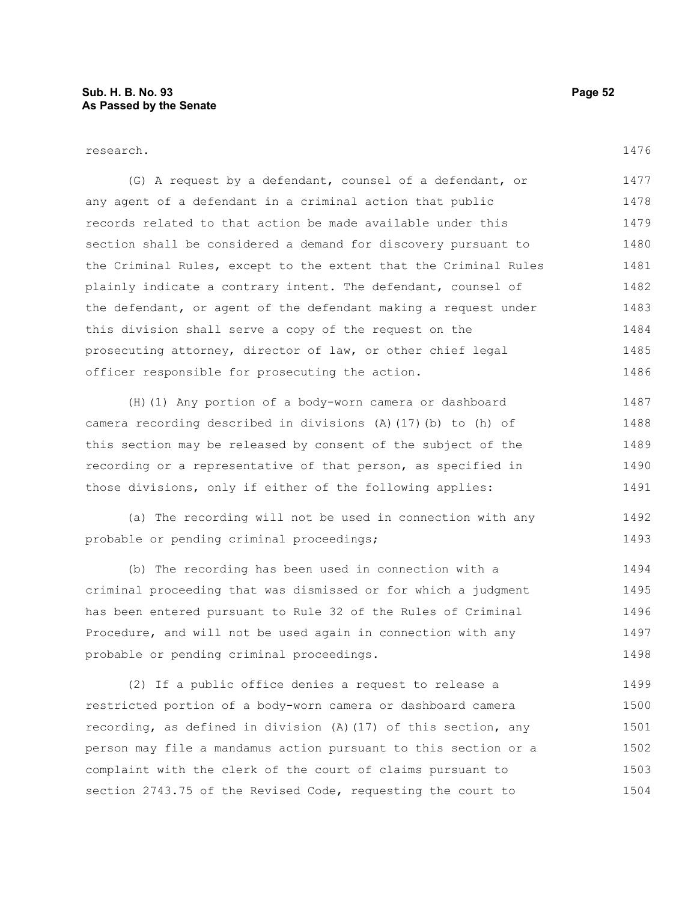research.

(G) A request by a defendant, counsel of a defendant, or any agent of a defendant in a criminal action that public records related to that action be made available under this section shall be considered a demand for discovery pursuant to the Criminal Rules, except to the extent that the Criminal Rules plainly indicate a contrary intent. The defendant, counsel of the defendant, or agent of the defendant making a request under this division shall serve a copy of the request on the prosecuting attorney, director of law, or other chief legal officer responsible for prosecuting the action.

(H)(1) Any portion of a body-worn camera or dashboard camera recording described in divisions (A)(17)(b) to (h) of this section may be released by consent of the subject of the recording or a representative of that person, as specified in those divisions, only if either of the following applies:

(a) The recording will not be used in connection with any probable or pending criminal proceedings;

(b) The recording has been used in connection with a criminal proceeding that was dismissed or for which a judgment has been entered pursuant to Rule 32 of the Rules of Criminal Procedure, and will not be used again in connection with any probable or pending criminal proceedings.

(2) If a public office denies a request to release a restricted portion of a body-worn camera or dashboard camera recording, as defined in division (A)(17) of this section, any person may file a mandamus action pursuant to this section or a complaint with the clerk of the court of claims pursuant to section 2743.75 of the Revised Code, requesting the court to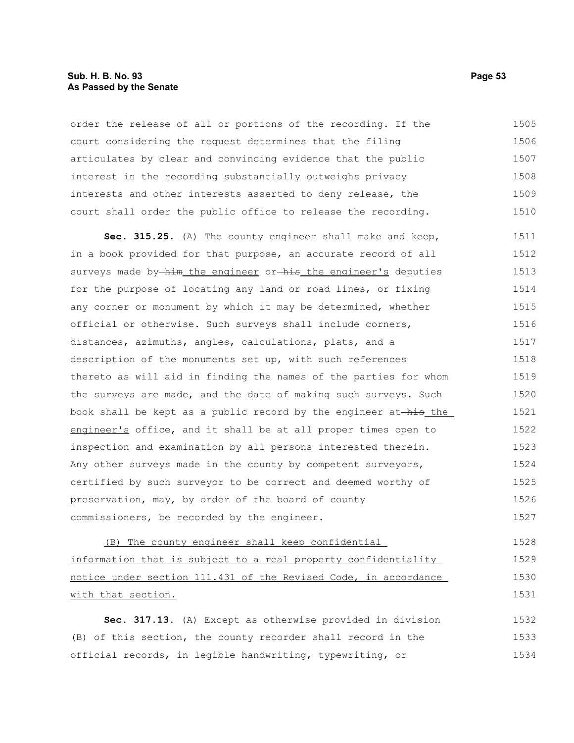order the release of all or portions of the recording. If the court considering the request determines that the filing articulates by clear and convincing evidence that the public interest in the recording substantially outweighs privacy interests and other interests asserted to deny release, the court shall order the public office to release the recording.

**Sec. 315.25.** (A) The county engineer shall make and keep, in a book provided for that purpose, an accurate record of all surveys made by ~~him~~ the engineer or ~~his~~ the engineer's deputies for the purpose of locating any land or road lines, or fixing any corner or monument by which it may be determined, whether official or otherwise. Such surveys shall include corners, distances, azimuths, angles, calculations, plats, and a description of the monuments set up, with such references thereto as will aid in finding the names of the parties for whom the surveys are made, and the date of making such surveys. Such book shall be kept as a public record by the engineer at ~~his~~ the engineer's office, and it shall be at all proper times open to inspection and examination by all persons interested therein. Any other surveys made in the county by competent surveyors, certified by such surveyor to be correct and deemed worthy of preservation, may, by order of the board of county commissioners, be recorded by the engineer.

(B) The county engineer shall keep confidential information that is subject to a real property confidentiality notice under section 111.431 of the Revised Code, in accordance with that section.

**Sec. 317.13.** (A) Except as otherwise provided in division (B) of this section, the county recorder shall record in the official records, in legible handwriting, typewriting, or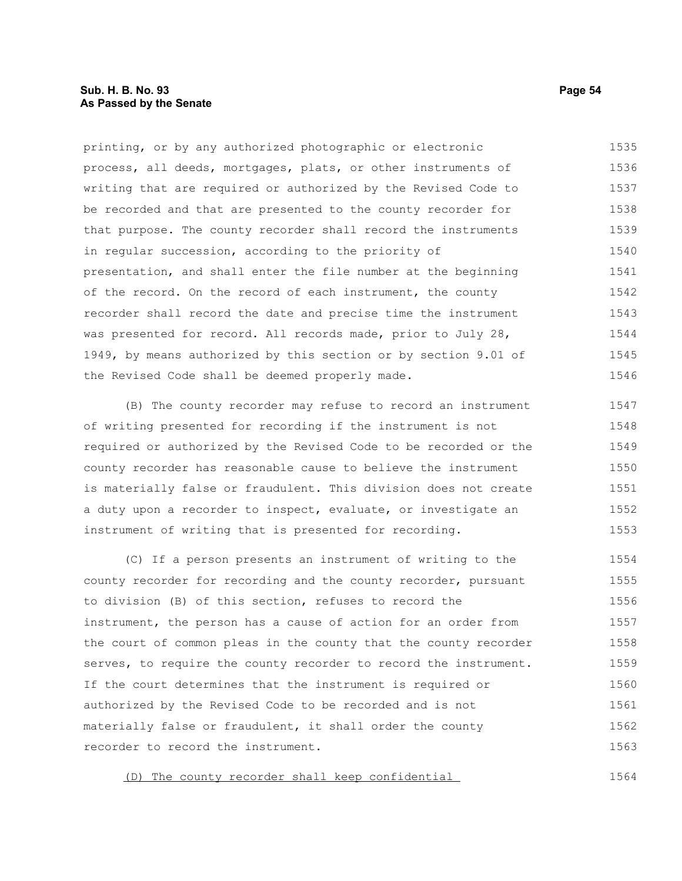printing, or by any authorized photographic or electronic process, all deeds, mortgages, plats, or other instruments of writing that are required or authorized by the Revised Code to be recorded and that are presented to the county recorder for that purpose. The county recorder shall record the instruments in regular succession, according to the priority of presentation, and shall enter the file number at the beginning of the record. On the record of each instrument, the county recorder shall record the date and precise time the instrument was presented for record. All records made, prior to July 28, 1949, by means authorized by this section or by section 9.01 of the Revised Code shall be deemed properly made.

(B) The county recorder may refuse to record an instrument of writing presented for recording if the instrument is not required or authorized by the Revised Code to be recorded or the county recorder has reasonable cause to believe the instrument is materially false or fraudulent. This division does not create a duty upon a recorder to inspect, evaluate, or investigate an instrument of writing that is presented for recording.

(C) If a person presents an instrument of writing to the county recorder for recording and the county recorder, pursuant to division (B) of this section, refuses to record the instrument, the person has a cause of action for an order from the court of common pleas in the county that the county recorder serves, to require the county recorder to record the instrument. If the court determines that the instrument is required or authorized by the Revised Code to be recorded and is not materially false or fraudulent, it shall order the county recorder to record the instrument.

<u>(D) The county recorder shall keep confidential</u>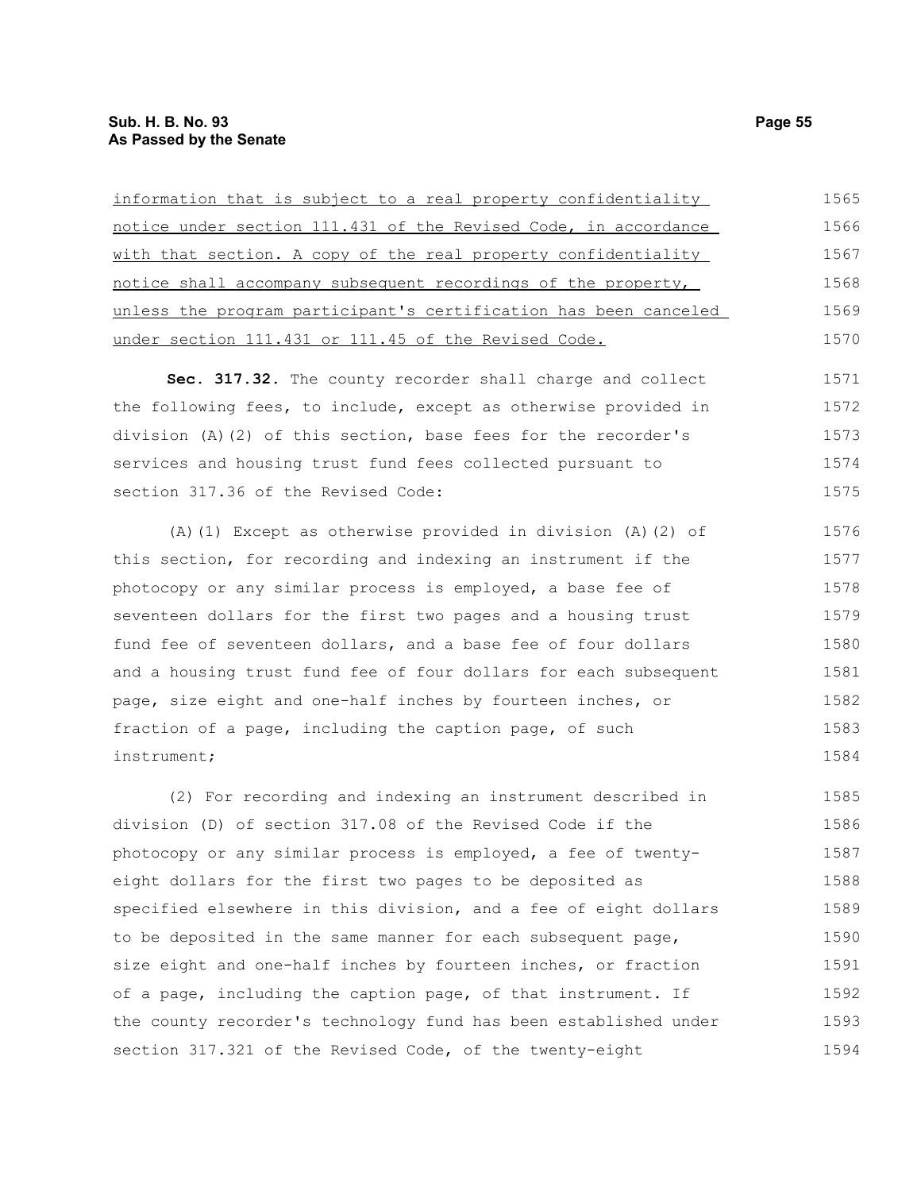information that is subject to a real property confidentiality notice under section 111.431 of the Revised Code, in accordance with that section. A copy of the real property confidentiality notice shall accompany subsequent recordings of the property, unless the program participant's certification has been canceled under section 111.431 or 111.45 of the Revised Code.

**Sec. 317.32.** The county recorder shall charge and collect the following fees, to include, except as otherwise provided in division (A)(2) of this section, base fees for the recorder's services and housing trust fund fees collected pursuant to section 317.36 of the Revised Code:

(A)(1) Except as otherwise provided in division (A)(2) of this section, for recording and indexing an instrument if the photocopy or any similar process is employed, a base fee of seventeen dollars for the first two pages and a housing trust fund fee of seventeen dollars, and a base fee of four dollars and a housing trust fund fee of four dollars for each subsequent page, size eight and one-half inches by fourteen inches, or fraction of a page, including the caption page, of such instrument;

(2) For recording and indexing an instrument described in division (D) of section 317.08 of the Revised Code if the photocopy or any similar process is employed, a fee of twenty-eight dollars for the first two pages to be deposited as specified elsewhere in this division, and a fee of eight dollars to be deposited in the same manner for each subsequent page, size eight and one-half inches by fourteen inches, or fraction of a page, including the caption page, of that instrument. If the county recorder's technology fund has been established under section 317.321 of the Revised Code, of the twenty-eight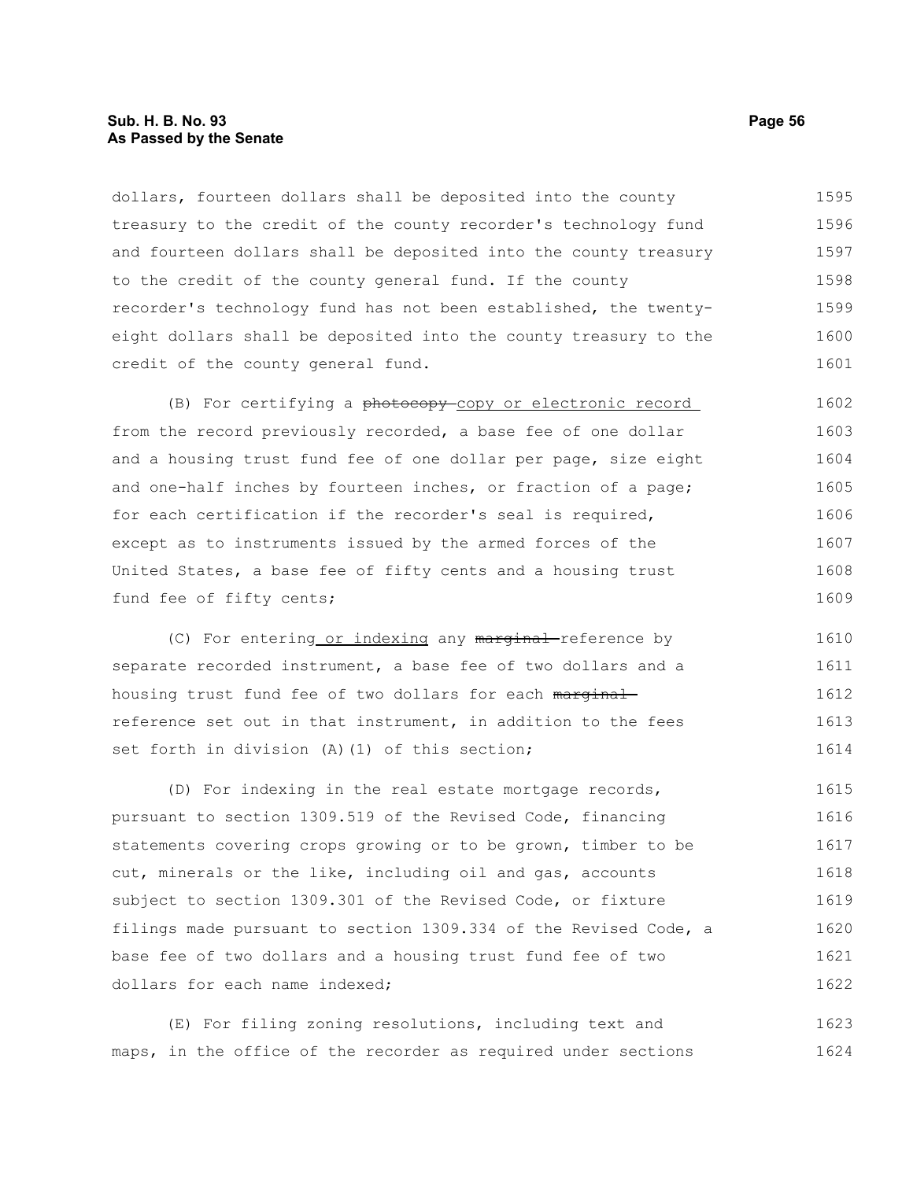dollars, fourteen dollars shall be deposited into the county treasury to the credit of the county recorder's technology fund and fourteen dollars shall be deposited into the county treasury to the credit of the county general fund. If the county recorder's technology fund has not been established, the twenty-eight dollars shall be deposited into the county treasury to the credit of the county general fund.

(B) For certifying a ~~photocopy~~ <u>copy or electronic record</u> from the record previously recorded, a base fee of one dollar and a housing trust fund fee of one dollar per page, size eight and one-half inches by fourteen inches, or fraction of a page; for each certification if the recorder's seal is required, except as to instruments issued by the armed forces of the United States, a base fee of fifty cents and a housing trust fund fee of fifty cents;

(C) For entering<u> or indexing</u> any ~~marginal~~ reference by separate recorded instrument, a base fee of two dollars and a housing trust fund fee of two dollars for each ~~marginal~~ reference set out in that instrument, in addition to the fees set forth in division (A)(1) of this section;

(D) For indexing in the real estate mortgage records, pursuant to section 1309.519 of the Revised Code, financing statements covering crops growing or to be grown, timber to be cut, minerals or the like, including oil and gas, accounts subject to section 1309.301 of the Revised Code, or fixture filings made pursuant to section 1309.334 of the Revised Code, a base fee of two dollars and a housing trust fund fee of two dollars for each name indexed;

(E) For filing zoning resolutions, including text and maps, in the office of the recorder as required under sections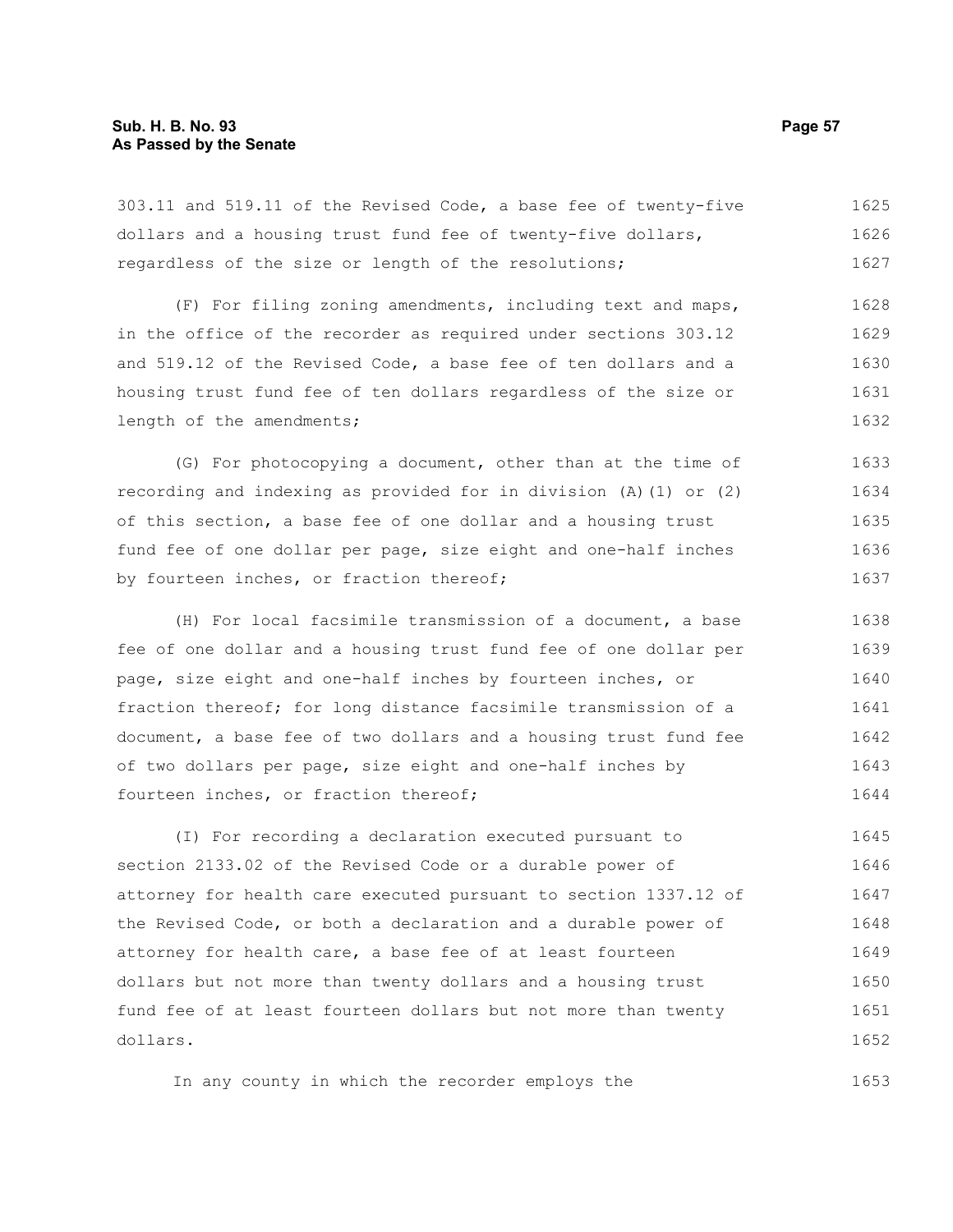303.11 and 519.11 of the Revised Code, a base fee of twenty-five dollars and a housing trust fund fee of twenty-five dollars, regardless of the size or length of the resolutions;

(F) For filing zoning amendments, including text and maps, in the office of the recorder as required under sections 303.12 and 519.12 of the Revised Code, a base fee of ten dollars and a housing trust fund fee of ten dollars regardless of the size or length of the amendments;

(G) For photocopying a document, other than at the time of recording and indexing as provided for in division (A)(1) or (2) of this section, a base fee of one dollar and a housing trust fund fee of one dollar per page, size eight and one-half inches by fourteen inches, or fraction thereof;

(H) For local facsimile transmission of a document, a base fee of one dollar and a housing trust fund fee of one dollar per page, size eight and one-half inches by fourteen inches, or fraction thereof; for long distance facsimile transmission of a document, a base fee of two dollars and a housing trust fund fee of two dollars per page, size eight and one-half inches by fourteen inches, or fraction thereof;

(I) For recording a declaration executed pursuant to section 2133.02 of the Revised Code or a durable power of attorney for health care executed pursuant to section 1337.12 of the Revised Code, or both a declaration and a durable power of attorney for health care, a base fee of at least fourteen dollars but not more than twenty dollars and a housing trust fund fee of at least fourteen dollars but not more than twenty dollars.

In any county in which the recorder employs the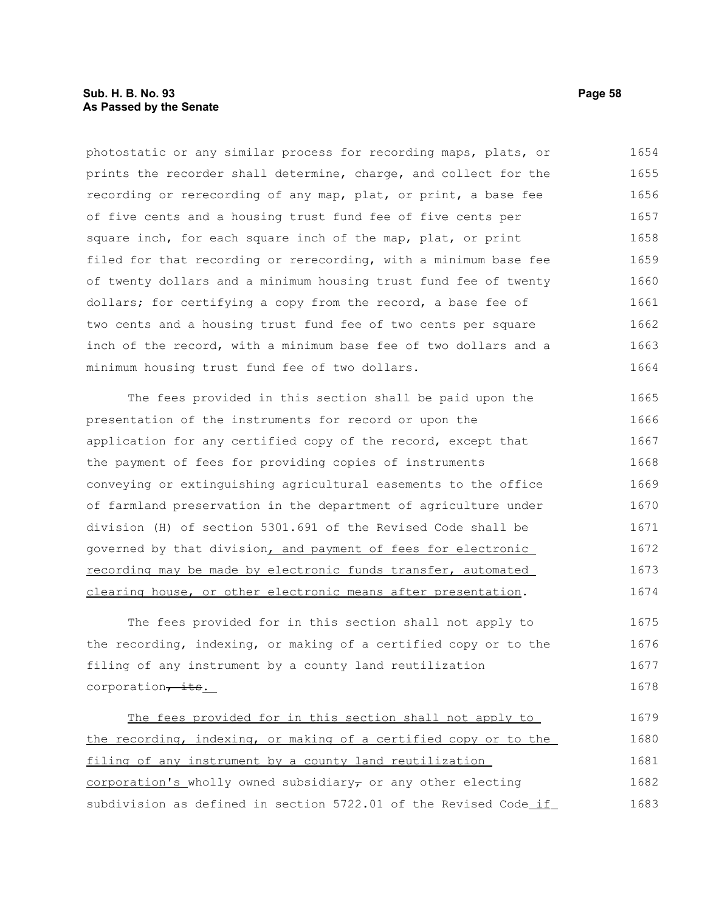photostatic or any similar process for recording maps, plats, or prints the recorder shall determine, charge, and collect for the recording or rerecording of any map, plat, or print, a base fee of five cents and a housing trust fund fee of five cents per square inch, for each square inch of the map, plat, or print filed for that recording or rerecording, with a minimum base fee of twenty dollars and a minimum housing trust fund fee of twenty dollars; for certifying a copy from the record, a base fee of two cents and a housing trust fund fee of two cents per square inch of the record, with a minimum base fee of two dollars and a minimum housing trust fund fee of two dollars.

The fees provided in this section shall be paid upon the presentation of the instruments for record or upon the application for any certified copy of the record, except that the payment of fees for providing copies of instruments conveying or extinguishing agricultural easements to the office of farmland preservation in the department of agriculture under division (H) of section 5301.691 of the Revised Code shall be governed by that division, and payment of fees for electronic recording may be made by electronic funds transfer, automated clearing house, or other electronic means after presentation.

The fees provided for in this section shall not apply to the recording, indexing, or making of a certified copy or to the filing of any instrument by a county land reutilization corporation~~, its~~.

The fees provided for in this section shall not apply to the recording, indexing, or making of a certified copy or to the filing of any instrument by a county land reutilization corporation's wholly owned subsidiary~~,~~ or any other electing subdivision as defined in section 5722.01 of the Revised Code if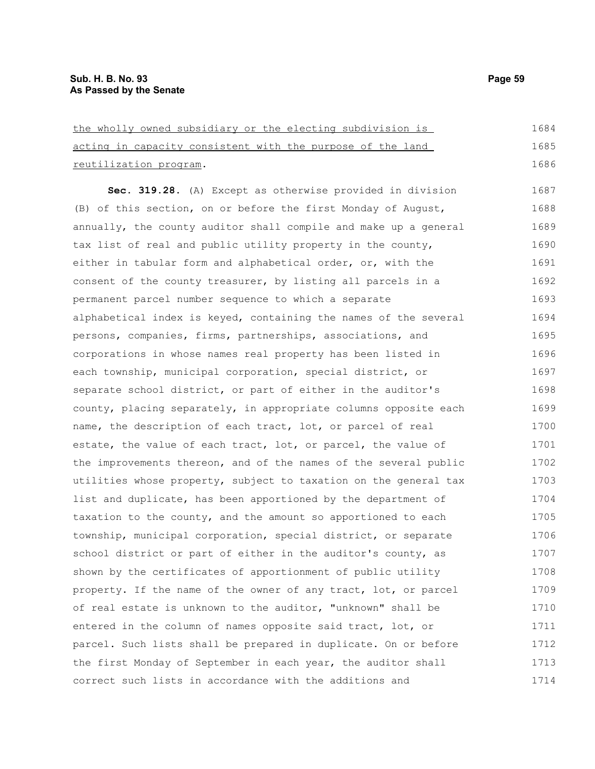the wholly owned subsidiary or the electing subdivision is acting in capacity consistent with the purpose of the land reutilization program.

**Sec. 319.28.** (A) Except as otherwise provided in division (B) of this section, on or before the first Monday of August, annually, the county auditor shall compile and make up a general tax list of real and public utility property in the county, either in tabular form and alphabetical order, or, with the consent of the county treasurer, by listing all parcels in a permanent parcel number sequence to which a separate alphabetical index is keyed, containing the names of the several persons, companies, firms, partnerships, associations, and corporations in whose names real property has been listed in each township, municipal corporation, special district, or separate school district, or part of either in the auditor's county, placing separately, in appropriate columns opposite each name, the description of each tract, lot, or parcel of real estate, the value of each tract, lot, or parcel, the value of the improvements thereon, and of the names of the several public utilities whose property, subject to taxation on the general tax list and duplicate, has been apportioned by the department of taxation to the county, and the amount so apportioned to each township, municipal corporation, special district, or separate school district or part of either in the auditor's county, as shown by the certificates of apportionment of public utility property. If the name of the owner of any tract, lot, or parcel of real estate is unknown to the auditor, "unknown" shall be entered in the column of names opposite said tract, lot, or parcel. Such lists shall be prepared in duplicate. On or before the first Monday of September in each year, the auditor shall correct such lists in accordance with the additions and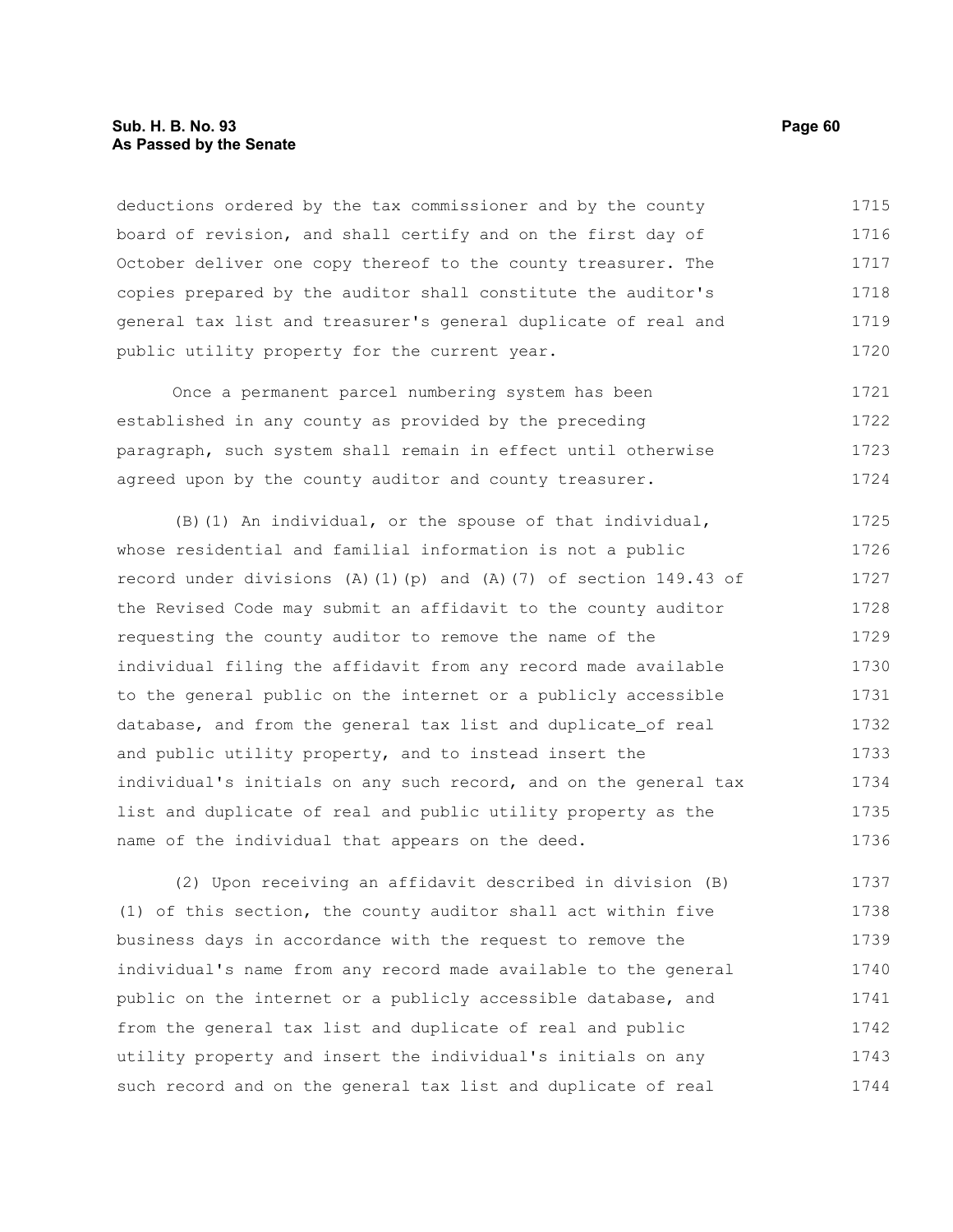deductions ordered by the tax commissioner and by the county board of revision, and shall certify and on the first day of October deliver one copy thereof to the county treasurer. The copies prepared by the auditor shall constitute the auditor's general tax list and treasurer's general duplicate of real and public utility property for the current year.

Once a permanent parcel numbering system has been established in any county as provided by the preceding paragraph, such system shall remain in effect until otherwise agreed upon by the county auditor and county treasurer.

(B)(1) An individual, or the spouse of that individual, whose residential and familial information is not a public record under divisions (A)(1)(p) and (A)(7) of section 149.43 of the Revised Code may submit an affidavit to the county auditor requesting the county auditor to remove the name of the individual filing the affidavit from any record made available to the general public on the internet or a publicly accessible database, and from the general tax list and duplicate of real and public utility property, and to instead insert the individual's initials on any such record, and on the general tax list and duplicate of real and public utility property as the name of the individual that appears on the deed.

(2) Upon receiving an affidavit described in division (B)(1) of this section, the county auditor shall act within five business days in accordance with the request to remove the individual's name from any record made available to the general public on the internet or a publicly accessible database, and from the general tax list and duplicate of real and public utility property and insert the individual's initials on any such record and on the general tax list and duplicate of real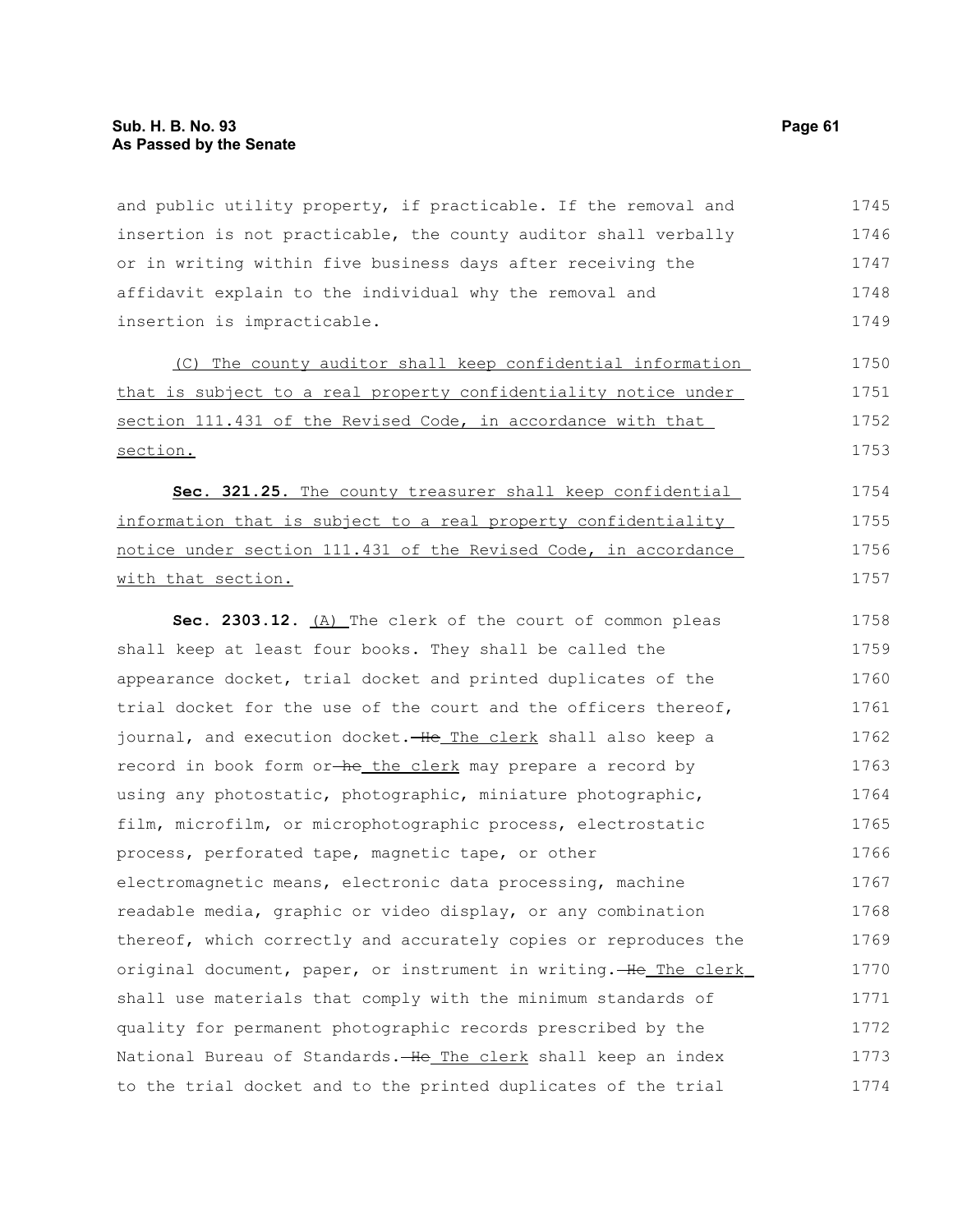and public utility property, if practicable. If the removal and insertion is not practicable, the county auditor shall verbally or in writing within five business days after receiving the affidavit explain to the individual why the removal and insertion is impracticable.

(C) The county auditor shall keep confidential information that is subject to a real property confidentiality notice under section 111.431 of the Revised Code, in accordance with that section.

**Sec. 321.25.** The county treasurer shall keep confidential information that is subject to a real property confidentiality notice under section 111.431 of the Revised Code, in accordance with that section.

**Sec. 2303.12.** (A) The clerk of the court of common pleas shall keep at least four books. They shall be called the appearance docket, trial docket and printed duplicates of the trial docket for the use of the court and the officers thereof, journal, and execution docket. ~~He~~ The clerk shall also keep a record in book form or ~~he~~ the clerk may prepare a record by using any photostatic, photographic, miniature photographic, film, microfilm, or microphotographic process, electrostatic process, perforated tape, magnetic tape, or other electromagnetic means, electronic data processing, machine readable media, graphic or video display, or any combination thereof, which correctly and accurately copies or reproduces the original document, paper, or instrument in writing. ~~He~~ The clerk shall use materials that comply with the minimum standards of quality for permanent photographic records prescribed by the National Bureau of Standards. ~~He~~ The clerk shall keep an index to the trial docket and to the printed duplicates of the trial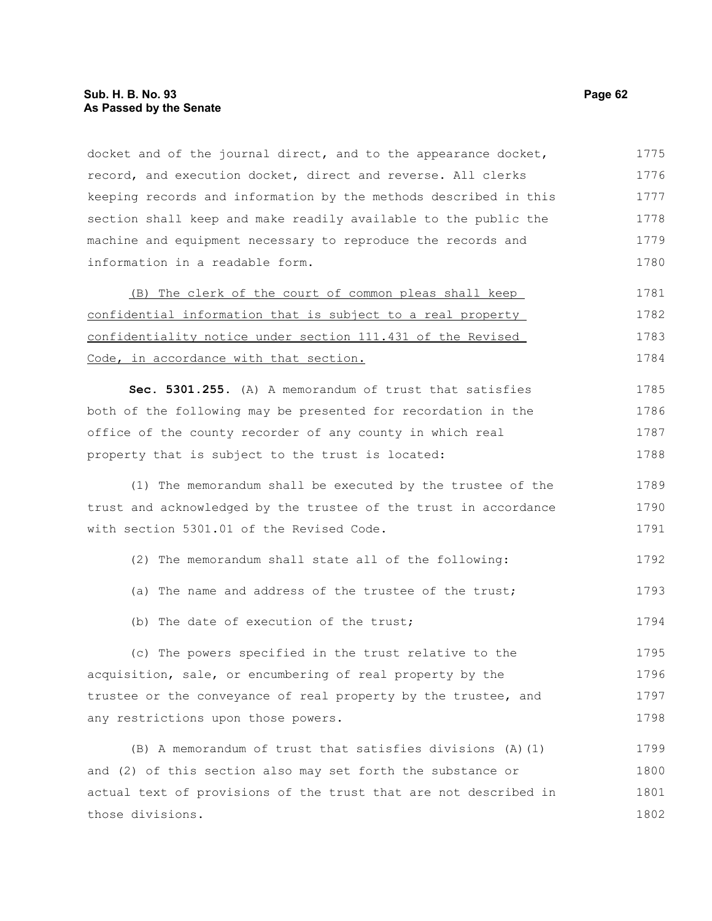docket and of the journal direct, and to the appearance docket, record, and execution docket, direct and reverse. All clerks keeping records and information by the methods described in this section shall keep and make readily available to the public the machine and equipment necessary to reproduce the records and information in a readable form.

<u>(B) The clerk of the court of common pleas shall keep confidential information that is subject to a real property confidentiality notice under section 111.431 of the Revised Code, in accordance with that section.</u>

**Sec. 5301.255.** (A) A memorandum of trust that satisfies both of the following may be presented for recordation in the office of the county recorder of any county in which real property that is subject to the trust is located:

(1) The memorandum shall be executed by the trustee of the trust and acknowledged by the trustee of the trust in accordance with section 5301.01 of the Revised Code.

(2) The memorandum shall state all of the following:

(a) The name and address of the trustee of the trust;

(b) The date of execution of the trust;

(c) The powers specified in the trust relative to the acquisition, sale, or encumbering of real property by the trustee or the conveyance of real property by the trustee, and any restrictions upon those powers.

(B) A memorandum of trust that satisfies divisions (A)(1) and (2) of this section also may set forth the substance or actual text of provisions of the trust that are not described in those divisions.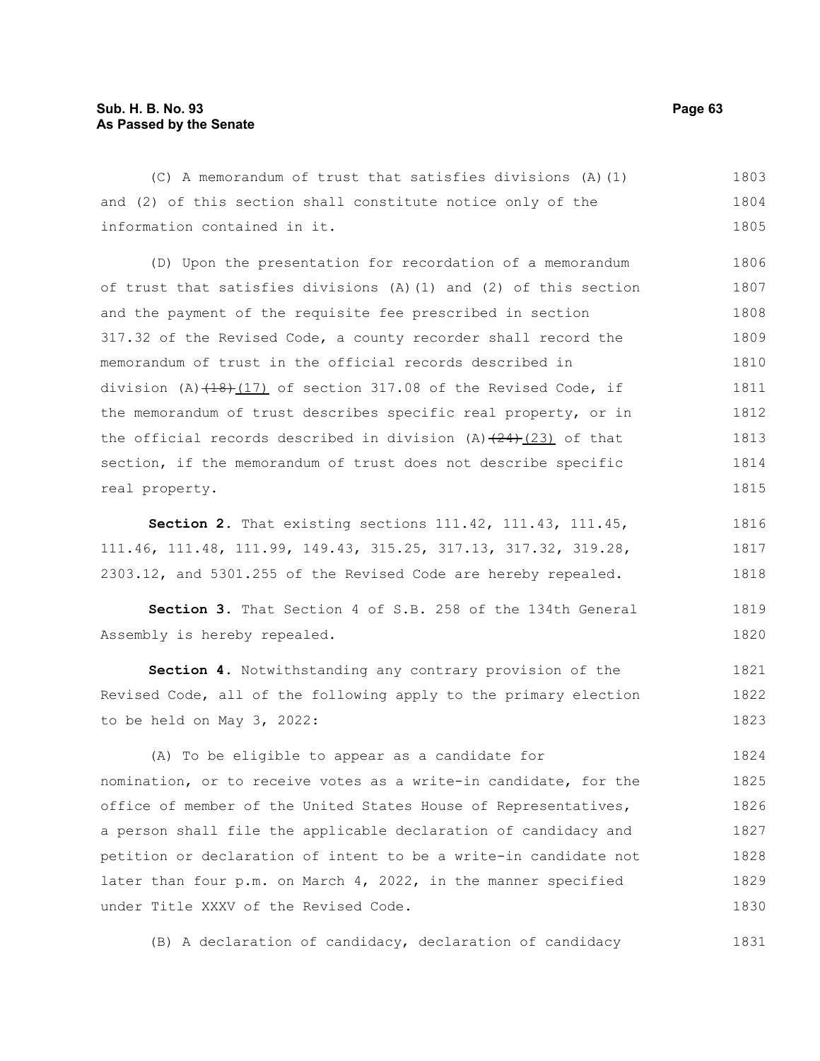(C) A memorandum of trust that satisfies divisions (A)(1) and (2) of this section shall constitute notice only of the information contained in it.

(D) Upon the presentation for recordation of a memorandum of trust that satisfies divisions (A)(1) and (2) of this section and the payment of the requisite fee prescribed in section 317.32 of the Revised Code, a county recorder shall record the memorandum of trust in the official records described in division (A)~~(18)~~(17) of section 317.08 of the Revised Code, if the memorandum of trust describes specific real property, or in the official records described in division (A)~~(24)~~(23) of that section, if the memorandum of trust does not describe specific real property.

**Section 2.** That existing sections 111.42, 111.43, 111.45, 111.46, 111.48, 111.99, 149.43, 315.25, 317.13, 317.32, 319.28, 2303.12, and 5301.255 of the Revised Code are hereby repealed.

**Section 3.** That Section 4 of S.B. 258 of the 134th General Assembly is hereby repealed.

**Section 4.** Notwithstanding any contrary provision of the Revised Code, all of the following apply to the primary election to be held on May 3, 2022:

(A) To be eligible to appear as a candidate for nomination, or to receive votes as a write-in candidate, for the office of member of the United States House of Representatives, a person shall file the applicable declaration of candidacy and petition or declaration of intent to be a write-in candidate not later than four p.m. on March 4, 2022, in the manner specified under Title XXXV of the Revised Code.

(B) A declaration of candidacy, declaration of candidacy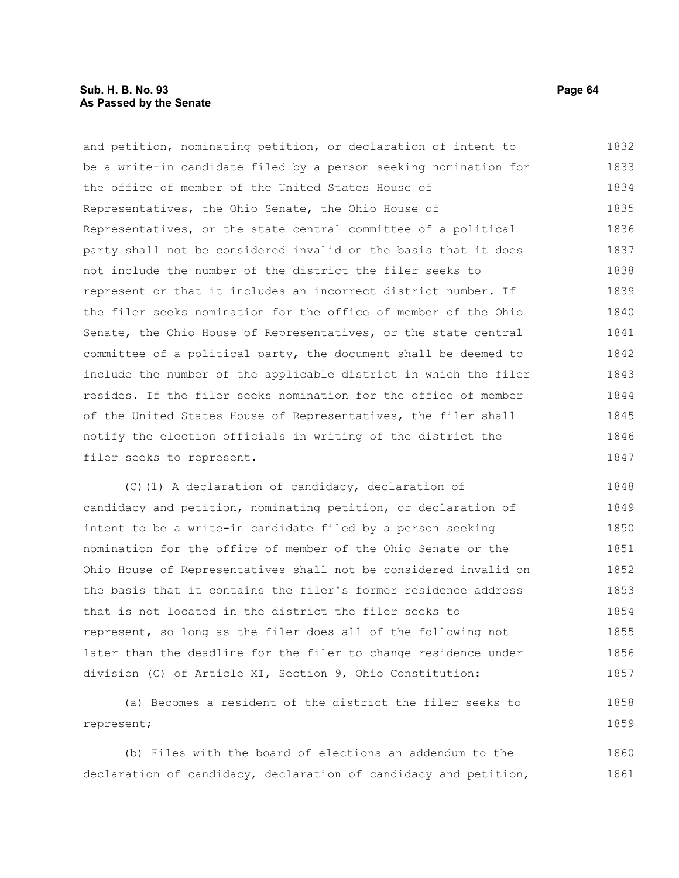and petition, nominating petition, or declaration of intent to be a write-in candidate filed by a person seeking nomination for the office of member of the United States House of Representatives, the Ohio Senate, the Ohio House of Representatives, or the state central committee of a political party shall not be considered invalid on the basis that it does not include the number of the district the filer seeks to represent or that it includes an incorrect district number. If the filer seeks nomination for the office of member of the Ohio Senate, the Ohio House of Representatives, or the state central committee of a political party, the document shall be deemed to include the number of the applicable district in which the filer resides. If the filer seeks nomination for the office of member of the United States House of Representatives, the filer shall notify the election officials in writing of the district the filer seeks to represent.

(C)(1) A declaration of candidacy, declaration of candidacy and petition, nominating petition, or declaration of intent to be a write-in candidate filed by a person seeking nomination for the office of member of the Ohio Senate or the Ohio House of Representatives shall not be considered invalid on the basis that it contains the filer's former residence address that is not located in the district the filer seeks to represent, so long as the filer does all of the following not later than the deadline for the filer to change residence under division (C) of Article XI, Section 9, Ohio Constitution:

(a) Becomes a resident of the district the filer seeks to represent;

(b) Files with the board of elections an addendum to the declaration of candidacy, declaration of candidacy and petition,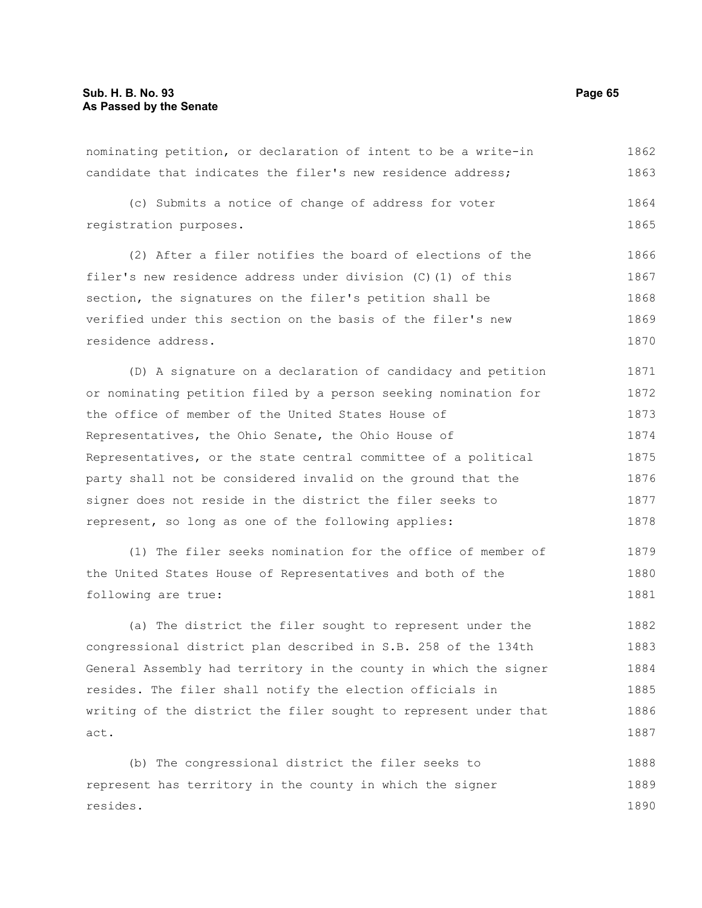nominating petition, or declaration of intent to be a write-in candidate that indicates the filer's new residence address;

(c) Submits a notice of change of address for voter registration purposes.

(2) After a filer notifies the board of elections of the filer's new residence address under division (C)(1) of this section, the signatures on the filer's petition shall be verified under this section on the basis of the filer's new residence address.

(D) A signature on a declaration of candidacy and petition or nominating petition filed by a person seeking nomination for the office of member of the United States House of Representatives, the Ohio Senate, the Ohio House of Representatives, or the state central committee of a political party shall not be considered invalid on the ground that the signer does not reside in the district the filer seeks to represent, so long as one of the following applies:

(1) The filer seeks nomination for the office of member of the United States House of Representatives and both of the following are true:

(a) The district the filer sought to represent under the congressional district plan described in S.B. 258 of the 134th General Assembly had territory in the county in which the signer resides. The filer shall notify the election officials in writing of the district the filer sought to represent under that act.

(b) The congressional district the filer seeks to represent has territory in the county in which the signer resides.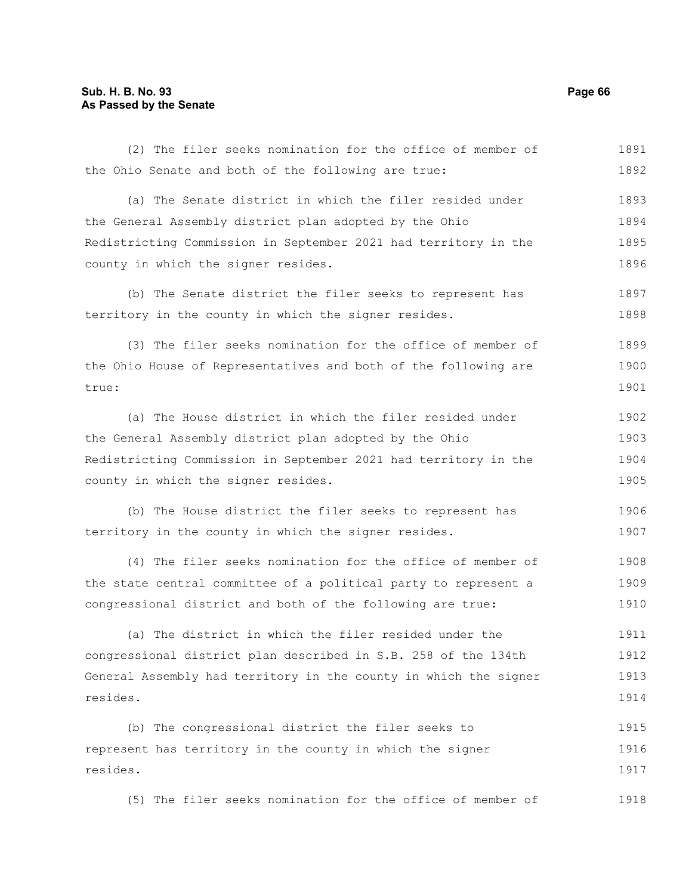(2) The filer seeks nomination for the office of member of the Ohio Senate and both of the following are true:

(a) The Senate district in which the filer resided under the General Assembly district plan adopted by the Ohio Redistricting Commission in September 2021 had territory in the county in which the signer resides.

(b) The Senate district the filer seeks to represent has territory in the county in which the signer resides.

(3) The filer seeks nomination for the office of member of the Ohio House of Representatives and both of the following are true:

(a) The House district in which the filer resided under the General Assembly district plan adopted by the Ohio Redistricting Commission in September 2021 had territory in the county in which the signer resides.

(b) The House district the filer seeks to represent has territory in the county in which the signer resides.

(4) The filer seeks nomination for the office of member of the state central committee of a political party to represent a congressional district and both of the following are true:

(a) The district in which the filer resided under the congressional district plan described in S.B. 258 of the 134th General Assembly had territory in the county in which the signer resides.

(b) The congressional district the filer seeks to represent has territory in the county in which the signer resides.

(5) The filer seeks nomination for the office of member of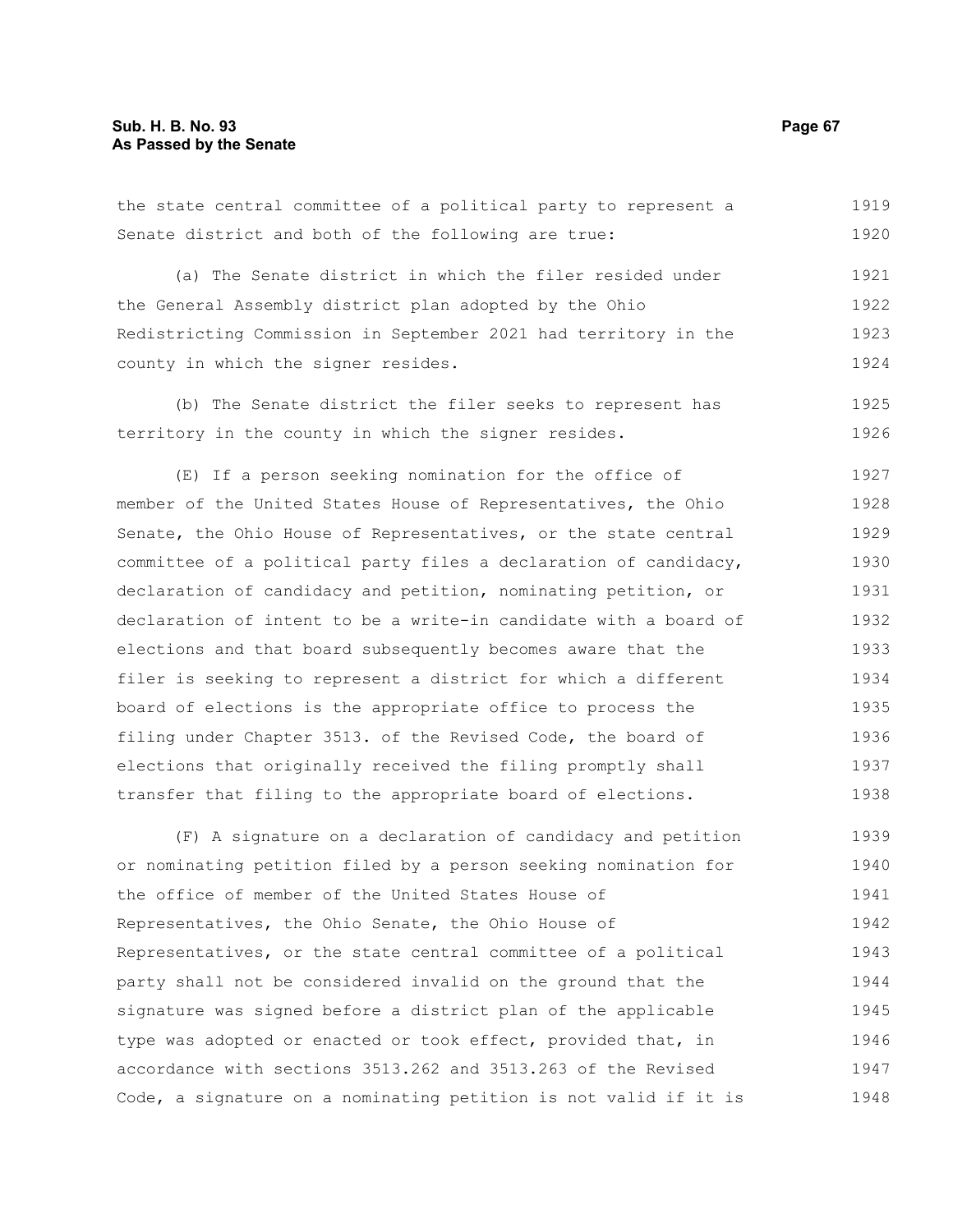the state central committee of a political party to represent a Senate district and both of the following are true:

(a) The Senate district in which the filer resided under the General Assembly district plan adopted by the Ohio Redistricting Commission in September 2021 had territory in the county in which the signer resides.

(b) The Senate district the filer seeks to represent has territory in the county in which the signer resides.

(E) If a person seeking nomination for the office of member of the United States House of Representatives, the Ohio Senate, the Ohio House of Representatives, or the state central committee of a political party files a declaration of candidacy, declaration of candidacy and petition, nominating petition, or declaration of intent to be a write-in candidate with a board of elections and that board subsequently becomes aware that the filer is seeking to represent a district for which a different board of elections is the appropriate office to process the filing under Chapter 3513. of the Revised Code, the board of elections that originally received the filing promptly shall transfer that filing to the appropriate board of elections.

(F) A signature on a declaration of candidacy and petition or nominating petition filed by a person seeking nomination for the office of member of the United States House of Representatives, the Ohio Senate, the Ohio House of Representatives, or the state central committee of a political party shall not be considered invalid on the ground that the signature was signed before a district plan of the applicable type was adopted or enacted or took effect, provided that, in accordance with sections 3513.262 and 3513.263 of the Revised Code, a signature on a nominating petition is not valid if it is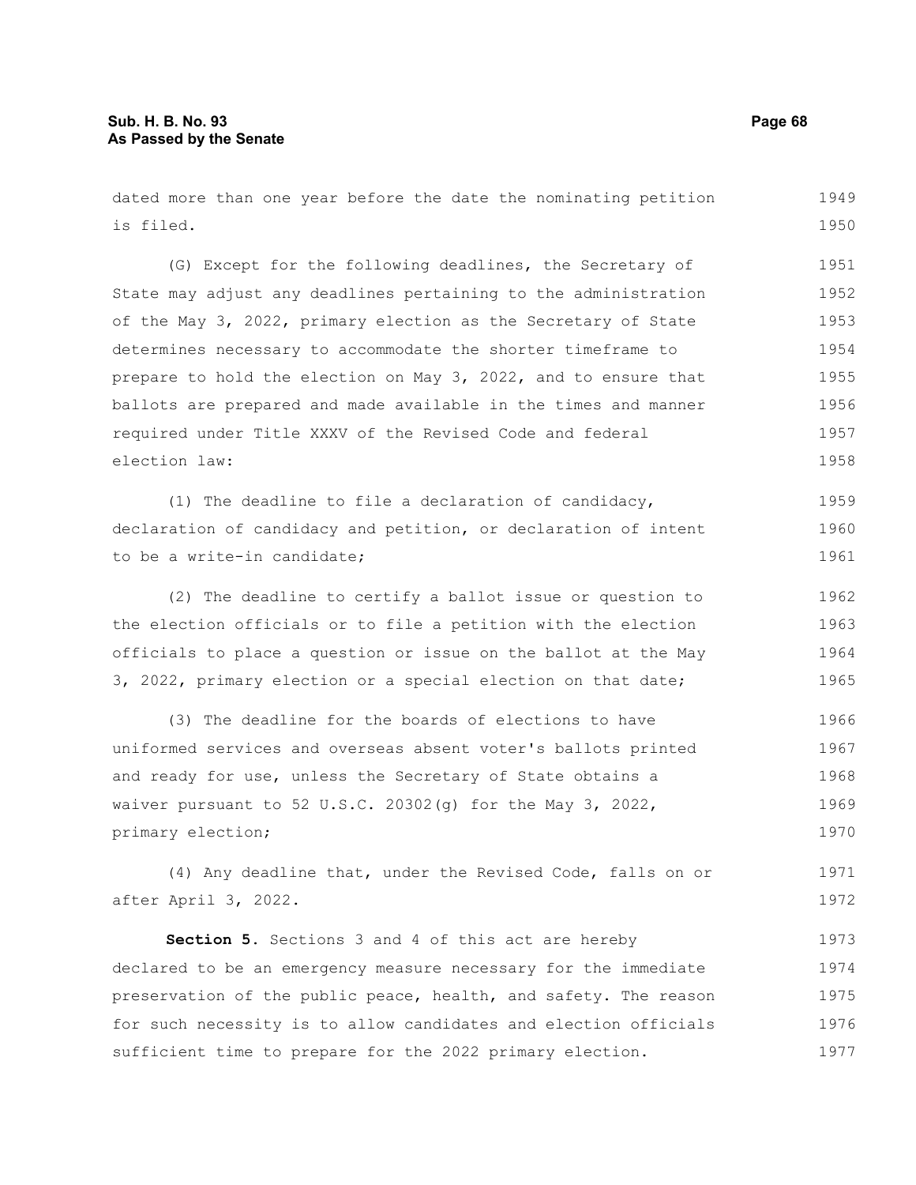dated more than one year before the date the nominating petition is filed.

(G) Except for the following deadlines, the Secretary of State may adjust any deadlines pertaining to the administration of the May 3, 2022, primary election as the Secretary of State determines necessary to accommodate the shorter timeframe to prepare to hold the election on May 3, 2022, and to ensure that ballots are prepared and made available in the times and manner required under Title XXXV of the Revised Code and federal election law:

(1) The deadline to file a declaration of candidacy, declaration of candidacy and petition, or declaration of intent to be a write-in candidate;

(2) The deadline to certify a ballot issue or question to the election officials or to file a petition with the election officials to place a question or issue on the ballot at the May 3, 2022, primary election or a special election on that date;

(3) The deadline for the boards of elections to have uniformed services and overseas absent voter's ballots printed and ready for use, unless the Secretary of State obtains a waiver pursuant to 52 U.S.C. 20302(g) for the May 3, 2022, primary election;

(4) Any deadline that, under the Revised Code, falls on or after April 3, 2022.

**Section 5.** Sections 3 and 4 of this act are hereby declared to be an emergency measure necessary for the immediate preservation of the public peace, health, and safety. The reason for such necessity is to allow candidates and election officials sufficient time to prepare for the 2022 primary election.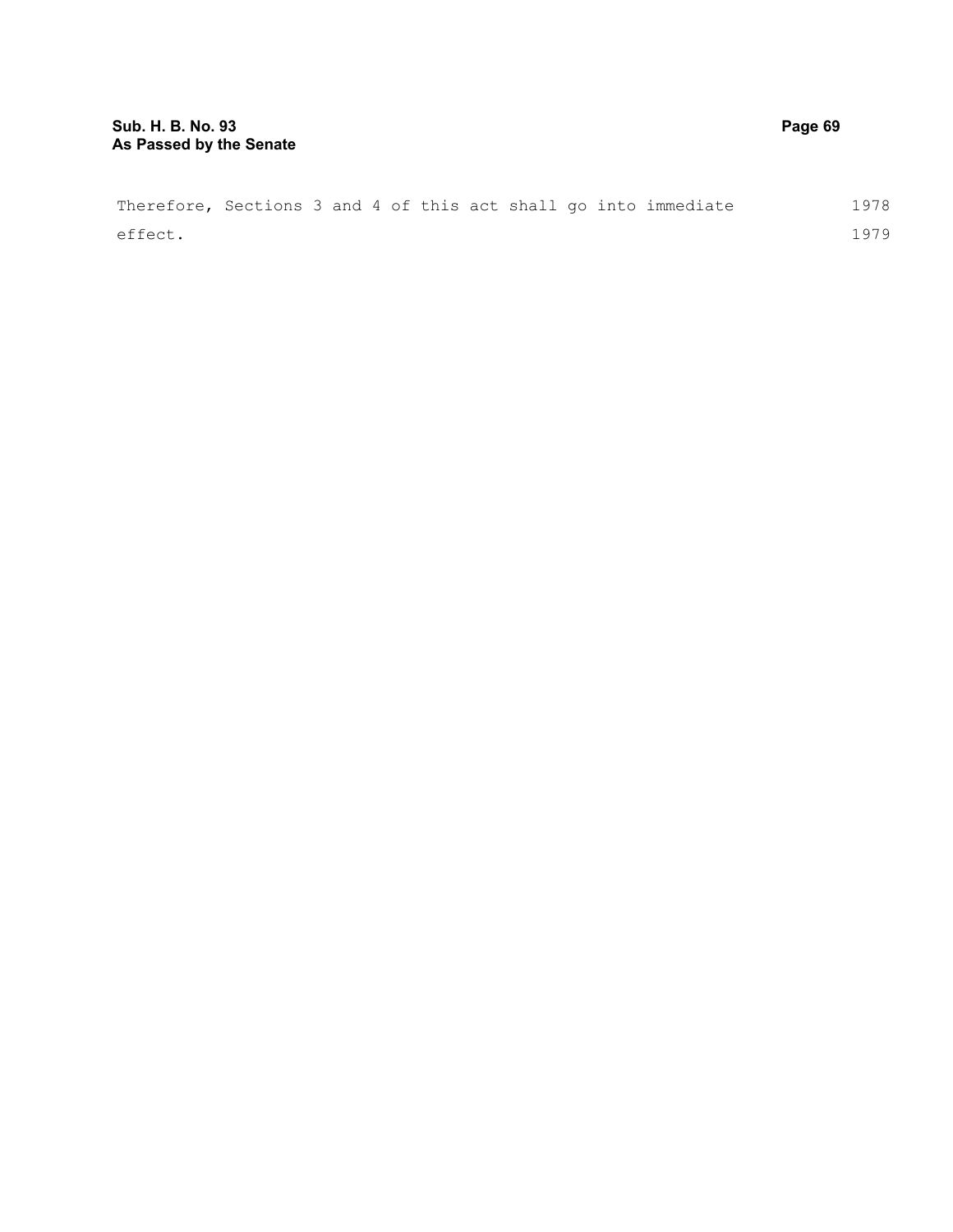Therefore, Sections 3 and 4 of this act shall go into immediate effect.